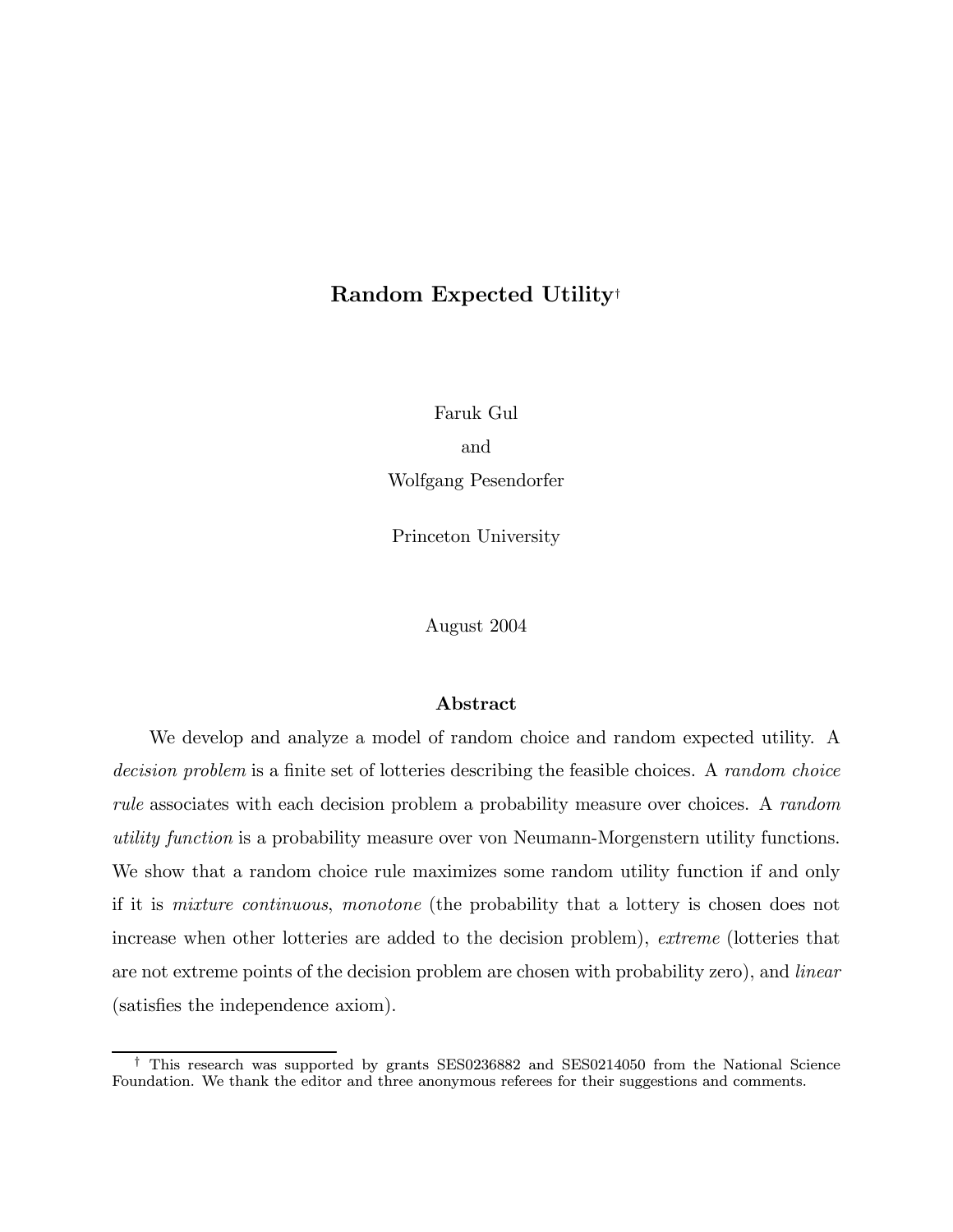# Random Expected Utility[†]

Faruk Gul

and

Wolfgang Pesendorfer

Princeton University

August 2004

## Abstract

We develop and analyze a model of random choice and random expected utility. A *decision problem* is a finite set of lotteries describing the feasible choices. A *random choice rule* associates with each decision problem a probability measure over choices. A *random utility function* is a probability measure over von Neumann-Morgenstern utility functions. We show that a random choice rule maximizes some random utility function if and only if it is *mixture continuous*, *monotone* (the probability that a lottery is chosen does not increase when other lotteries are added to the decision problem), *extreme* (lotteries that are not extreme points of the decision problem are chosen with probability zero), and *linear* (satisfies the independence axiom).

---

[†] This research was supported by grants SES0236882 and SES0214050 from the National Science Foundation. We thank the editor and three anonymous referees for their suggestions and comments.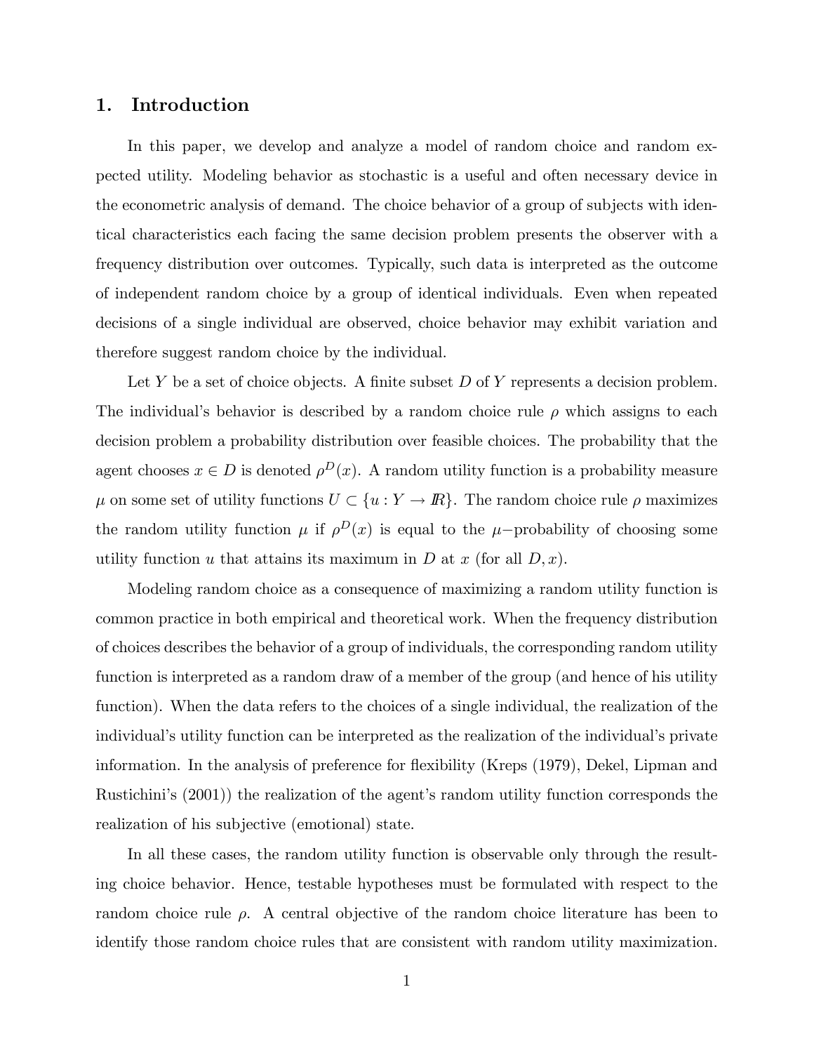## 1. Introduction

In this paper, we develop and analyze a model of random choice and random expected utility. Modeling behavior as stochastic is a useful and often necessary device in the econometric analysis of demand. The choice behavior of a group of subjects with identical characteristics each facing the same decision problem presents the observer with a frequency distribution over outcomes. Typically, such data is interpreted as the outcome of independent random choice by a group of identical individuals. Even when repeated decisions of a single individual are observed, choice behavior may exhibit variation and therefore suggest random choice by the individual.

Let $Y$ be a set of choice objects. A finite subset $D$ of $Y$ represents a decision problem. The individual's behavior is described by a random choice rule $\rho$ which assigns to each decision problem a probability distribution over feasible choices. The probability that the agent chooses $x \in D$ is denoted $\rho^D(x)$. A random utility function is a probability measure $\mu$ on some set of utility functions $U \subset \{u : Y \to \mathbb{R}\}$. The random choice rule $\rho$ maximizes the random utility function $\mu$ if $\rho^D(x)$ is equal to the $\mu-$probability of choosing some utility function $u$ that attains its maximum in $D$ at $x$ (for all $D, x$).

Modeling random choice as a consequence of maximizing a random utility function is common practice in both empirical and theoretical work. When the frequency distribution of choices describes the behavior of a group of individuals, the corresponding random utility function is interpreted as a random draw of a member of the group (and hence of his utility function). When the data refers to the choices of a single individual, the realization of the individual's utility function can be interpreted as the realization of the individual's private information. In the analysis of preference for flexibility (Kreps (1979), Dekel, Lipman and Rustichini's (2001)) the realization of the agent's random utility function corresponds the realization of his subjective (emotional) state.

In all these cases, the random utility function is observable only through the resulting choice behavior. Hence, testable hypotheses must be formulated with respect to the random choice rule $\rho$. A central objective of the random choice literature has been to identify those random choice rules that are consistent with random utility maximization.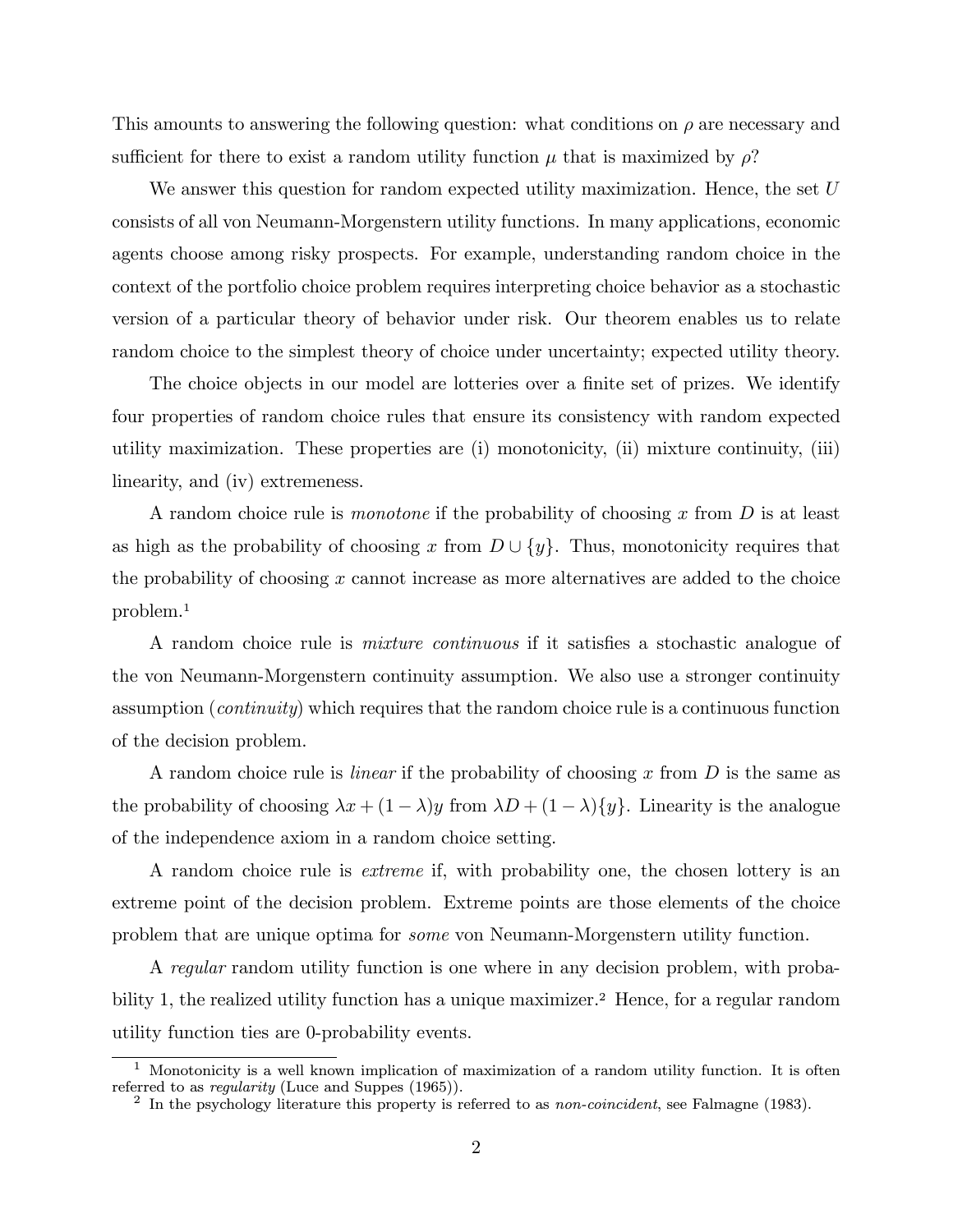This amounts to answering the following question: what conditions on $\rho$ are necessary and sufficient for there to exist a random utility function $\mu$ that is maximized by $\rho$?

We answer this question for random expected utility maximization. Hence, the set $U$ consists of all von Neumann-Morgenstern utility functions. In many applications, economic agents choose among risky prospects. For example, understanding random choice in the context of the portfolio choice problem requires interpreting choice behavior as a stochastic version of a particular theory of behavior under risk. Our theorem enables us to relate random choice to the simplest theory of choice under uncertainty; expected utility theory.

The choice objects in our model are lotteries over a finite set of prizes. We identify four properties of random choice rules that ensure its consistency with random expected utility maximization. These properties are (i) monotonicity, (ii) mixture continuity, (iii) linearity, and (iv) extremeness.

A random choice rule is *monotone* if the probability of choosing $x$ from $D$ is at least as high as the probability of choosing $x$ from $D \cup \{y\}$. Thus, monotonicity requires that the probability of choosing $x$ cannot increase as more alternatives are added to the choice problem.[1]

A random choice rule is *mixture continuous* if it satisfies a stochastic analogue of the von Neumann-Morgenstern continuity assumption. We also use a stronger continuity assumption (*continuity*) which requires that the random choice rule is a continuous function of the decision problem.

A random choice rule is *linear* if the probability of choosing $x$ from $D$ is the same as the probability of choosing $\lambda x + (1 - \lambda)y$ from $\lambda D + (1 - \lambda)\{y\}$. Linearity is the analogue of the independence axiom in a random choice setting.

A random choice rule is *extreme* if, with probability one, the chosen lottery is an extreme point of the decision problem. Extreme points are those elements of the choice problem that are unique optima for *some* von Neumann-Morgenstern utility function.

A *regular* random utility function is one where in any decision problem, with probability 1, the realized utility function has a unique maximizer.[2] Hence, for a regular random utility function ties are 0-probability events.

---

[1] Monotonicity is a well known implication of maximization of a random utility function. It is often referred to as *regularity* (Luce and Suppes (1965)).

[2] In the psychology literature this property is referred to as *non-coincident*, see Falmagne (1983).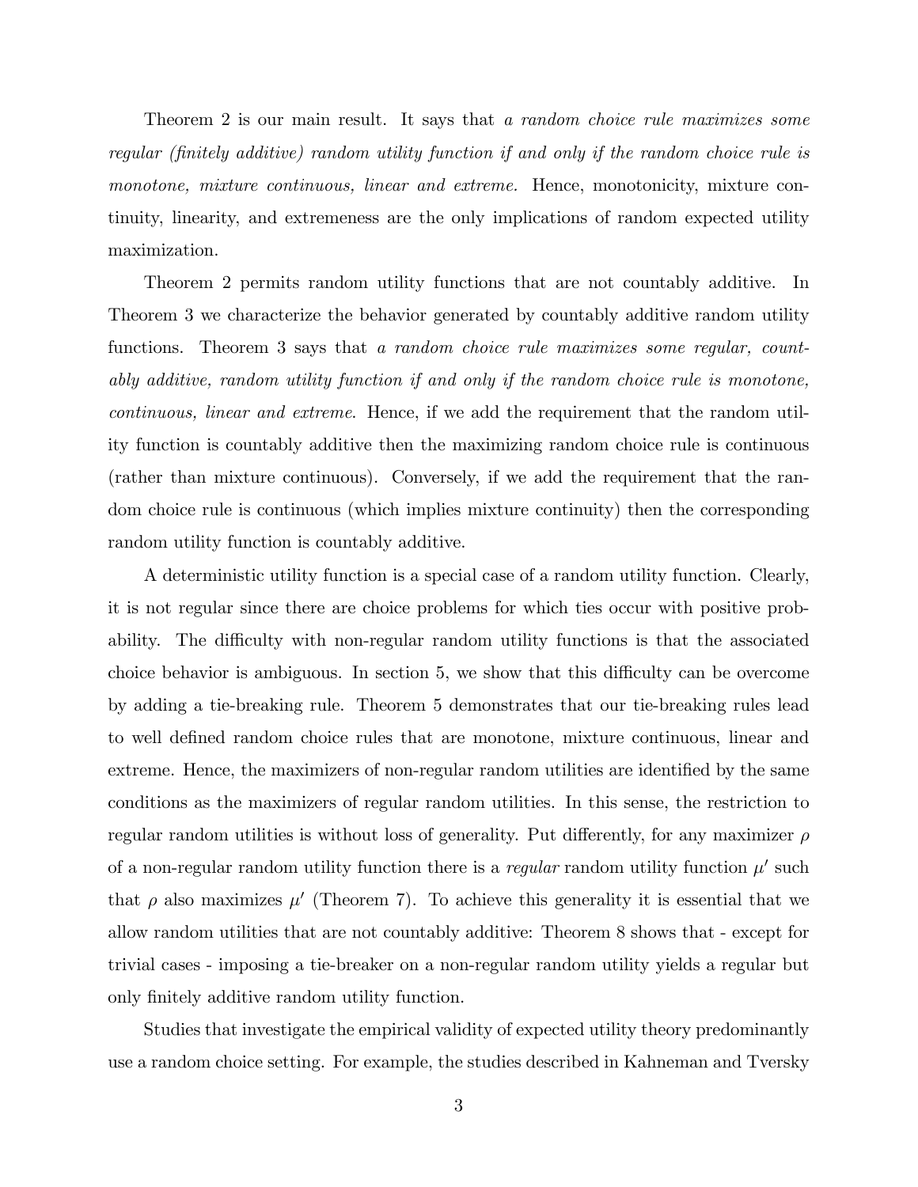Theorem 2 is our main result. It says that *a random choice rule maximizes some regular (finitely additive) random utility function if and only if the random choice rule is monotone, mixture continuous, linear and extreme.* Hence, monotonicity, mixture continuity, linearity, and extremeness are the only implications of random expected utility maximization.

Theorem 2 permits random utility functions that are not countably additive. In Theorem 3 we characterize the behavior generated by countably additive random utility functions. Theorem 3 says that *a random choice rule maximizes some regular, countably additive, random utility function if and only if the random choice rule is monotone, continuous, linear and extreme*. Hence, if we add the requirement that the random utility function is countably additive then the maximizing random choice rule is continuous (rather than mixture continuous). Conversely, if we add the requirement that the random choice rule is continuous (which implies mixture continuity) then the corresponding random utility function is countably additive.

A deterministic utility function is a special case of a random utility function. Clearly, it is not regular since there are choice problems for which ties occur with positive probability. The difficulty with non-regular random utility functions is that the associated choice behavior is ambiguous. In section 5, we show that this difficulty can be overcome by adding a tie-breaking rule. Theorem 5 demonstrates that our tie-breaking rules lead to well defined random choice rules that are monotone, mixture continuous, linear and extreme. Hence, the maximizers of non-regular random utilities are identified by the same conditions as the maximizers of regular random utilities. In this sense, the restriction to regular random utilities is without loss of generality. Put differently, for any maximizer $\rho$ of a non-regular random utility function there is a *regular* random utility function $\mu'$ such that $\rho$ also maximizes $\mu'$ (Theorem 7). To achieve this generality it is essential that we allow random utilities that are not countably additive: Theorem 8 shows that - except for trivial cases - imposing a tie-breaker on a non-regular random utility yields a regular but only finitely additive random utility function.

Studies that investigate the empirical validity of expected utility theory predominantly use a random choice setting. For example, the studies described in Kahneman and Tversky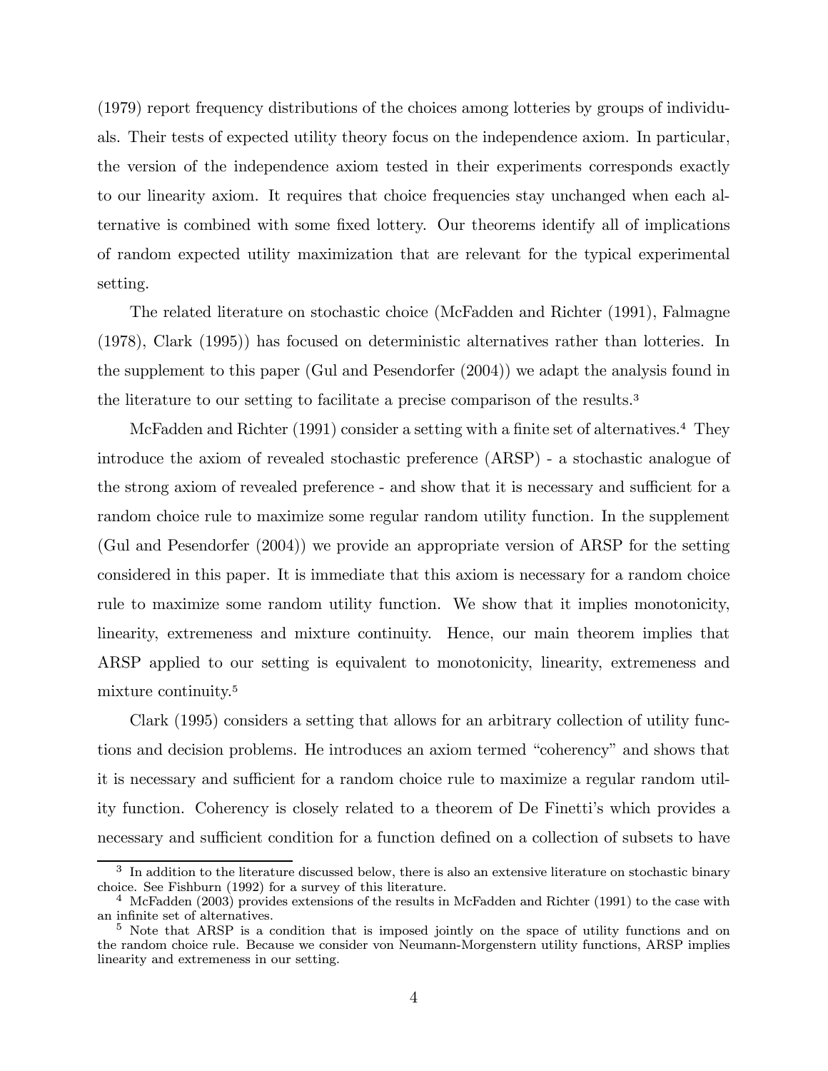(1979) report frequency distributions of the choices among lotteries by groups of individuals. Their tests of expected utility theory focus on the independence axiom. In particular, the version of the independence axiom tested in their experiments corresponds exactly to our linearity axiom. It requires that choice frequencies stay unchanged when each alternative is combined with some fixed lottery. Our theorems identify all of implications of random expected utility maximization that are relevant for the typical experimental setting.

The related literature on stochastic choice (McFadden and Richter (1991), Falmagne (1978), Clark (1995)) has focused on deterministic alternatives rather than lotteries. In the supplement to this paper (Gul and Pesendorfer (2004)) we adapt the analysis found in the literature to our setting to facilitate a precise comparison of the results.[3]

McFadden and Richter (1991) consider a setting with a finite set of alternatives.[4] They introduce the axiom of revealed stochastic preference (ARSP) - a stochastic analogue of the strong axiom of revealed preference - and show that it is necessary and sufficient for a random choice rule to maximize some regular random utility function. In the supplement (Gul and Pesendorfer (2004)) we provide an appropriate version of ARSP for the setting considered in this paper. It is immediate that this axiom is necessary for a random choice rule to maximize some random utility function. We show that it implies monotonicity, linearity, extremeness and mixture continuity. Hence, our main theorem implies that ARSP applied to our setting is equivalent to monotonicity, linearity, extremeness and mixture continuity.[5]

Clark (1995) considers a setting that allows for an arbitrary collection of utility functions and decision problems. He introduces an axiom termed "coherency" and shows that it is necessary and sufficient for a random choice rule to maximize a regular random utility function. Coherency is closely related to a theorem of De Finetti's which provides a necessary and sufficient condition for a function defined on a collection of subsets to have

[3] In addition to the literature discussed below, there is also an extensive literature on stochastic binary choice. See Fishburn (1992) for a survey of this literature.

[4] McFadden (2003) provides extensions of the results in McFadden and Richter (1991) to the case with an infinite set of alternatives.

[5] Note that ARSP is a condition that is imposed jointly on the space of utility functions and on the random choice rule. Because we consider von Neumann-Morgenstern utility functions, ARSP implies linearity and extremeness in our setting.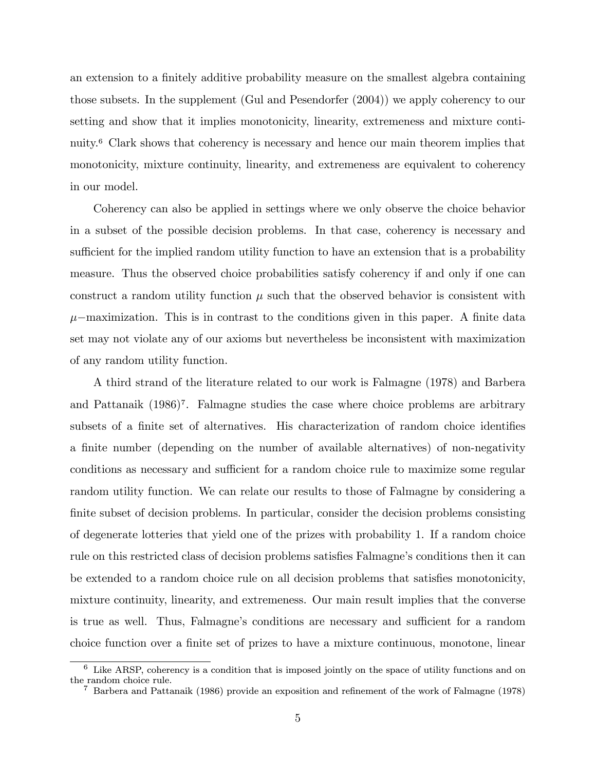an extension to a finitely additive probability measure on the smallest algebra containing those subsets. In the supplement (Gul and Pesendorfer (2004)) we apply coherency to our setting and show that it implies monotonicity, linearity, extremeness and mixture continuity.[6] Clark shows that coherency is necessary and hence our main theorem implies that monotonicity, mixture continuity, linearity, and extremeness are equivalent to coherency in our model.

Coherency can also be applied in settings where we only observe the choice behavior in a subset of the possible decision problems. In that case, coherency is necessary and sufficient for the implied random utility function to have an extension that is a probability measure. Thus the observed choice probabilities satisfy coherency if and only if one can construct a random utility function $\mu$ such that the observed behavior is consistent with $\mu-$maximization. This is in contrast to the conditions given in this paper. A finite data set may not violate any of our axioms but nevertheless be inconsistent with maximization of any random utility function.

A third strand of the literature related to our work is Falmagne (1978) and Barbera and Pattanaik (1986)[7]. Falmagne studies the case where choice problems are arbitrary subsets of a finite set of alternatives. His characterization of random choice identifies a finite number (depending on the number of available alternatives) of non-negativity conditions as necessary and sufficient for a random choice rule to maximize some regular random utility function. We can relate our results to those of Falmagne by considering a finite subset of decision problems. In particular, consider the decision problems consisting of degenerate lotteries that yield one of the prizes with probability 1. If a random choice rule on this restricted class of decision problems satisfies Falmagne's conditions then it can be extended to a random choice rule on all decision problems that satisfies monotonicity, mixture continuity, linearity, and extremeness. Our main result implies that the converse is true as well. Thus, Falmagne's conditions are necessary and sufficient for a random choice function over a finite set of prizes to have a mixture continuous, monotone, linear

[6] Like ARSP, coherency is a condition that is imposed jointly on the space of utility functions and on the random choice rule.

[7] Barbera and Pattanaik (1986) provide an exposition and refinement of the work of Falmagne (1978)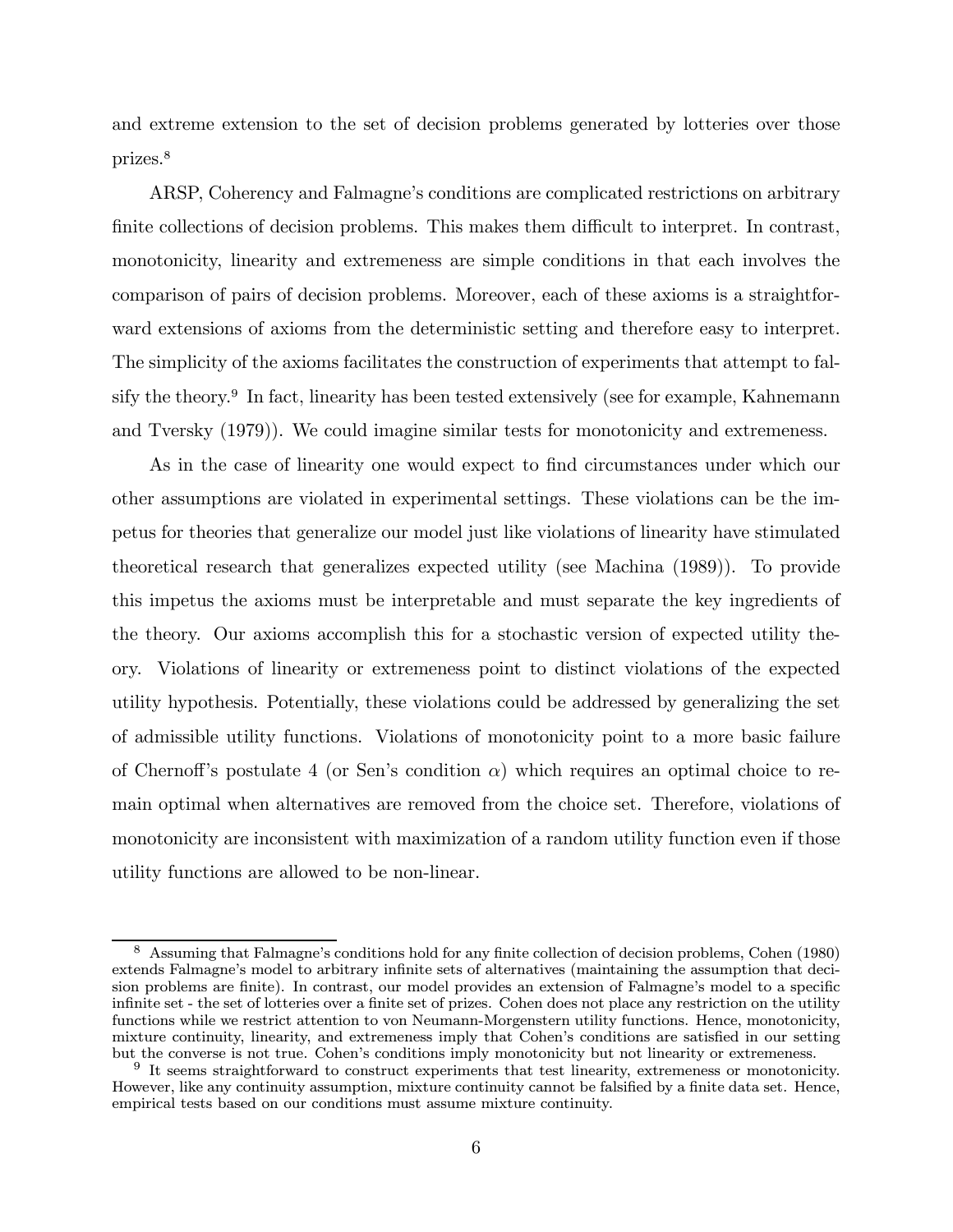and extreme extension to the set of decision problems generated by lotteries over those prizes.[8]

ARSP, Coherency and Falmagne's conditions are complicated restrictions on arbitrary finite collections of decision problems. This makes them difficult to interpret. In contrast, monotonicity, linearity and extremeness are simple conditions in that each involves the comparison of pairs of decision problems. Moreover, each of these axioms is a straightforward extensions of axioms from the deterministic setting and therefore easy to interpret. The simplicity of the axioms facilitates the construction of experiments that attempt to falsify the theory.[9] In fact, linearity has been tested extensively (see for example, Kahnemann and Tversky (1979)). We could imagine similar tests for monotonicity and extremeness.

As in the case of linearity one would expect to find circumstances under which our other assumptions are violated in experimental settings. These violations can be the impetus for theories that generalize our model just like violations of linearity have stimulated theoretical research that generalizes expected utility (see Machina (1989)). To provide this impetus the axioms must be interpretable and must separate the key ingredients of the theory. Our axioms accomplish this for a stochastic version of expected utility theory. Violations of linearity or extremeness point to distinct violations of the expected utility hypothesis. Potentially, these violations could be addressed by generalizing the set of admissible utility functions. Violations of monotonicity point to a more basic failure of Chernoff's postulate 4 (or Sen's condition $\alpha$) which requires an optimal choice to remain optimal when alternatives are removed from the choice set. Therefore, violations of monotonicity are inconsistent with maximization of a random utility function even if those utility functions are allowed to be non-linear.

---

[8] Assuming that Falmagne's conditions hold for any finite collection of decision problems, Cohen (1980) extends Falmagne's model to arbitrary infinite sets of alternatives (maintaining the assumption that decision problems are finite). In contrast, our model provides an extension of Falmagne's model to a specific infinite set - the set of lotteries over a finite set of prizes. Cohen does not place any restriction on the utility functions while we restrict attention to von Neumann-Morgenstern utility functions. Hence, monotonicity, mixture continuity, linearity, and extremeness imply that Cohen's conditions are satisfied in our setting but the converse is not true. Cohen's conditions imply monotonicity but not linearity or extremeness.

[9] It seems straightforward to construct experiments that test linearity, extremeness or monotonicity. However, like any continuity assumption, mixture continuity cannot be falsified by a finite data set. Hence, empirical tests based on our conditions must assume mixture continuity.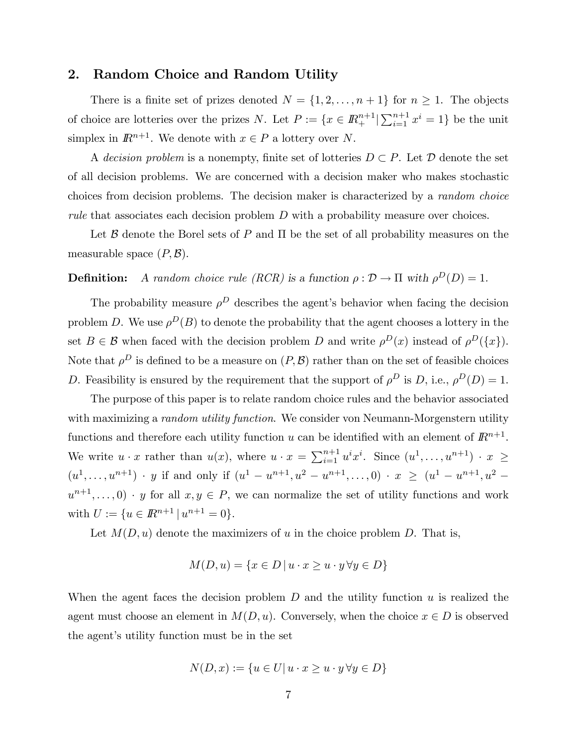## 2. Random Choice and Random Utility

There is a finite set of prizes denoted $N = \{1, 2, \ldots, n+1\}$ for $n \geq 1$. The objects of choice are lotteries over the prizes $N$. Let $P := \{x \in \mathbb{R}_+^{n+1} | \sum_{i=1}^{n+1} x^i = 1\}$ be the unit simplex in $\mathbb{R}^{n+1}$. We denote with $x \in P$ a lottery over $N$.

A *decision problem* is a nonempty, finite set of lotteries $D \subset P$. Let $\mathcal{D}$ denote the set of all decision problems. We are concerned with a decision maker who makes stochastic choices from decision problems. The decision maker is characterized by a *random choice rule* that associates each decision problem $D$ with a probability measure over choices.

Let $\mathcal{B}$ denote the Borel sets of $P$ and $\Pi$ be the set of all probability measures on the measurable space $(P, \mathcal{B})$.

**Definition:** *A random choice rule (RCR) is a function $\rho : \mathcal{D} \to \Pi$ with $\rho^D(D) = 1$.*

The probability measure $\rho^D$ describes the agent's behavior when facing the decision problem $D$. We use $\rho^D(B)$ to denote the probability that the agent chooses a lottery in the set $B \in \mathcal{B}$ when faced with the decision problem $D$ and write $\rho^D(x)$ instead of $\rho^D(\{x\})$. Note that $\rho^D$ is defined to be a measure on $(P, \mathcal{B})$ rather than on the set of feasible choices $D$. Feasibility is ensured by the requirement that the support of $\rho^D$ is $D$, i.e., $\rho^D(D) = 1$.

The purpose of this paper is to relate random choice rules and the behavior associated with maximizing a *random utility function*. We consider von Neumann-Morgenstern utility functions and therefore each utility function $u$ can be identified with an element of $\mathbb{R}^{n+1}$. We write $u \cdot x$ rather than $u(x)$, where $u \cdot x = \sum_{i=1}^{n+1} u^i x^i$. Since $(u^1, \ldots, u^{n+1}) \cdot x \geq (u^1, \ldots, u^{n+1}) \cdot y$ if and only if $(u^1 - u^{n+1}, u^2 - u^{n+1}, \ldots, 0) \cdot x \geq (u^1 - u^{n+1}, u^2 - u^{n+1}, \ldots, 0) \cdot y$ for all $x, y \in P$, we can normalize the set of utility functions and work with $U := \{u \in \mathbb{R}^{n+1} \,|\, u^{n+1} = 0\}$.

Let $M(D, u)$ denote the maximizers of $u$ in the choice problem $D$. That is,

$$M(D, u) = \{x \in D \,|\, u \cdot x \geq u \cdot y \,\forall y \in D\}$$

When the agent faces the decision problem $D$ and the utility function $u$ is realized the agent must choose an element in $M(D, u)$. Conversely, when the choice $x \in D$ is observed the agent's utility function must be in the set

$$N(D, x) := \{u \in U | \, u \cdot x \geq u \cdot y \,\forall y \in D\}$$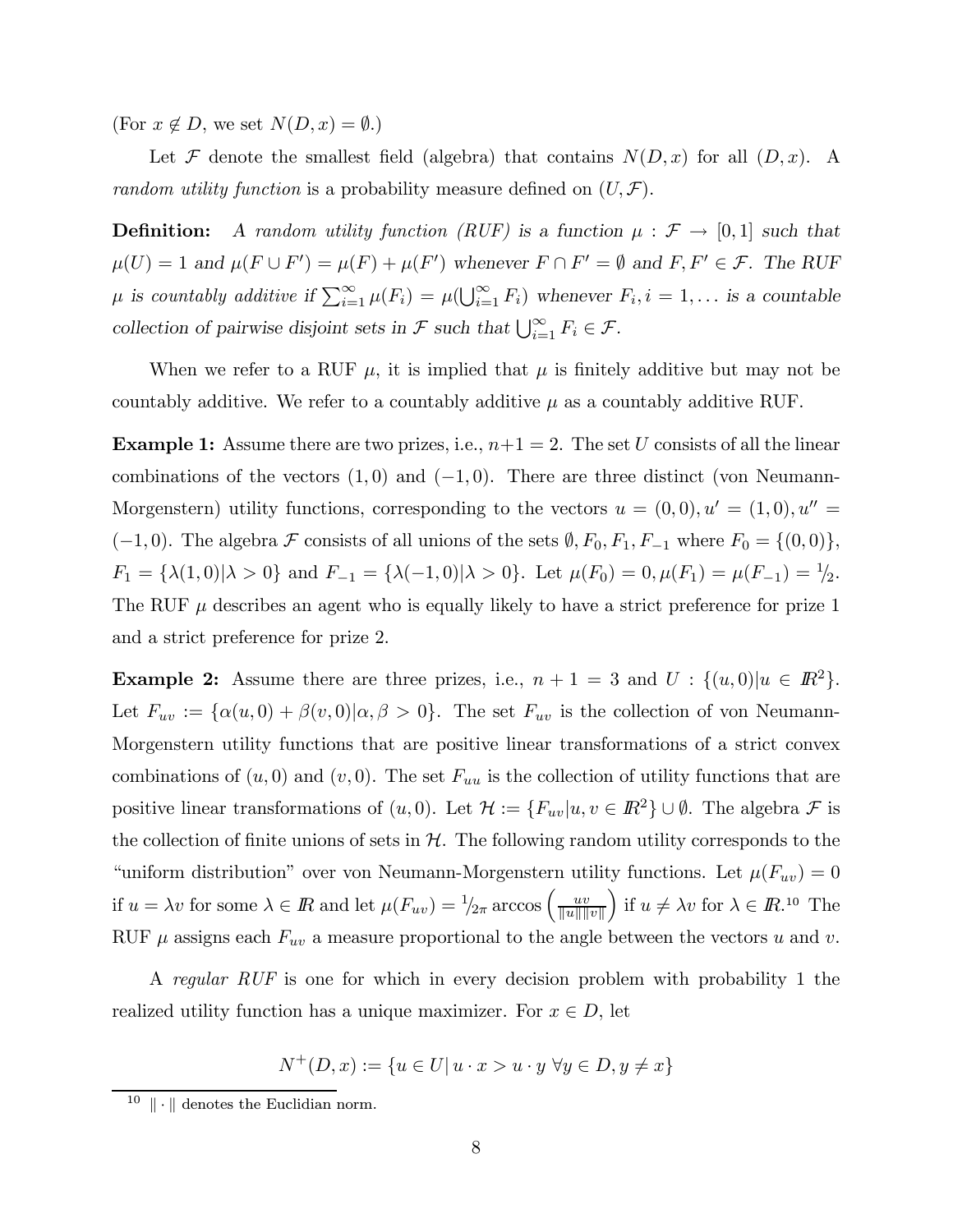(For $x \notin D$, we set $N(D,x) = \emptyset$.)

Let $\mathcal{F}$ denote the smallest field (algebra) that contains $N(D,x)$ for all $(D,x)$. A *random utility function* is a probability measure defined on $(U, \mathcal{F})$.

**Definition:** *A random utility function (RUF) is a function $\mu : \mathcal{F} \to [0,1]$ such that $\mu(U) = 1$ and $\mu(F \cup F') = \mu(F) + \mu(F')$ whenever $F \cap F' = \emptyset$ and $F, F' \in \mathcal{F}$. The RUF $\mu$ is countably additive if $\sum_{i=1}^{\infty} \mu(F_i) = \mu(\bigcup_{i=1}^{\infty} F_i)$ whenever $F_i, i = 1, \ldots$ is a countable collection of pairwise disjoint sets in $\mathcal{F}$ such that $\bigcup_{i=1}^{\infty} F_i \in \mathcal{F}$.*

When we refer to a RUF $\mu$, it is implied that $\mu$ is finitely additive but may not be countably additive. We refer to a countably additive $\mu$ as a countably additive RUF.

**Example 1:** Assume there are two prizes, i.e., $n+1 = 2$. The set $U$ consists of all the linear combinations of the vectors $(1,0)$ and $(-1,0)$. There are three distinct (von Neumann-Morgenstern) utility functions, corresponding to the vectors $u = (0,0), u' = (1,0), u'' = (-1,0)$. The algebra $\mathcal{F}$ consists of all unions of the sets $\emptyset, F_0, F_1, F_{-1}$ where $F_0 = \{(0,0)\}$, $F_1 = \{\lambda(1,0) | \lambda > 0\}$ and $F_{-1} = \{\lambda(-1,0) | \lambda > 0\}$. Let $\mu(F_0) = 0, \mu(F_1) = \mu(F_{-1}) = 1/2$. The RUF $\mu$ describes an agent who is equally likely to have a strict preference for prize 1 and a strict preference for prize 2.

**Example 2:** Assume there are three prizes, i.e., $n+1 = 3$ and $U : \{(u,0) | u \in \mathbb{R}^2\}$. Let $F_{uv} := \{\alpha(u,0) + \beta(v,0) | \alpha, \beta > 0\}$. The set $F_{uv}$ is the collection of von Neumann-Morgenstern utility functions that are positive linear transformations of a strict convex combinations of $(u,0)$ and $(v,0)$. The set $F_{uu}$ is the collection of utility functions that are positive linear transformations of $(u,0)$. Let $\mathcal{H} := \{F_{uv} | u, v \in \mathbb{R}^2\} \cup \emptyset$. The algebra $\mathcal{F}$ is the collection of finite unions of sets in $\mathcal{H}$. The following random utility corresponds to the "uniform distribution" over von Neumann-Morgenstern utility functions. Let $\mu(F_{uv}) = 0$ if $u = \lambda v$ for some $\lambda \in \mathbb{R}$ and let $\mu(F_{uv}) = 1/2\pi \arccos\left(\frac{uv}{\|u\|\|v\|}\right)$ if $u \neq \lambda v$ for $\lambda \in \mathbb{R}$.[10] The RUF $\mu$ assigns each $F_{uv}$ a measure proportional to the angle between the vectors $u$ and $v$.

A *regular RUF* is one for which in every decision problem with probability 1 the realized utility function has a unique maximizer. For $x \in D$, let

$$N^+(D,x) := \{u \in U | \, u \cdot x > u \cdot y \;\forall y \in D, y \neq x\}$$

[10] $\|\cdot\|$ denotes the Euclidian norm.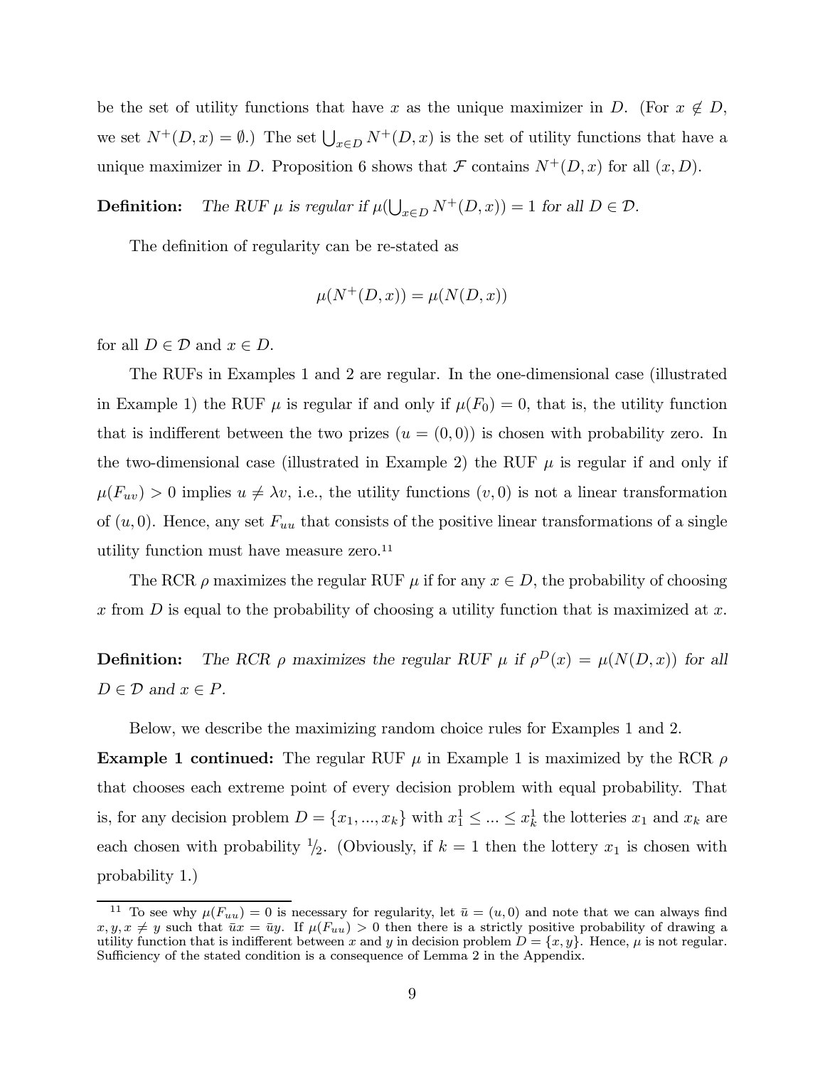be the set of utility functions that have $x$ as the unique maximizer in $D$. (For $x \notin D$, we set $N^+(D,x) = \emptyset$.) The set $\bigcup_{x \in D} N^+(D,x)$ is the set of utility functions that have a unique maximizer in $D$. Proposition 6 shows that $\mathcal{F}$ contains $N^+(D,x)$ for all $(x,D)$.

**Definition:** *The RUF $\mu$ is regular if $\mu(\bigcup_{x \in D} N^+(D,x)) = 1$ for all $D \in \mathcal{D}$.*

The definition of regularity can be re-stated as

$$\mu(N^+(D,x)) = \mu(N(D,x))$$

for all $D \in \mathcal{D}$ and $x \in D$.

The RUFs in Examples 1 and 2 are regular. In the one-dimensional case (illustrated in Example 1) the RUF $\mu$ is regular if and only if $\mu(F_0) = 0$, that is, the utility function that is indifferent between the two prizes ($u = (0,0)$) is chosen with probability zero. In the two-dimensional case (illustrated in Example 2) the RUF $\mu$ is regular if and only if $\mu(F_{uv}) > 0$ implies $u \neq \lambda v$, i.e., the utility functions $(v,0)$ is not a linear transformation of $(u,0)$. Hence, any set $F_{uu}$ that consists of the positive linear transformations of a single utility function must have measure zero.[11]

The RCR $\rho$ maximizes the regular RUF $\mu$ if for any $x \in D$, the probability of choosing $x$ from $D$ is equal to the probability of choosing a utility function that is maximized at $x$.

**Definition:** *The RCR $\rho$ maximizes the regular RUF $\mu$ if $\rho^D(x) = \mu(N(D,x))$ for all $D \in \mathcal{D}$ and $x \in P$.*

Below, we describe the maximizing random choice rules for Examples 1 and 2.

**Example 1 continued:** The regular RUF $\mu$ in Example 1 is maximized by the RCR $\rho$ that chooses each extreme point of every decision problem with equal probability. That is, for any decision problem $D = \{x_1, ..., x_k\}$ with $x_1^1 \leq ... \leq x_k^1$ the lotteries $x_1$ and $x_k$ are each chosen with probability $1/2$. (Obviously, if $k = 1$ then the lottery $x_1$ is chosen with probability 1.)

[11] To see why $\mu(F_{uu}) = 0$ is necessary for regularity, let $\bar{u} = (u,0)$ and note that we can always find $x, y, x \neq y$ such that $\bar{u}x = \bar{u}y$. If $\mu(F_{uu}) > 0$ then there is a strictly positive probability of drawing a utility function that is indifferent between $x$ and $y$ in decision problem $D = \{x,y\}$. Hence, $\mu$ is not regular. Sufficiency of the stated condition is a consequence of Lemma 2 in the Appendix.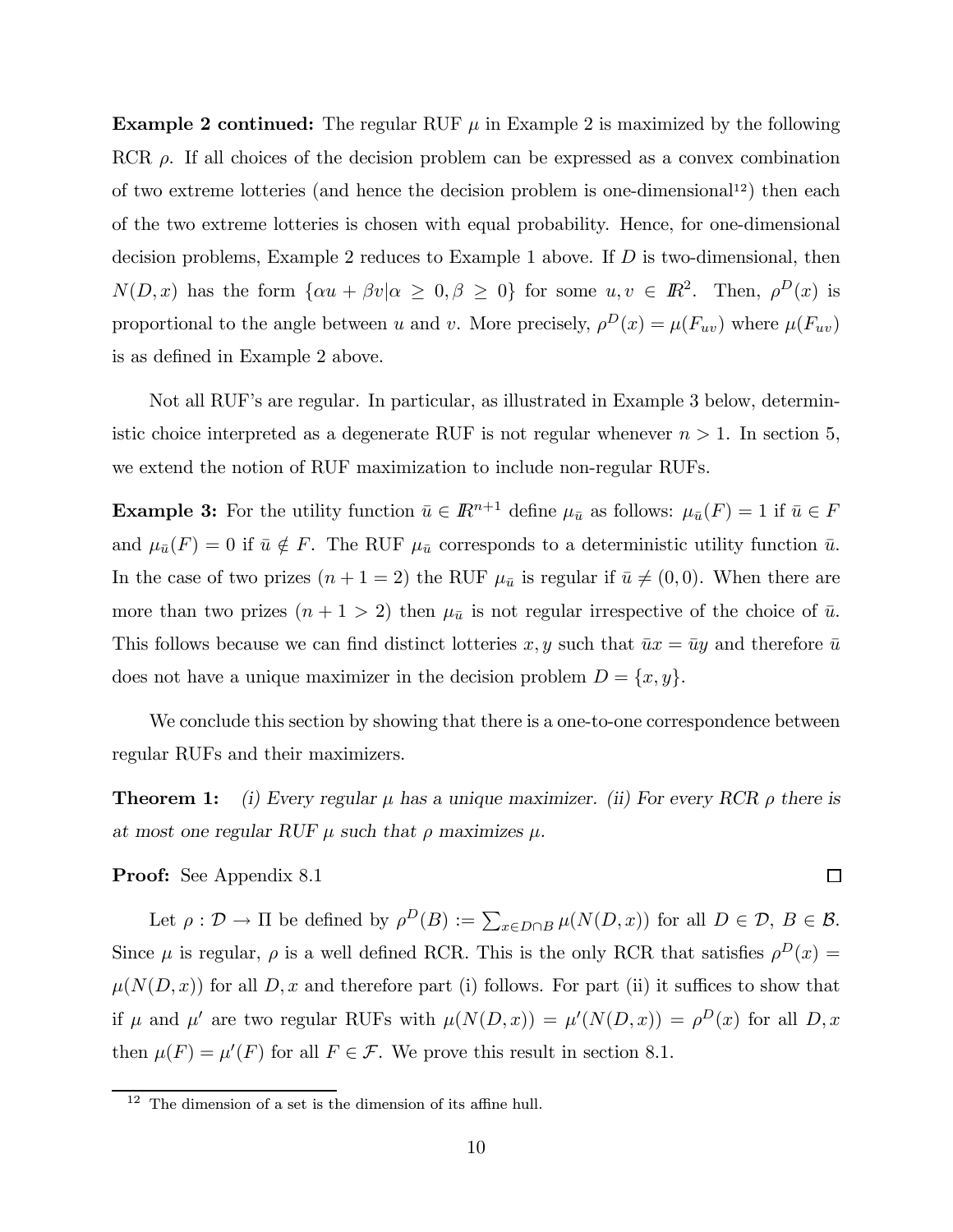**Example 2 continued:** The regular RUF $\mu$ in Example 2 is maximized by the following RCR $\rho$. If all choices of the decision problem can be expressed as a convex combination of two extreme lotteries (and hence the decision problem is one-dimensional[12]) then each of the two extreme lotteries is chosen with equal probability. Hence, for one-dimensional decision problems, Example 2 reduces to Example 1 above. If $D$ is two-dimensional, then $N(D,x)$ has the form $\{\alpha u + \beta v | \alpha \geq 0, \beta \geq 0\}$ for some $u, v \in I\!R^2$. Then, $\rho^D(x)$ is proportional to the angle between $u$ and $v$. More precisely, $\rho^D(x) = \mu(F_{uv})$ where $\mu(F_{uv})$ is as defined in Example 2 above.

Not all RUF's are regular. In particular, as illustrated in Example 3 below, deterministic choice interpreted as a degenerate RUF is not regular whenever $n > 1$. In section 5, we extend the notion of RUF maximization to include non-regular RUFs.

**Example 3:** For the utility function $\bar{u} \in I\!R^{n+1}$ define $\mu_{\bar{u}}$ as follows: $\mu_{\bar{u}}(F) = 1$ if $\bar{u} \in F$ and $\mu_{\bar{u}}(F) = 0$ if $\bar{u} \notin F$. The RUF $\mu_{\bar{u}}$ corresponds to a deterministic utility function $\bar{u}$. In the case of two prizes ($n + 1 = 2$) the RUF $\mu_{\bar{u}}$ is regular if $\bar{u} \neq (0, 0)$. When there are more than two prizes ($n + 1 > 2$) then $\mu_{\bar{u}}$ is not regular irrespective of the choice of $\bar{u}$. This follows because we can find distinct lotteries $x, y$ such that $\bar{u}x = \bar{u}y$ and therefore $\bar{u}$ does not have a unique maximizer in the decision problem $D = \{x, y\}$.

We conclude this section by showing that there is a one-to-one correspondence between regular RUFs and their maximizers.

**Theorem 1:** *(i) Every regular $\mu$ has a unique maximizer. (ii) For every RCR $\rho$ there is at most one regular RUF $\mu$ such that $\rho$ maximizes $\mu$.*

**Proof:** See Appendix 8.1 □

Let $\rho : \mathcal{D} \to \Pi$ be defined by $\rho^D(B) := \sum_{x \in D \cap B} \mu(N(D,x))$ for all $D \in \mathcal{D}$, $B \in \mathcal{B}$. Since $\mu$ is regular, $\rho$ is a well defined RCR. This is the only RCR that satisfies $\rho^D(x) = \mu(N(D,x))$ for all $D, x$ and therefore part (i) follows. For part (ii) it suffices to show that if $\mu$ and $\mu'$ are two regular RUFs with $\mu(N(D,x)) = \mu'(N(D,x)) = \rho^D(x)$ for all $D, x$ then $\mu(F) = \mu'(F)$ for all $F \in \mathcal{F}$. We prove this result in section 8.1.

[12] The dimension of a set is the dimension of its affine hull.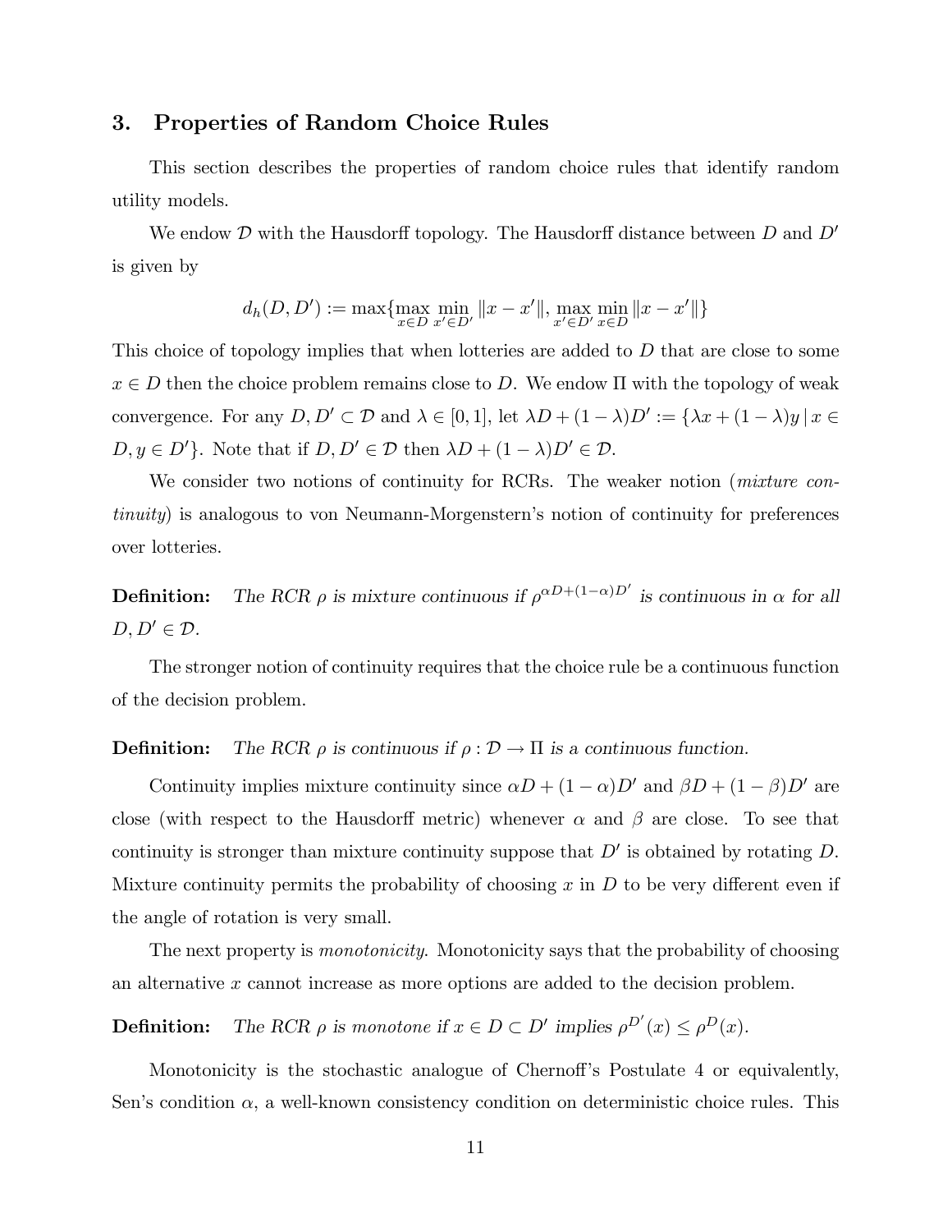## 3. Properties of Random Choice Rules

This section describes the properties of random choice rules that identify random utility models.

We endow $\mathcal{D}$ with the Hausdorff topology. The Hausdorff distance between $D$ and $D'$ is given by

$$d_h(D, D') := \max\{\max_{x \in D} \min_{x' \in D'} \|x - x'\|, \max_{x' \in D'} \min_{x \in D} \|x - x'\|\}$$

This choice of topology implies that when lotteries are added to $D$ that are close to some $x \in D$ then the choice problem remains close to $D$. We endow $\Pi$ with the topology of weak convergence. For any $D, D' \subset \mathcal{D}$ and $\lambda \in [0, 1]$, let $\lambda D + (1 - \lambda)D' := \{\lambda x + (1 - \lambda)y \,|\, x \in D, y \in D'\}$. Note that if $D, D' \in \mathcal{D}$ then $\lambda D + (1 - \lambda)D' \in \mathcal{D}$.

We consider two notions of continuity for RCRs. The weaker notion (*mixture continuity*) is analogous to von Neumann-Morgenstern's notion of continuity for preferences over lotteries.

**Definition:** *The RCR $\rho$ is mixture continuous if $\rho^{\alpha D + (1-\alpha)D'}$ is continuous in $\alpha$ for all $D, D' \in \mathcal{D}$.*

The stronger notion of continuity requires that the choice rule be a continuous function of the decision problem.

**Definition:** *The RCR $\rho$ is continuous if $\rho : \mathcal{D} \to \Pi$ is a continuous function.*

Continuity implies mixture continuity since $\alpha D + (1 - \alpha)D'$ and $\beta D + (1 - \beta)D'$ are close (with respect to the Hausdorff metric) whenever $\alpha$ and $\beta$ are close. To see that continuity is stronger than mixture continuity suppose that $D'$ is obtained by rotating $D$. Mixture continuity permits the probability of choosing $x$ in $D$ to be very different even if the angle of rotation is very small.

The next property is *monotonicity*. Monotonicity says that the probability of choosing an alternative $x$ cannot increase as more options are added to the decision problem.

**Definition:** *The RCR $\rho$ is monotone if $x \in D \subset D'$ implies $\rho^{D'}(x) \leq \rho^D(x)$.*

Monotonicity is the stochastic analogue of Chernoff's Postulate 4 or equivalently, Sen's condition $\alpha$, a well-known consistency condition on deterministic choice rules. This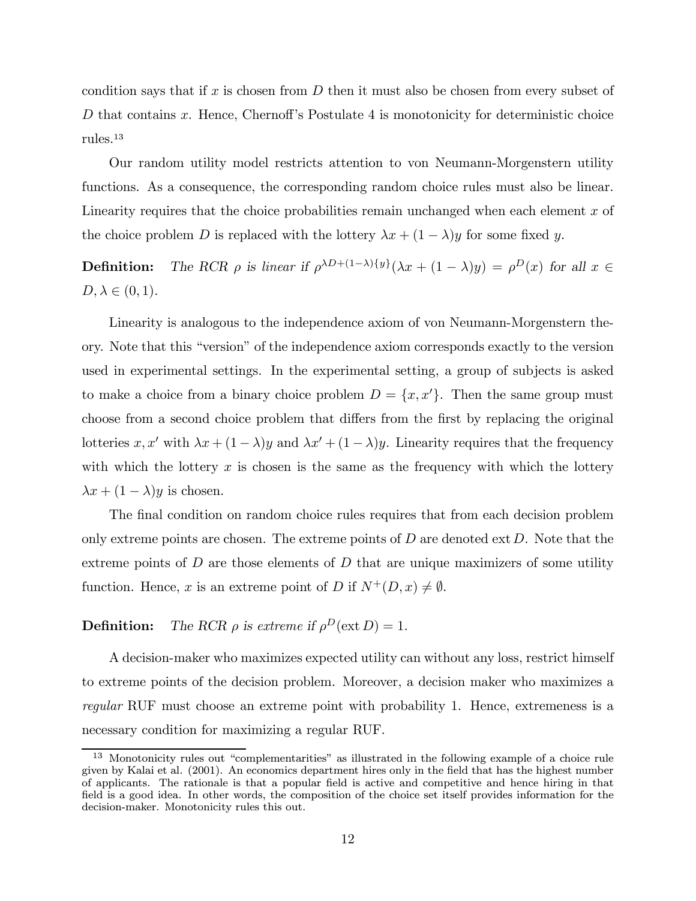condition says that if $x$ is chosen from $D$ then it must also be chosen from every subset of $D$ that contains $x$. Hence, Chernoff's Postulate 4 is monotonicity for deterministic choice rules.[13]

Our random utility model restricts attention to von Neumann-Morgenstern utility functions. As a consequence, the corresponding random choice rules must also be linear. Linearity requires that the choice probabilities remain unchanged when each element $x$ of the choice problem $D$ is replaced with the lottery $\lambda x + (1-\lambda)y$ for some fixed $y$.

**Definition:** *The RCR $\rho$ is linear if $\rho^{\lambda D + (1-\lambda)\{y\}}(\lambda x + (1-\lambda)y) = \rho^D(x)$ for all $x \in D, \lambda \in (0,1)$.*

Linearity is analogous to the independence axiom of von Neumann-Morgenstern theory. Note that this "version" of the independence axiom corresponds exactly to the version used in experimental settings. In the experimental setting, a group of subjects is asked to make a choice from a binary choice problem $D = \{x, x'\}$. Then the same group must choose from a second choice problem that differs from the first by replacing the original lotteries $x, x'$ with $\lambda x + (1-\lambda)y$ and $\lambda x' + (1-\lambda)y$. Linearity requires that the frequency with which the lottery $x$ is chosen is the same as the frequency with which the lottery $\lambda x + (1-\lambda)y$ is chosen.

The final condition on random choice rules requires that from each decision problem only extreme points are chosen. The extreme points of $D$ are denoted $\operatorname{ext} D$. Note that the extreme points of $D$ are those elements of $D$ that are unique maximizers of some utility function. Hence, $x$ is an extreme point of $D$ if $N^+(D,x) \neq \emptyset$.

**Definition:** *The RCR $\rho$ is extreme if $\rho^D(\operatorname{ext} D) = 1$.*

A decision-maker who maximizes expected utility can without any loss, restrict himself to extreme points of the decision problem. Moreover, a decision maker who maximizes a *regular* RUF must choose an extreme point with probability 1. Hence, extremeness is a necessary condition for maximizing a regular RUF.

[13] Monotonicity rules out "complementarities" as illustrated in the following example of a choice rule given by Kalai et al. (2001). An economics department hires only in the field that has the highest number of applicants. The rationale is that a popular field is active and competitive and hence hiring in that field is a good idea. In other words, the composition of the choice set itself provides information for the decision-maker. Monotonicity rules this out.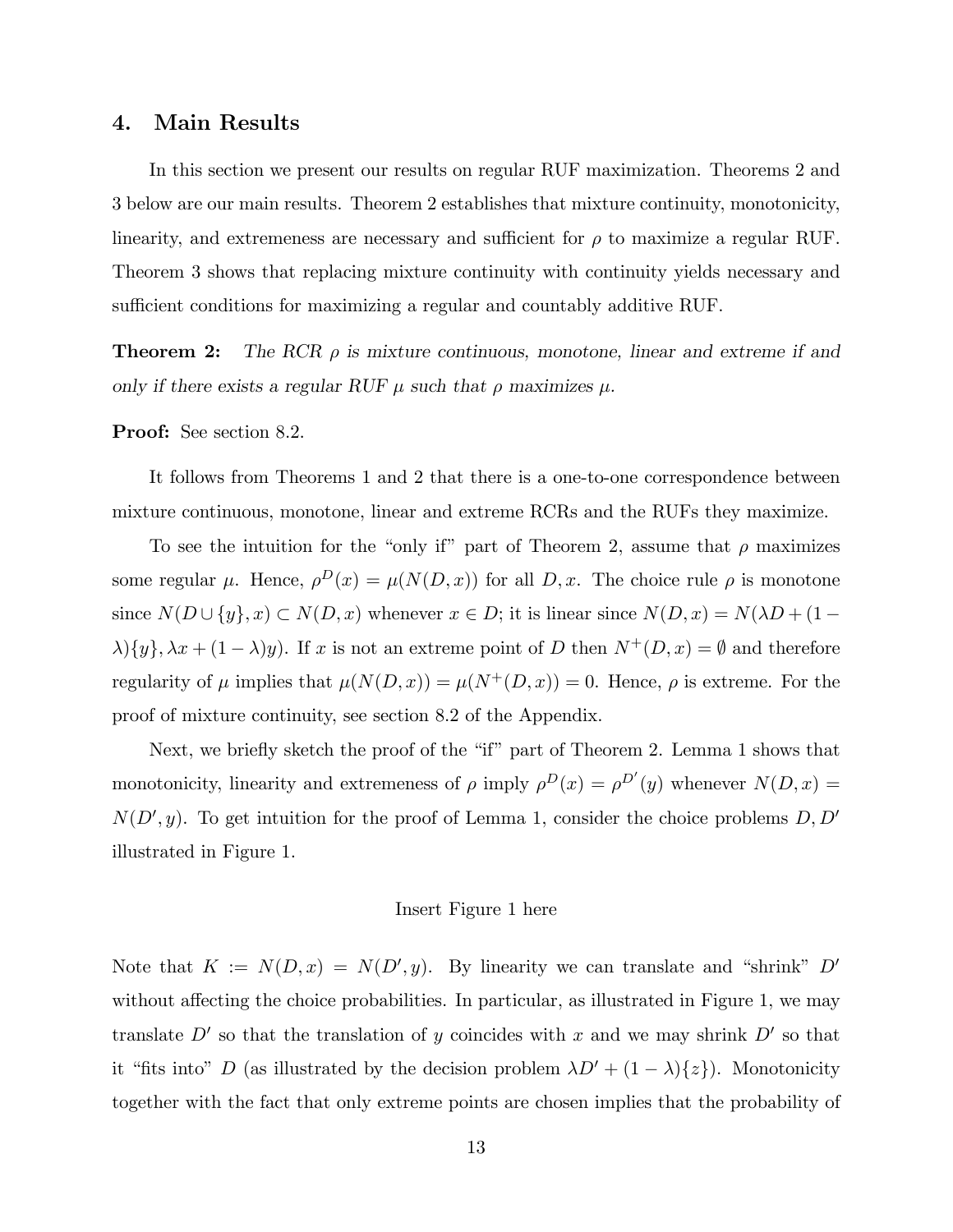## 4. Main Results

In this section we present our results on regular RUF maximization. Theorems 2 and 3 below are our main results. Theorem 2 establishes that mixture continuity, monotonicity, linearity, and extremeness are necessary and sufficient for $\rho$ to maximize a regular RUF. Theorem 3 shows that replacing mixture continuity with continuity yields necessary and sufficient conditions for maximizing a regular and countably additive RUF.

**Theorem 2:** *The RCR $\rho$ is mixture continuous, monotone, linear and extreme if and only if there exists a regular RUF $\mu$ such that $\rho$ maximizes $\mu$.*

**Proof:** See section 8.2.

It follows from Theorems 1 and 2 that there is a one-to-one correspondence between mixture continuous, monotone, linear and extreme RCRs and the RUFs they maximize.

To see the intuition for the "only if" part of Theorem 2, assume that $\rho$ maximizes some regular $\mu$. Hence, $\rho^D(x) = \mu(N(D,x))$ for all $D, x$. The choice rule $\rho$ is monotone since $N(D \cup \{y\}, x) \subset N(D,x)$ whenever $x \in D$; it is linear since $N(D,x) = N(\lambda D + (1-\lambda)\{y\}, \lambda x + (1-\lambda)y)$. If $x$ is not an extreme point of $D$ then $N^+(D,x) = \emptyset$ and therefore regularity of $\mu$ implies that $\mu(N(D,x)) = \mu(N^+(D,x)) = 0$. Hence, $\rho$ is extreme. For the proof of mixture continuity, see section 8.2 of the Appendix.

Next, we briefly sketch the proof of the "if" part of Theorem 2. Lemma 1 shows that monotonicity, linearity and extremeness of $\rho$ imply $\rho^D(x) = \rho^{D'}(y)$ whenever $N(D,x) = N(D',y)$. To get intuition for the proof of Lemma 1, consider the choice problems $D, D'$ illustrated in Figure 1.

Insert Figure 1 here

Note that $K := N(D,x) = N(D',y)$. By linearity we can translate and "shrink" $D'$ without affecting the choice probabilities. In particular, as illustrated in Figure 1, we may translate $D'$ so that the translation of $y$ coincides with $x$ and we may shrink $D'$ so that it "fits into" $D$ (as illustrated by the decision problem $\lambda D' + (1-\lambda)\{z\}$). Monotonicity together with the fact that only extreme points are chosen implies that the probability of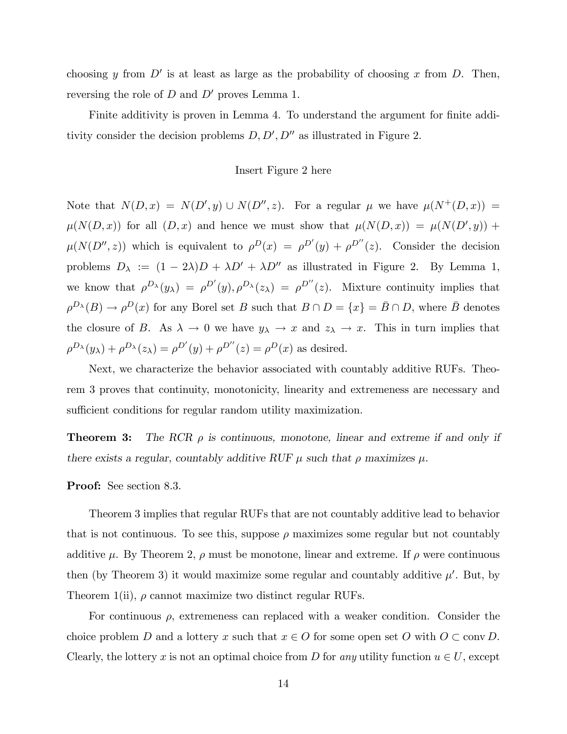choosing $y$ from $D'$ is at least as large as the probability of choosing $x$ from $D$. Then, reversing the role of $D$ and $D'$ proves Lemma 1.

Finite additivity is proven in Lemma 4. To understand the argument for finite additivity consider the decision problems $D, D', D''$ as illustrated in Figure 2.

Insert Figure 2 here

Note that $N(D,x) = N(D',y) \cup N(D'',z)$. For a regular $\mu$ we have $\mu(N^+(D,x)) = \mu(N(D,x))$ for all $(D,x)$ and hence we must show that $\mu(N(D,x)) = \mu(N(D',y)) + \mu(N(D'',z))$ which is equivalent to $\rho^D(x) = \rho^{D'}(y) + \rho^{D''}(z)$. Consider the decision problems $D_\lambda := (1-2\lambda)D + \lambda D' + \lambda D''$ as illustrated in Figure 2. By Lemma 1, we know that $\rho^{D_\lambda}(y_\lambda) = \rho^{D'}(y), \rho^{D_\lambda}(z_\lambda) = \rho^{D''}(z)$. Mixture continuity implies that $\rho^{D_\lambda}(B) \to \rho^D(x)$ for any Borel set $B$ such that $B \cap D = \{x\} = \bar{B} \cap D$, where $\bar{B}$ denotes the closure of $B$. As $\lambda \to 0$ we have $y_\lambda \to x$ and $z_\lambda \to x$. This in turn implies that $\rho^{D_\lambda}(y_\lambda) + \rho^{D_\lambda}(z_\lambda) = \rho^{D'}(y) + \rho^{D''}(z) = \rho^D(x)$ as desired.

Next, we characterize the behavior associated with countably additive RUFs. Theorem 3 proves that continuity, monotonicity, linearity and extremeness are necessary and sufficient conditions for regular random utility maximization.

**Theorem 3:** *The RCR $\rho$ is continuous, monotone, linear and extreme if and only if there exists a regular, countably additive RUF $\mu$ such that $\rho$ maximizes $\mu$.*

**Proof:** See section 8.3.

Theorem 3 implies that regular RUFs that are not countably additive lead to behavior that is not continuous. To see this, suppose $\rho$ maximizes some regular but not countably additive $\mu$. By Theorem 2, $\rho$ must be monotone, linear and extreme. If $\rho$ were continuous then (by Theorem 3) it would maximize some regular and countably additive $\mu'$. But, by Theorem 1(ii), $\rho$ cannot maximize two distinct regular RUFs.

For continuous $\rho$, extremeness can replaced with a weaker condition. Consider the choice problem $D$ and a lottery $x$ such that $x \in O$ for some open set $O$ with $O \subset \text{conv}\, D$. Clearly, the lottery $x$ is not an optimal choice from $D$ for *any* utility function $u \in U$, except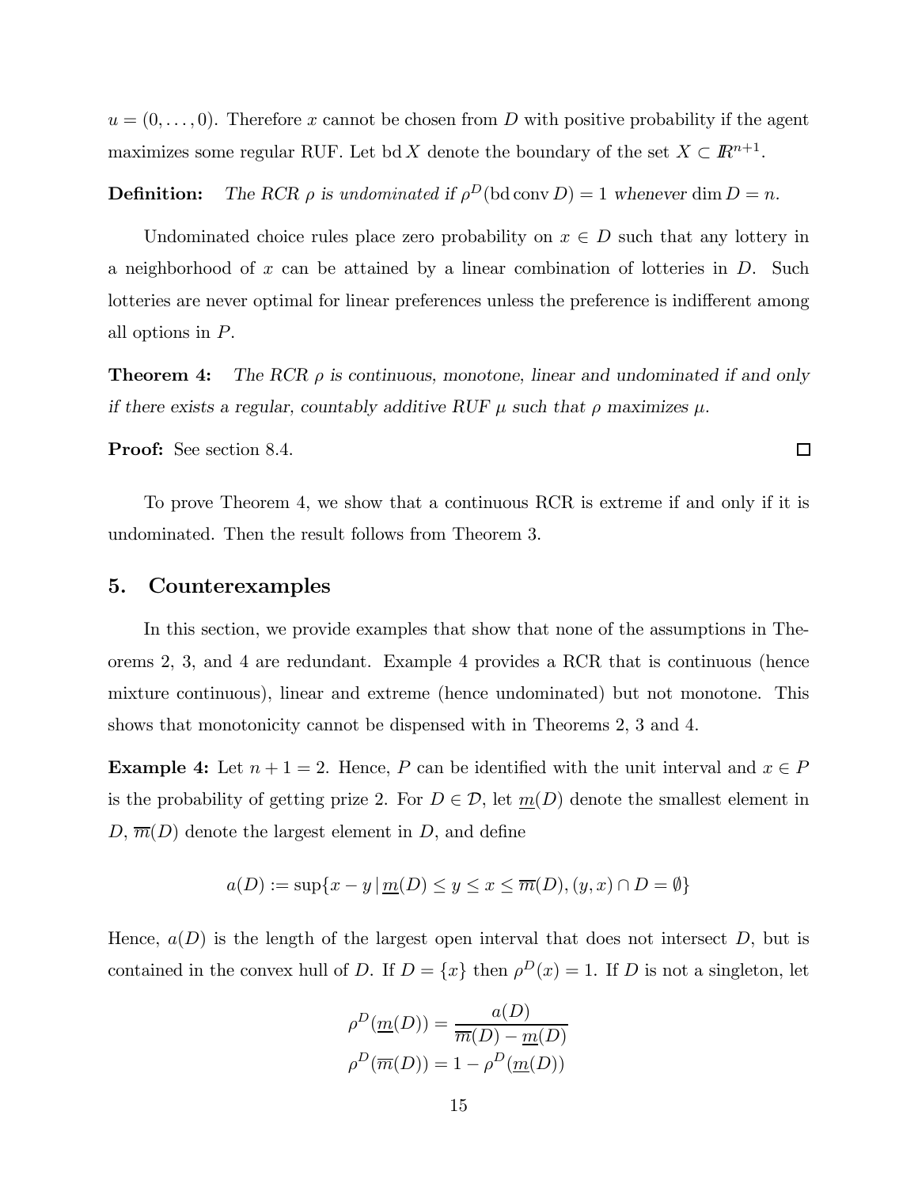$u = (0, \ldots, 0)$. Therefore $x$ cannot be chosen from $D$ with positive probability if the agent maximizes some regular RUF. Let $\operatorname{bd} X$ denote the boundary of the set $X \subset I\!R^{n+1}$.

**Definition:** *The RCR $\rho$ is undominated if $\rho^D(\operatorname{bd} \operatorname{conv} D) = 1$ whenever $\dim D = n$.*

Undominated choice rules place zero probability on $x \in D$ such that any lottery in a neighborhood of $x$ can be attained by a linear combination of lotteries in $D$. Such lotteries are never optimal for linear preferences unless the preference is indifferent among all options in $P$.

**Theorem 4:** *The RCR $\rho$ is continuous, monotone, linear and undominated if and only if there exists a regular, countably additive RUF $\mu$ such that $\rho$ maximizes $\mu$.*

**Proof:** See section 8.4. □

To prove Theorem 4, we show that a continuous RCR is extreme if and only if it is undominated. Then the result follows from Theorem 3.

## 5. Counterexamples

In this section, we provide examples that show that none of the assumptions in Theorems 2, 3, and 4 are redundant. Example 4 provides a RCR that is continuous (hence mixture continuous), linear and extreme (hence undominated) but not monotone. This shows that monotonicity cannot be dispensed with in Theorems 2, 3 and 4.

**Example 4:** Let $n + 1 = 2$. Hence, $P$ can be identified with the unit interval and $x \in P$ is the probability of getting prize 2. For $D \in \mathcal{D}$, let $\underline{m}(D)$ denote the smallest element in $D$, $\overline{m}(D)$ denote the largest element in $D$, and define

$$a(D) := \sup\{x - y \,|\, \underline{m}(D) \leq y \leq x \leq \overline{m}(D), (y, x) \cap D = \emptyset\}$$

Hence, $a(D)$ is the length of the largest open interval that does not intersect $D$, but is contained in the convex hull of $D$. If $D = \{x\}$ then $\rho^D(x) = 1$. If $D$ is not a singleton, let

$$\rho^D(\underline{m}(D)) = \frac{a(D)}{\overline{m}(D) - \underline{m}(D)}$$
$$\rho^D(\overline{m}(D)) = 1 - \rho^D(\underline{m}(D))$$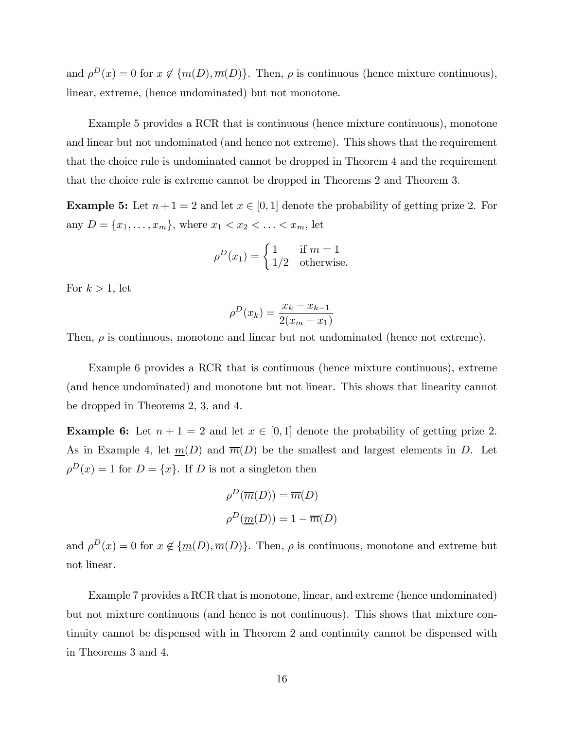and $\rho^D(x) = 0$ for $x \notin \{\underline{m}(D), \overline{m}(D)\}$. Then, $\rho$ is continuous (hence mixture continuous), linear, extreme, (hence undominated) but not monotone.

Example 5 provides a RCR that is continuous (hence mixture continuous), monotone and linear but not undominated (and hence not extreme). This shows that the requirement that the choice rule is undominated cannot be dropped in Theorem 4 and the requirement that the choice rule is extreme cannot be dropped in Theorems 2 and Theorem 3.

**Example 5:** Let $n + 1 = 2$ and let $x \in [0, 1]$ denote the probability of getting prize 2. For any $D = \{x_1, \ldots, x_m\}$, where $x_1 < x_2 < \ldots < x_m$, let

$$\rho^D(x_1) = \begin{cases} 1 & \text{if } m = 1 \\ 1/2 & \text{otherwise.} \end{cases}$$

For $k > 1$, let

$$\rho^D(x_k) = \frac{x_k - x_{k-1}}{2(x_m - x_1)}$$

Then, $\rho$ is continuous, monotone and linear but not undominated (hence not extreme).

Example 6 provides a RCR that is continuous (hence mixture continuous), extreme (and hence undominated) and monotone but not linear. This shows that linearity cannot be dropped in Theorems 2, 3, and 4.

**Example 6:** Let $n + 1 = 2$ and let $x \in [0, 1]$ denote the probability of getting prize 2. As in Example 4, let $\underline{m}(D)$ and $\overline{m}(D)$ be the smallest and largest elements in $D$. Let $\rho^D(x) = 1$ for $D = \{x\}$. If $D$ is not a singleton then

$$\rho^D(\overline{m}(D)) = \overline{m}(D)$$

$$\rho^D(\underline{m}(D)) = 1 - \overline{m}(D)$$

and $\rho^D(x) = 0$ for $x \notin \{\underline{m}(D), \overline{m}(D)\}$. Then, $\rho$ is continuous, monotone and extreme but not linear.

Example 7 provides a RCR that is monotone, linear, and extreme (hence undominated) but not mixture continuous (and hence is not continuous). This shows that mixture continuity cannot be dispensed with in Theorem 2 and continuity cannot be dispensed with in Theorems 3 and 4.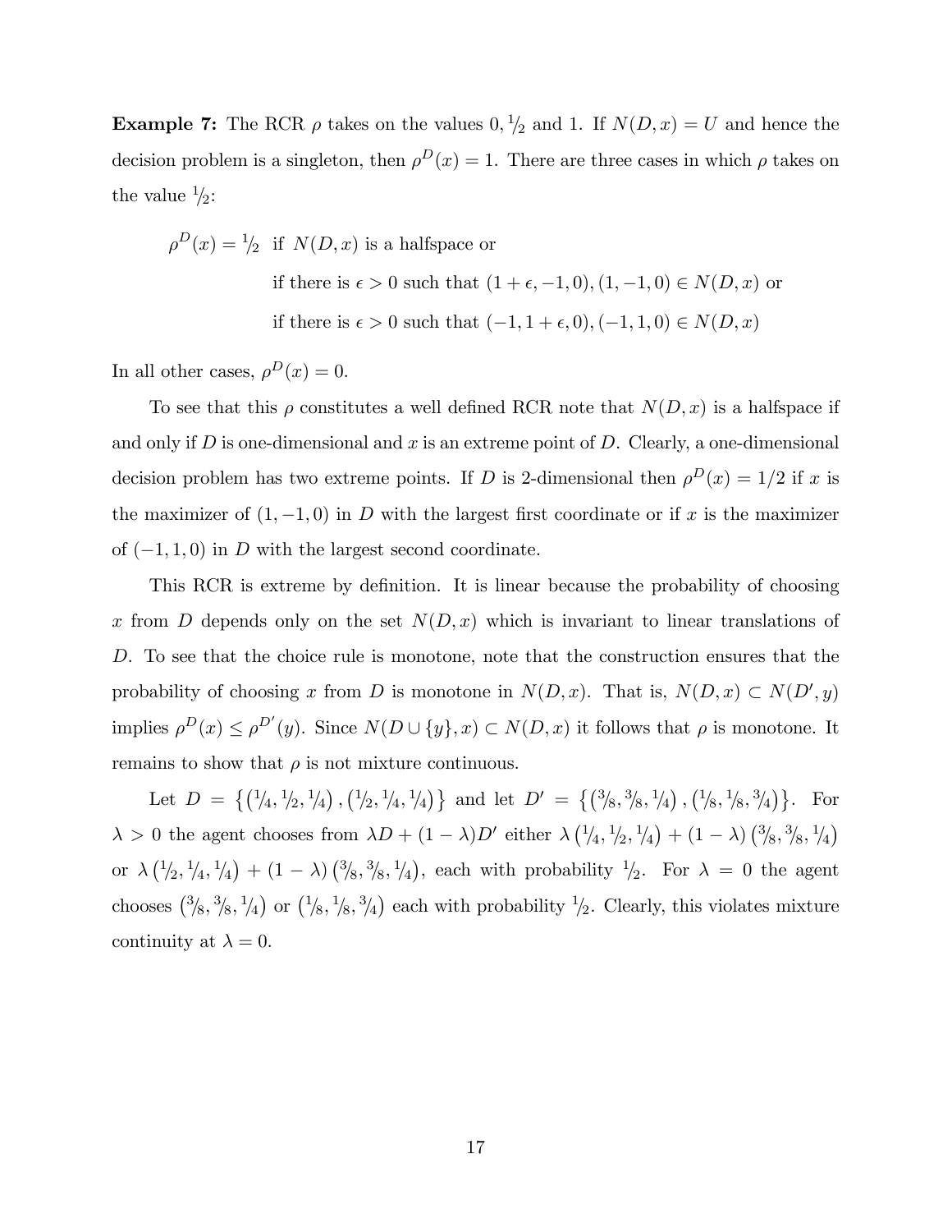**Example 7:** The RCR $\rho$ takes on the values $0, \frac{1}{2}$ and 1. If $N(D,x) = U$ and hence the decision problem is a singleton, then $\rho^D(x) = 1$. There are three cases in which $\rho$ takes on the value $\frac{1}{2}$:

$$
\begin{aligned}
\rho^D(x) = \tfrac{1}{2} \;\; & \text{if } N(D,x) \text{ is a halfspace or} \\
& \text{if there is } \epsilon > 0 \text{ such that } (1+\epsilon, -1, 0), (1, -1, 0) \in N(D,x) \text{ or} \\
& \text{if there is } \epsilon > 0 \text{ such that } (-1, 1+\epsilon, 0), (-1, 1, 0) \in N(D,x)
\end{aligned}
$$

In all other cases, $\rho^D(x) = 0$.

To see that this $\rho$ constitutes a well defined RCR note that $N(D,x)$ is a halfspace if and only if $D$ is one-dimensional and $x$ is an extreme point of $D$. Clearly, a one-dimensional decision problem has two extreme points. If $D$ is 2-dimensional then $\rho^D(x) = 1/2$ if $x$ is the maximizer of $(1,-1,0)$ in $D$ with the largest first coordinate or if $x$ is the maximizer of $(-1,1,0)$ in $D$ with the largest second coordinate.

This RCR is extreme by definition. It is linear because the probability of choosing $x$ from $D$ depends only on the set $N(D,x)$ which is invariant to linear translations of $D$. To see that the choice rule is monotone, note that the construction ensures that the probability of choosing $x$ from $D$ is monotone in $N(D,x)$. That is, $N(D,x) \subset N(D',y)$ implies $\rho^D(x) \leq \rho^{D'}(y)$. Since $N(D \cup \{y\}, x) \subset N(D,x)$ it follows that $\rho$ is monotone. It remains to show that $\rho$ is not mixture continuous.

Let $D = \left\{ \left(\frac{1}{4}, \frac{1}{2}, \frac{1}{4}\right), \left(\frac{1}{2}, \frac{1}{4}, \frac{1}{4}\right) \right\}$ and let $D' = \left\{ \left(\frac{3}{8}, \frac{3}{8}, \frac{1}{4}\right), \left(\frac{1}{8}, \frac{1}{8}, \frac{3}{4}\right) \right\}$. For $\lambda > 0$ the agent chooses from $\lambda D + (1-\lambda) D'$ either $\lambda \left(\frac{1}{4}, \frac{1}{2}, \frac{1}{4}\right) + (1-\lambda)\left(\frac{3}{8}, \frac{3}{8}, \frac{1}{4}\right)$ or $\lambda \left(\frac{1}{2}, \frac{1}{4}, \frac{1}{4}\right) + (1-\lambda)\left(\frac{3}{8}, \frac{3}{8}, \frac{1}{4}\right)$, each with probability $\frac{1}{2}$. For $\lambda = 0$ the agent chooses $\left(\frac{3}{8}, \frac{3}{8}, \frac{1}{4}\right)$ or $\left(\frac{1}{8}, \frac{1}{8}, \frac{3}{4}\right)$ each with probability $\frac{1}{2}$. Clearly, this violates mixture continuity at $\lambda = 0$.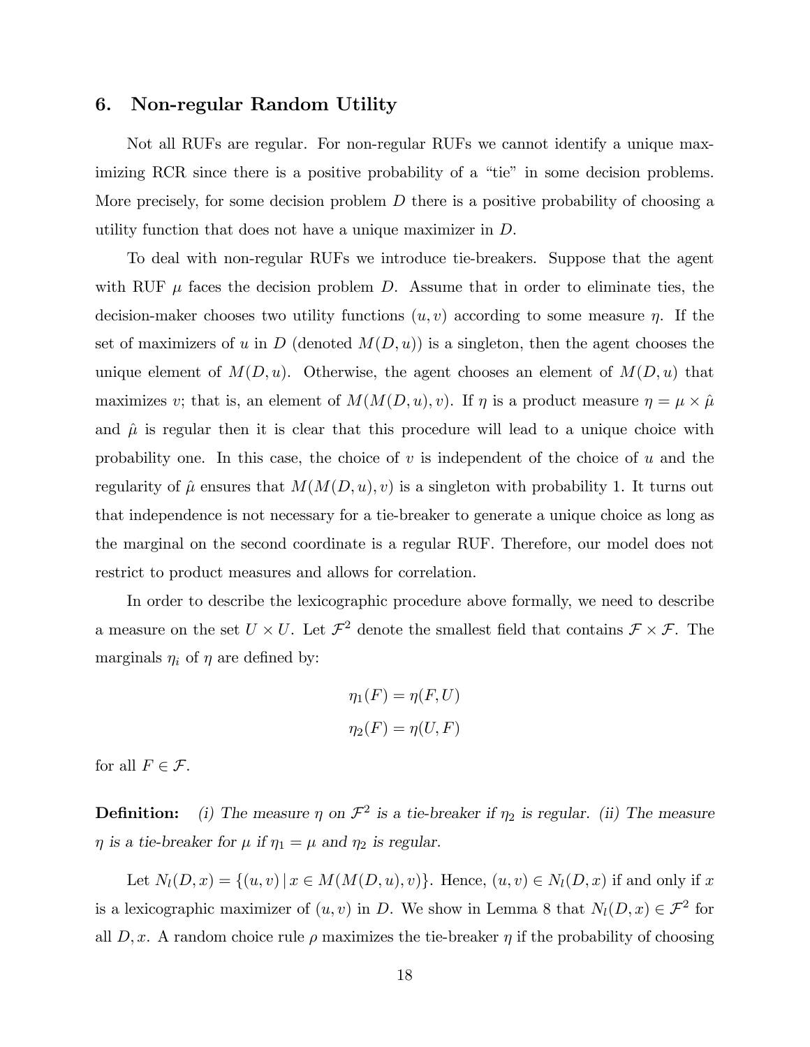## 6. Non-regular Random Utility

Not all RUFs are regular. For non-regular RUFs we cannot identify a unique maximizing RCR since there is a positive probability of a "tie" in some decision problems. More precisely, for some decision problem $D$ there is a positive probability of choosing a utility function that does not have a unique maximizer in $D$.

To deal with non-regular RUFs we introduce tie-breakers. Suppose that the agent with RUF $\mu$ faces the decision problem $D$. Assume that in order to eliminate ties, the decision-maker chooses two utility functions $(u, v)$ according to some measure $\eta$. If the set of maximizers of $u$ in $D$ (denoted $M(D, u)$) is a singleton, then the agent chooses the unique element of $M(D, u)$. Otherwise, the agent chooses an element of $M(D, u)$ that maximizes $v$; that is, an element of $M(M(D, u), v)$. If $\eta$ is a product measure $\eta = \mu \times \hat{\mu}$ and $\hat{\mu}$ is regular then it is clear that this procedure will lead to a unique choice with probability one. In this case, the choice of $v$ is independent of the choice of $u$ and the regularity of $\hat{\mu}$ ensures that $M(M(D, u), v)$ is a singleton with probability 1. It turns out that independence is not necessary for a tie-breaker to generate a unique choice as long as the marginal on the second coordinate is a regular RUF. Therefore, our model does not restrict to product measures and allows for correlation.

In order to describe the lexicographic procedure above formally, we need to describe a measure on the set $U \times U$. Let $\mathcal{F}^2$ denote the smallest field that contains $\mathcal{F} \times \mathcal{F}$. The marginals $\eta_i$ of $\eta$ are defined by:

$$\eta_1(F) = \eta(F, U)$$
$$\eta_2(F) = \eta(U, F)$$

for all $F \in \mathcal{F}$.

**Definition:** *(i) The measure $\eta$ on $\mathcal{F}^2$ is a tie-breaker if $\eta_2$ is regular. (ii) The measure $\eta$ is a tie-breaker for $\mu$ if $\eta_1 = \mu$ and $\eta_2$ is regular.*

Let $N_l(D, x) = \{(u, v) \,|\, x \in M(M(D, u), v)\}$. Hence, $(u, v) \in N_l(D, x)$ if and only if $x$ is a lexicographic maximizer of $(u, v)$ in $D$. We show in Lemma 8 that $N_l(D, x) \in \mathcal{F}^2$ for all $D, x$. A random choice rule $\rho$ maximizes the tie-breaker $\eta$ if the probability of choosing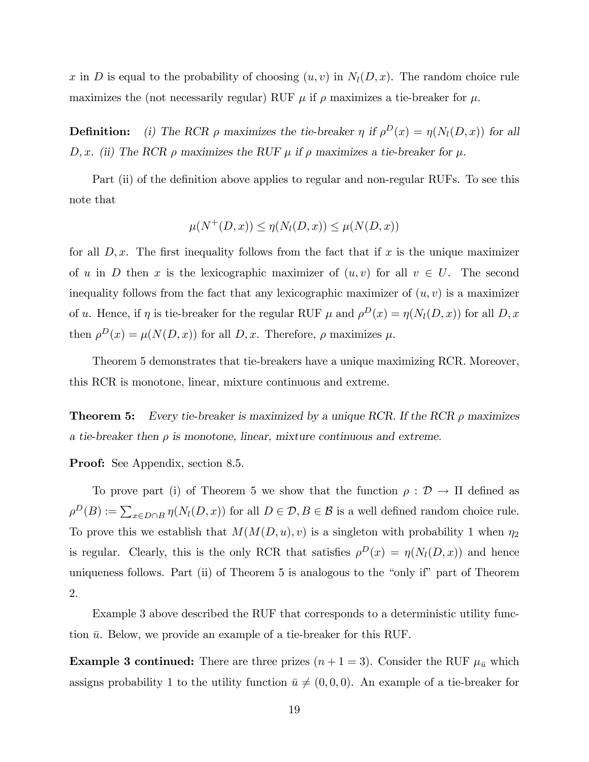$x$ in $D$ is equal to the probability of choosing $(u, v)$ in $N_l(D, x)$. The random choice rule maximizes the (not necessarily regular) RUF $\mu$ if $\rho$ maximizes a tie-breaker for $\mu$.

**Definition:** *(i) The RCR $\rho$ maximizes the tie-breaker $\eta$ if $\rho^D(x) = \eta(N_l(D, x))$ for all $D, x$. (ii) The RCR $\rho$ maximizes the RUF $\mu$ if $\rho$ maximizes a tie-breaker for $\mu$.*

Part (ii) of the definition above applies to regular and non-regular RUFs. To see this note that

$$\mu(N^+(D, x)) \leq \eta(N_l(D, x)) \leq \mu(N(D, x))$$

for all $D, x$. The first inequality follows from the fact that if $x$ is the unique maximizer of $u$ in $D$ then $x$ is the lexicographic maximizer of $(u, v)$ for all $v \in U$. The second inequality follows from the fact that any lexicographic maximizer of $(u, v)$ is a maximizer of $u$. Hence, if $\eta$ is tie-breaker for the regular RUF $\mu$ and $\rho^D(x) = \eta(N_l(D, x))$ for all $D, x$ then $\rho^D(x) = \mu(N(D, x))$ for all $D, x$. Therefore, $\rho$ maximizes $\mu$.

Theorem 5 demonstrates that tie-breakers have a unique maximizing RCR. Moreover, this RCR is monotone, linear, mixture continuous and extreme.

**Theorem 5:** *Every tie-breaker is maximized by a unique RCR. If the RCR $\rho$ maximizes a tie-breaker then $\rho$ is monotone, linear, mixture continuous and extreme.*

**Proof:** See Appendix, section 8.5.

To prove part (i) of Theorem 5 we show that the function $\rho : \mathcal{D} \to \Pi$ defined as $\rho^D(B) := \sum_{x \in D \cap B} \eta(N_l(D, x))$ for all $D \in \mathcal{D}, B \in \mathcal{B}$ is a well defined random choice rule. To prove this we establish that $M(M(D, u), v)$ is a singleton with probability 1 when $\eta_2$ is regular. Clearly, this is the only RCR that satisfies $\rho^D(x) = \eta(N_l(D, x))$ and hence uniqueness follows. Part (ii) of Theorem 5 is analogous to the "only if" part of Theorem 2.

Example 3 above described the RUF that corresponds to a deterministic utility function $\bar{u}$. Below, we provide an example of a tie-breaker for this RUF.

**Example 3 continued:** There are three prizes ($n + 1 = 3$). Consider the RUF $\mu_{\bar{u}}$ which assigns probability 1 to the utility function $\bar{u} \neq (0, 0, 0)$. An example of a tie-breaker for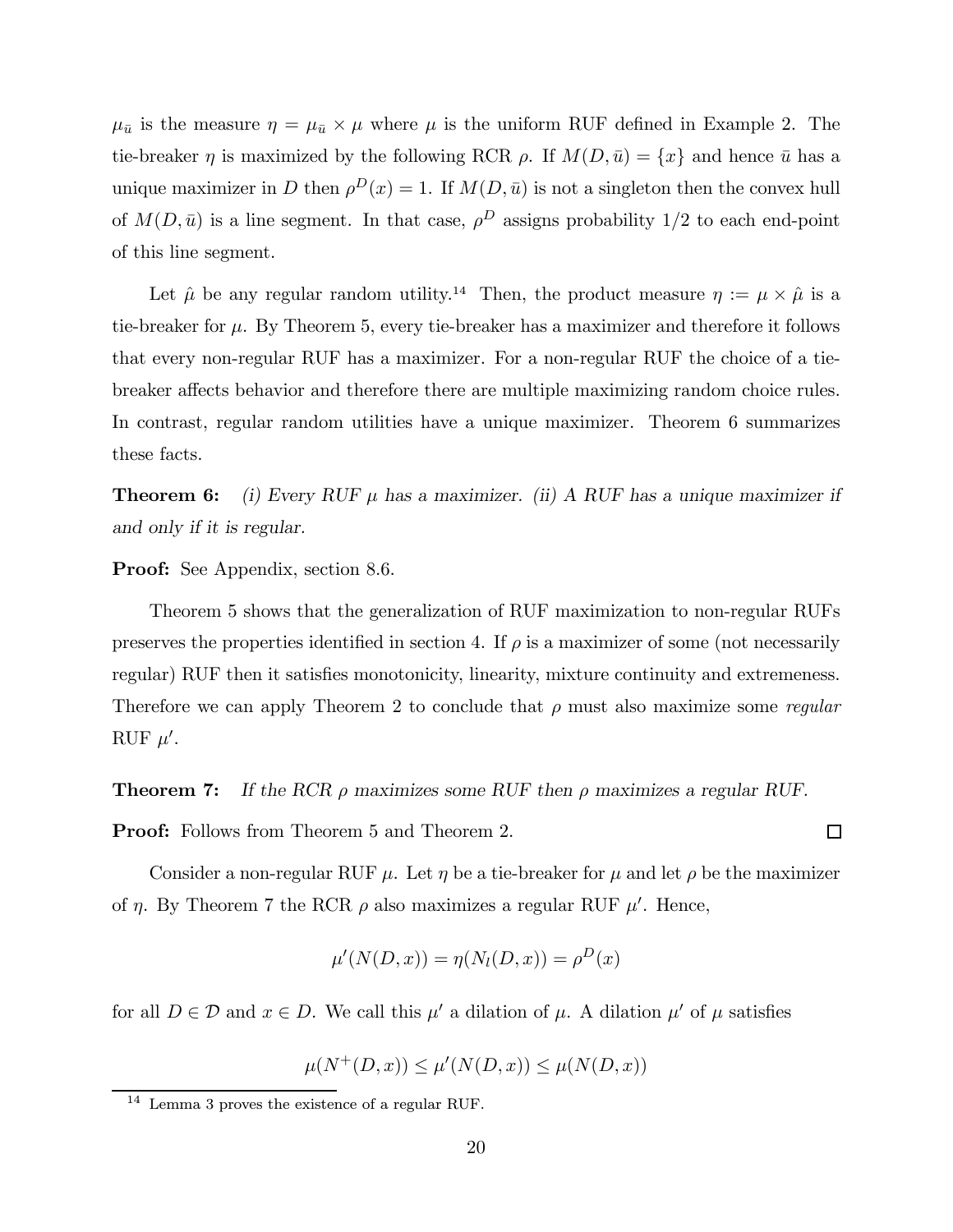$\mu_{\bar{u}}$ is the measure $\eta = \mu_{\bar{u}} \times \mu$ where $\mu$ is the uniform RUF defined in Example 2. The tie-breaker $\eta$ is maximized by the following RCR $\rho$. If $M(D, \bar{u}) = \{x\}$ and hence $\bar{u}$ has a unique maximizer in $D$ then $\rho^D(x) = 1$. If $M(D, \bar{u})$ is not a singleton then the convex hull of $M(D, \bar{u})$ is a line segment. In that case, $\rho^D$ assigns probability 1/2 to each end-point of this line segment.

Let $\hat{\mu}$ be any regular random utility.[14] Then, the product measure $\eta := \mu \times \hat{\mu}$ is a tie-breaker for $\mu$. By Theorem 5, every tie-breaker has a maximizer and therefore it follows that every non-regular RUF has a maximizer. For a non-regular RUF the choice of a tie-breaker affects behavior and therefore there are multiple maximizing random choice rules. In contrast, regular random utilities have a unique maximizer. Theorem 6 summarizes these facts.

**Theorem 6:** *(i) Every RUF $\mu$ has a maximizer. (ii) A RUF has a unique maximizer if and only if it is regular.*

**Proof:** See Appendix, section 8.6.

Theorem 5 shows that the generalization of RUF maximization to non-regular RUFs preserves the properties identified in section 4. If $\rho$ is a maximizer of some (not necessarily regular) RUF then it satisfies monotonicity, linearity, mixture continuity and extremeness. Therefore we can apply Theorem 2 to conclude that $\rho$ must also maximize some *regular* RUF $\mu'$.

**Theorem 7:** *If the RCR $\rho$ maximizes some RUF then $\rho$ maximizes a regular RUF.*

**Proof:** Follows from Theorem 5 and Theorem 2. □

Consider a non-regular RUF $\mu$. Let $\eta$ be a tie-breaker for $\mu$ and let $\rho$ be the maximizer of $\eta$. By Theorem 7 the RCR $\rho$ also maximizes a regular RUF $\mu'$. Hence,

$$\mu'(N(D, x)) = \eta(N_l(D, x)) = \rho^D(x)$$

for all $D \in \mathcal{D}$ and $x \in D$. We call this $\mu'$ a dilation of $\mu$. A dilation $\mu'$ of $\mu$ satisfies

$$\mu(N^+(D, x)) \leq \mu'(N(D, x)) \leq \mu(N(D, x))$$

[14] Lemma 3 proves the existence of a regular RUF.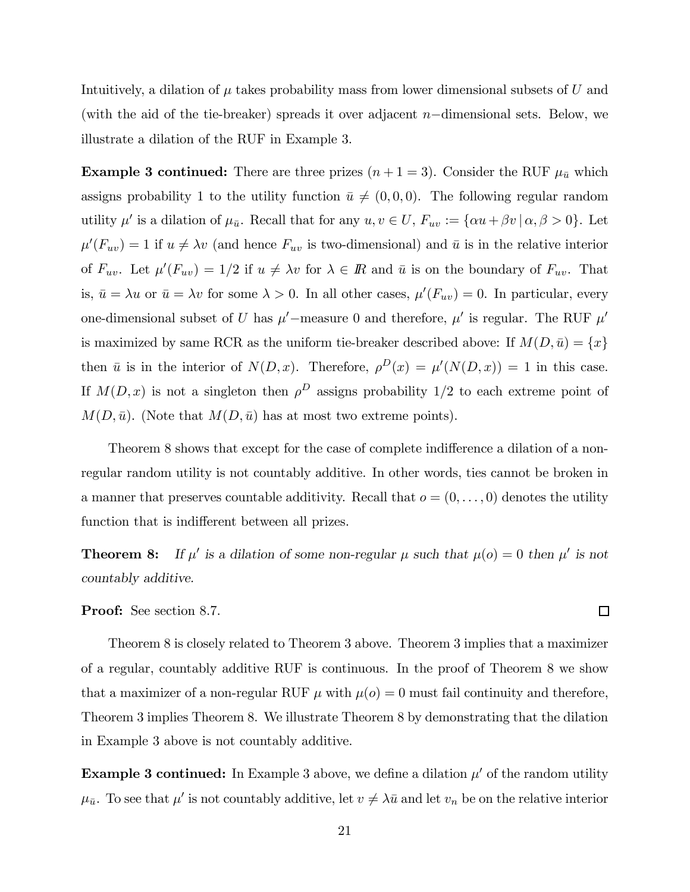Intuitively, a dilation of $\mu$ takes probability mass from lower dimensional subsets of $U$ and (with the aid of the tie-breaker) spreads it over adjacent $n-$dimensional sets. Below, we illustrate a dilation of the RUF in Example 3.

**Example 3 continued:** There are three prizes ($n+1=3$). Consider the RUF $\mu_{\bar{u}}$ which assigns probability 1 to the utility function $\bar{u} \neq (0,0,0)$. The following regular random utility $\mu'$ is a dilation of $\mu_{\bar{u}}$. Recall that for any $u, v \in U$, $F_{uv} := \{\alpha u + \beta v \,|\, \alpha, \beta > 0\}$. Let $\mu'(F_{uv}) = 1$ if $u \neq \lambda v$ (and hence $F_{uv}$ is two-dimensional) and $\bar{u}$ is in the relative interior of $F_{uv}$. Let $\mu'(F_{uv}) = 1/2$ if $u \neq \lambda v$ for $\lambda \in I\!R$ and $\bar{u}$ is on the boundary of $F_{uv}$. That is, $\bar{u} = \lambda u$ or $\bar{u} = \lambda v$ for some $\lambda > 0$. In all other cases, $\mu'(F_{uv}) = 0$. In particular, every one-dimensional subset of $U$ has $\mu'-$measure 0 and therefore, $\mu'$ is regular. The RUF $\mu'$ is maximized by same RCR as the uniform tie-breaker described above: If $M(D, \bar{u}) = \{x\}$ then $\bar{u}$ is in the interior of $N(D, x)$. Therefore, $\rho^D(x) = \mu'(N(D,x)) = 1$ in this case. If $M(D,x)$ is not a singleton then $\rho^D$ assigns probability 1/2 to each extreme point of $M(D, \bar{u})$. (Note that $M(D, \bar{u})$ has at most two extreme points).

Theorem 8 shows that except for the case of complete indifference a dilation of a non-regular random utility is not countably additive. In other words, ties cannot be broken in a manner that preserves countable additivity. Recall that $o = (0, \ldots, 0)$ denotes the utility function that is indifferent between all prizes.

**Theorem 8:** *If $\mu'$ is a dilation of some non-regular $\mu$ such that $\mu(o) = 0$ then $\mu'$ is not countably additive.*

**Proof:** See section 8.7. □

Theorem 8 is closely related to Theorem 3 above. Theorem 3 implies that a maximizer of a regular, countably additive RUF is continuous. In the proof of Theorem 8 we show that a maximizer of a non-regular RUF $\mu$ with $\mu(o) = 0$ must fail continuity and therefore, Theorem 3 implies Theorem 8. We illustrate Theorem 8 by demonstrating that the dilation in Example 3 above is not countably additive.

**Example 3 continued:** In Example 3 above, we define a dilation $\mu'$ of the random utility $\mu_{\bar{u}}$. To see that $\mu'$ is not countably additive, let $v \neq \lambda \bar{u}$ and let $v_n$ be on the relative interior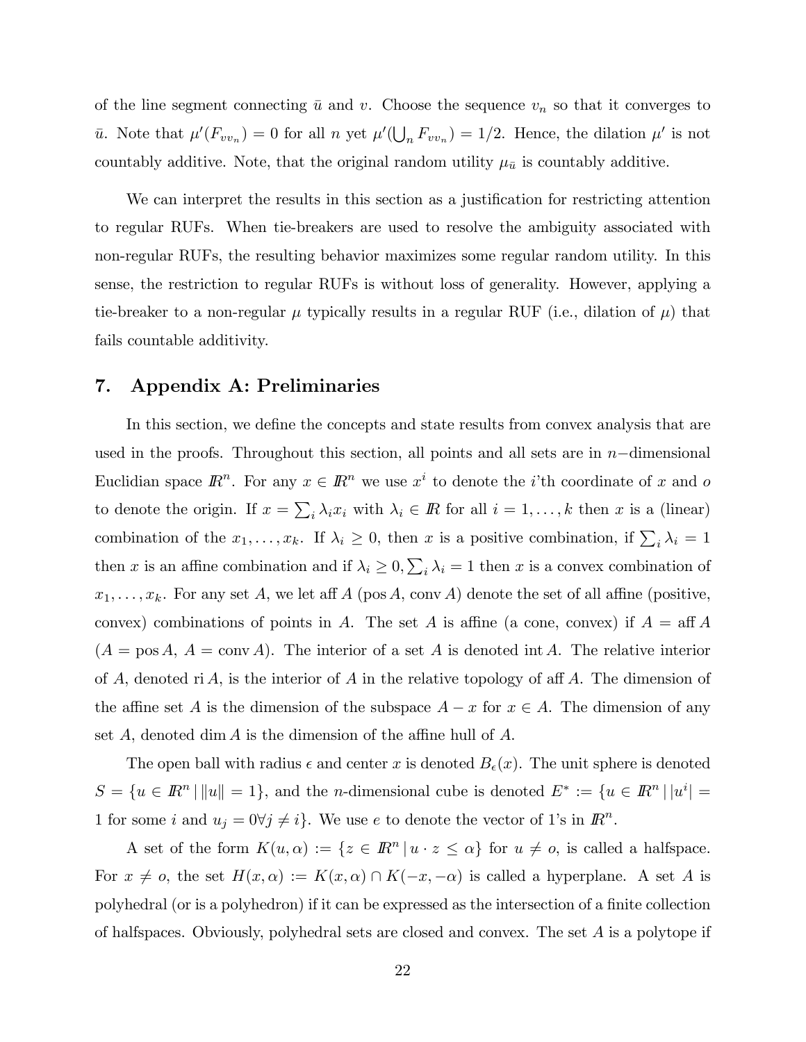of the line segment connecting $\bar{u}$ and $v$. Choose the sequence $v_n$ so that it converges to $\bar{u}$. Note that $\mu'(F_{vv_n}) = 0$ for all $n$ yet $\mu'(\bigcup_n F_{vv_n}) = 1/2$. Hence, the dilation $\mu'$ is not countably additive. Note, that the original random utility $\mu_{\bar{u}}$ is countably additive.

We can interpret the results in this section as a justification for restricting attention to regular RUFs. When tie-breakers are used to resolve the ambiguity associated with non-regular RUFs, the resulting behavior maximizes some regular random utility. In this sense, the restriction to regular RUFs is without loss of generality. However, applying a tie-breaker to a non-regular $\mu$ typically results in a regular RUF (i.e., dilation of $\mu$) that fails countable additivity.

## 7. Appendix A: Preliminaries

In this section, we define the concepts and state results from convex analysis that are used in the proofs. Throughout this section, all points and all sets are in $n$−dimensional Euclidian space $I\!R^n$. For any $x \in I\!R^n$ we use $x^i$ to denote the $i$'th coordinate of $x$ and $o$ to denote the origin. If $x = \sum_i \lambda_i x_i$ with $\lambda_i \in I\!R$ for all $i = 1, \ldots, k$ then $x$ is a (linear) combination of the $x_1, \ldots, x_k$. If $\lambda_i \geq 0$, then $x$ is a positive combination, if $\sum_i \lambda_i = 1$ then $x$ is an affine combination and if $\lambda_i \geq 0, \sum_i \lambda_i = 1$ then $x$ is a convex combination of $x_1, \ldots, x_k$. For any set $A$, we let $\text{aff}\, A$ ($\text{pos}\, A$, $\text{conv}\, A$) denote the set of all affine (positive, convex) combinations of points in $A$. The set $A$ is affine (a cone, convex) if $A = \text{aff}\, A$ ($A = \text{pos}\, A$, $A = \text{conv}\, A$). The interior of a set $A$ is denoted $\text{int}\, A$. The relative interior of $A$, denoted $\text{ri}\, A$, is the interior of $A$ in the relative topology of $\text{aff}\, A$. The dimension of the affine set $A$ is the dimension of the subspace $A - x$ for $x \in A$. The dimension of any set $A$, denoted $\dim A$ is the dimension of the affine hull of $A$.

The open ball with radius $\epsilon$ and center $x$ is denoted $B_\epsilon(x)$. The unit sphere is denoted $S = \{u \in I\!R^n \,|\, \|u\| = 1\}$, and the $n$-dimensional cube is denoted $E^* := \{u \in I\!R^n \,|\, |u^i| = 1 \text{ for some } i \text{ and } u_j = 0 \forall j \neq i\}$. We use $e$ to denote the vector of 1's in $I\!R^n$.

A set of the form $K(u, \alpha) := \{z \in I\!R^n \,|\, u \cdot z \leq \alpha\}$ for $u \neq o$, is called a halfspace. For $x \neq o$, the set $H(x, \alpha) := K(x, \alpha) \cap K(-x, -\alpha)$ is called a hyperplane. A set $A$ is polyhedral (or is a polyhedron) if it can be expressed as the intersection of a finite collection of halfspaces. Obviously, polyhedral sets are closed and convex. The set $A$ is a polytope if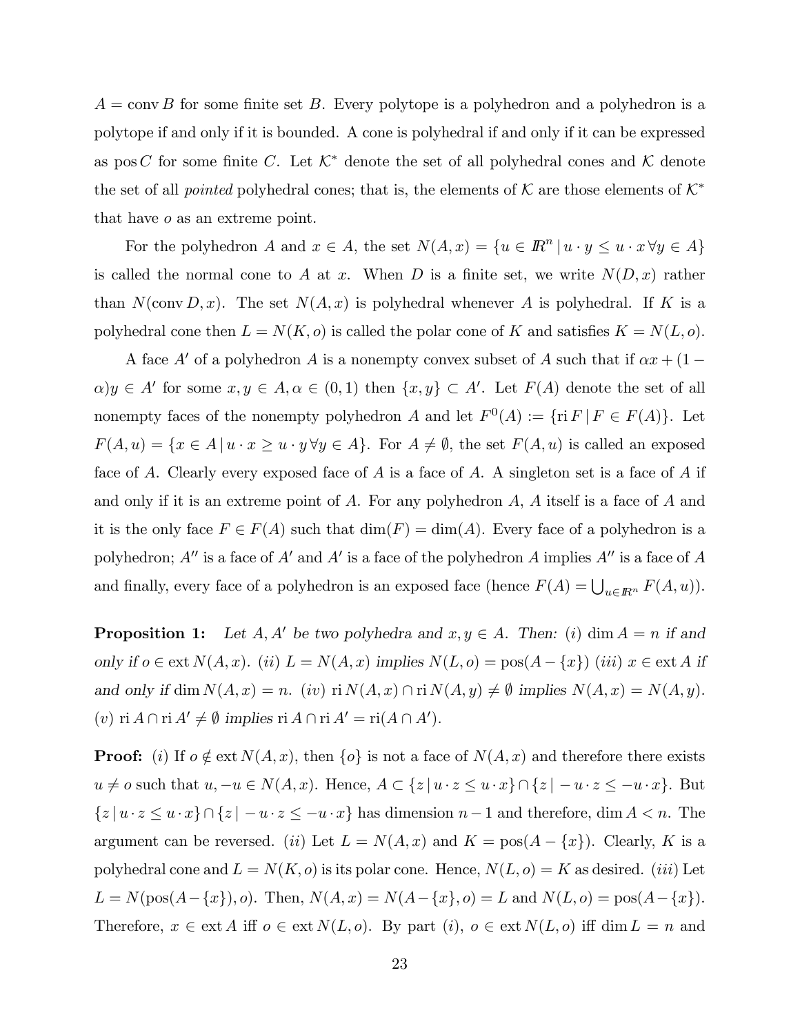$A = \text{conv}\, B$ for some finite set $B$. Every polytope is a polyhedron and a polyhedron is a polytope if and only if it is bounded. A cone is polyhedral if and only if it can be expressed as $\text{pos}\, C$ for some finite $C$. Let $\mathcal{K}^*$ denote the set of all polyhedral cones and $\mathcal{K}$ denote the set of all *pointed* polyhedral cones; that is, the elements of $\mathcal{K}$ are those elements of $\mathcal{K}^*$ that have $o$ as an extreme point.

For the polyhedron $A$ and $x \in A$, the set $N(A, x) = \{u \in I\!R^n \,|\, u \cdot y \leq u \cdot x \, \forall y \in A\}$ is called the normal cone to $A$ at $x$. When $D$ is a finite set, we write $N(D, x)$ rather than $N(\text{conv}\, D, x)$. The set $N(A, x)$ is polyhedral whenever $A$ is polyhedral. If $K$ is a polyhedral cone then $L = N(K, o)$ is called the polar cone of $K$ and satisfies $K = N(L, o)$.

A face $A'$ of a polyhedron $A$ is a nonempty convex subset of $A$ such that if $\alpha x + (1 - \alpha) y \in A'$ for some $x, y \in A, \alpha \in (0, 1)$ then $\{x, y\} \subset A'$. Let $F(A)$ denote the set of all nonempty faces of the nonempty polyhedron $A$ and let $F^0(A) := \{\text{ri}\, F \,|\, F \in F(A)\}$. Let $F(A, u) = \{x \in A \,|\, u \cdot x \geq u \cdot y \, \forall y \in A\}$. For $A \neq \emptyset$, the set $F(A, u)$ is called an exposed face of $A$. Clearly every exposed face of $A$ is a face of $A$. A singleton set is a face of $A$ if and only if it is an extreme point of $A$. For any polyhedron $A$, $A$ itself is a face of $A$ and it is the only face $F \in F(A)$ such that $\dim(F) = \dim(A)$. Every face of a polyhedron is a polyhedron; $A''$ is a face of $A'$ and $A'$ is a face of the polyhedron $A$ implies $A''$ is a face of $A$ and finally, every face of a polyhedron is an exposed face (hence $F(A) = \bigcup_{u \in I\!R^n} F(A, u)$).

**Proposition 1:** *Let $A, A'$ be two polyhedra and $x, y \in A$. Then: $(i)$ $\dim A = n$ if and only if $o \in \text{ext}\, N(A, x)$. $(ii)$ $L = N(A, x)$ implies $N(L, o) = \text{pos}(A - \{x\})$ $(iii)$ $x \in \text{ext}\, A$ if and only if $\dim N(A, x) = n$. $(iv)$ $\text{ri}\, N(A, x) \cap \text{ri}\, N(A, y) \neq \emptyset$ implies $N(A, x) = N(A, y)$. $(v)$ $\text{ri}\, A \cap \text{ri}\, A' \neq \emptyset$ implies $\text{ri}\, A \cap \text{ri}\, A' = \text{ri}(A \cap A')$.*

**Proof:** $(i)$ If $o \notin \text{ext}\, N(A, x)$, then $\{o\}$ is not a face of $N(A, x)$ and therefore there exists $u \neq o$ such that $u, -u \in N(A, x)$. Hence, $A \subset \{z \,|\, u \cdot z \leq u \cdot x\} \cap \{z \,|\, -u \cdot z \leq -u \cdot x\}$. But $\{z \,|\, u \cdot z \leq u \cdot x\} \cap \{z \,|\, -u \cdot z \leq -u \cdot x\}$ has dimension $n - 1$ and therefore, $\dim A < n$. The argument can be reversed. $(ii)$ Let $L = N(A, x)$ and $K = \text{pos}(A - \{x\})$. Clearly, $K$ is a polyhedral cone and $L = N(K, o)$ is its polar cone. Hence, $N(L, o) = K$ as desired. $(iii)$ Let $L = N(\text{pos}(A - \{x\}), o)$. Then, $N(A, x) = N(A - \{x\}, o) = L$ and $N(L, o) = \text{pos}(A - \{x\})$. Therefore, $x \in \text{ext}\, A$ iff $o \in \text{ext}\, N(L, o)$. By part $(i)$, $o \in \text{ext}\, N(L, o)$ iff $\dim L = n$ and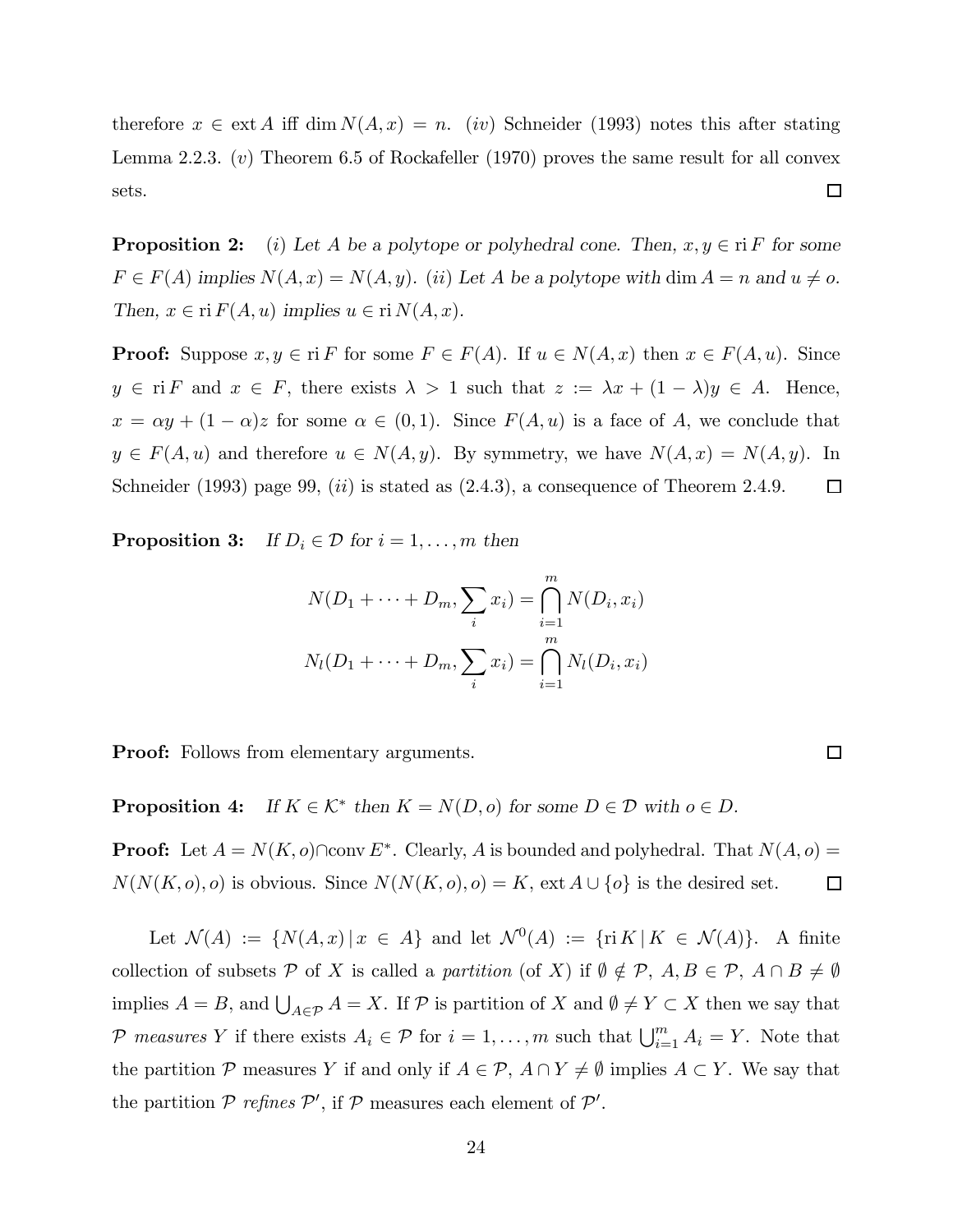therefore $x \in \operatorname{ext} A$ iff $\dim N(A, x) = n$. (*iv*) Schneider (1993) notes this after stating Lemma 2.2.3. (*v*) Theorem 6.5 of Rockafeller (1970) proves the same result for all convex sets. □

**Proposition 2:** (*i*) *Let $A$ be a polytope or polyhedral cone. Then, $x, y \in \operatorname{ri} F$ for some $F \in F(A)$ implies $N(A, x) = N(A, y)$.* (*ii*) *Let $A$ be a polytope with $\dim A = n$ and $u \neq o$. Then, $x \in \operatorname{ri} F(A, u)$ implies $u \in \operatorname{ri} N(A, x)$.*

**Proof:** Suppose $x, y \in \operatorname{ri} F$ for some $F \in F(A)$. If $u \in N(A, x)$ then $x \in F(A, u)$. Since $y \in \operatorname{ri} F$ and $x \in F$, there exists $\lambda > 1$ such that $z := \lambda x + (1 - \lambda) y \in A$. Hence, $x = \alpha y + (1 - \alpha) z$ for some $\alpha \in (0, 1)$. Since $F(A, u)$ is a face of $A$, we conclude that $y \in F(A, u)$ and therefore $u \in N(A, y)$. By symmetry, we have $N(A, x) = N(A, y)$. In Schneider (1993) page 99, (*ii*) is stated as (2.4.3), a consequence of Theorem 2.4.9. □

**Proposition 3:** *If $D_i \in \mathcal{D}$ for $i = 1, \ldots, m$ then*

$$N(D_1 + \cdots + D_m, \sum_i x_i) = \bigcap_{i=1}^{m} N(D_i, x_i)$$

$$N_l(D_1 + \cdots + D_m, \sum_i x_i) = \bigcap_{i=1}^{m} N_l(D_i, x_i)$$

**Proof:** Follows from elementary arguments. □

**Proposition 4:** *If $K \in \mathcal{K}^*$ then $K = N(D, o)$ for some $D \in \mathcal{D}$ with $o \in D$.*

**Proof:** Let $A = N(K, o) \cap \operatorname{conv} E^*$. Clearly, $A$ is bounded and polyhedral. That $N(A, o) = N(N(K, o), o)$ is obvious. Since $N(N(K, o), o) = K$, $\operatorname{ext} A \cup \{o\}$ is the desired set. □

Let $\mathcal{N}(A) := \{N(A, x) \,|\, x \in A\}$ and let $\mathcal{N}^0(A) := \{\operatorname{ri} K \,|\, K \in \mathcal{N}(A)\}$. A finite collection of subsets $\mathcal{P}$ of $X$ is called a *partition* (of $X$) if $\emptyset \notin \mathcal{P}$, $A, B \in \mathcal{P}$, $A \cap B \neq \emptyset$ implies $A = B$, and $\bigcup_{A \in \mathcal{P}} A = X$. If $\mathcal{P}$ is partition of $X$ and $\emptyset \neq Y \subset X$ then we say that $\mathcal{P}$ *measures* $Y$ if there exists $A_i \in \mathcal{P}$ for $i = 1, \ldots, m$ such that $\bigcup_{i=1}^{m} A_i = Y$. Note that the partition $\mathcal{P}$ measures $Y$ if and only if $A \in \mathcal{P}$, $A \cap Y \neq \emptyset$ implies $A \subset Y$. We say that the partition $\mathcal{P}$ *refines* $\mathcal{P}'$, if $\mathcal{P}$ measures each element of $\mathcal{P}'$.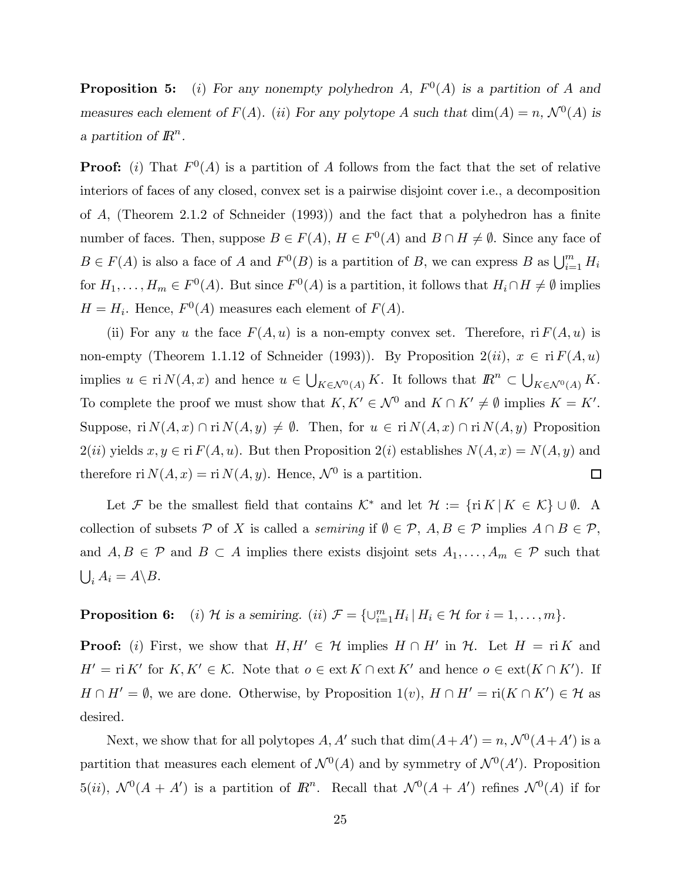**Proposition 5:** *(i) For any nonempty polyhedron $A$, $F^0(A)$ is a partition of $A$ and measures each element of $F(A)$. (ii) For any polytope $A$ such that $\dim(A) = n$, $\mathcal{N}^0(A)$ is a partition of $\mathbb{R}^n$.*

**Proof:** $(i)$ That $F^0(A)$ is a partition of $A$ follows from the fact that the set of relative interiors of faces of any closed, convex set is a pairwise disjoint cover i.e., a decomposition of $A$, (Theorem 2.1.2 of Schneider (1993)) and the fact that a polyhedron has a finite number of faces. Then, suppose $B \in F(A)$, $H \in F^0(A)$ and $B \cap H \neq \emptyset$. Since any face of $B \in F(A)$ is also a face of $A$ and $F^0(B)$ is a partition of $B$, we can express $B$ as $\bigcup_{i=1}^m H_i$ for $H_1, \ldots, H_m \in F^0(A)$. But since $F^0(A)$ is a partition, it follows that $H_i \cap H \neq \emptyset$ implies $H = H_i$. Hence, $F^0(A)$ measures each element of $F(A)$.

(ii) For any $u$ the face $F(A, u)$ is a non-empty convex set. Therefore, $\operatorname{ri} F(A, u)$ is non-empty (Theorem 1.1.12 of Schneider (1993)). By Proposition 2$(ii)$, $x \in \operatorname{ri} F(A, u)$ implies $u \in \operatorname{ri} N(A, x)$ and hence $u \in \bigcup_{K \in \mathcal{N}^0(A)} K$. It follows that $\mathbb{R}^n \subset \bigcup_{K \in \mathcal{N}^0(A)} K$. To complete the proof we must show that $K, K' \in \mathcal{N}^0$ and $K \cap K' \neq \emptyset$ implies $K = K'$. Suppose, $\operatorname{ri} N(A, x) \cap \operatorname{ri} N(A, y) \neq \emptyset$. Then, for $u \in \operatorname{ri} N(A, x) \cap \operatorname{ri} N(A, y)$ Proposition 2$(ii)$ yields $x, y \in \operatorname{ri} F(A, u)$. But then Proposition 2$(i)$ establishes $N(A, x) = N(A, y)$ and therefore $\operatorname{ri} N(A, x) = \operatorname{ri} N(A, y)$. Hence, $\mathcal{N}^0$ is a partition. $\square$

Let $\mathcal{F}$ be the smallest field that contains $\mathcal{K}^*$ and let $\mathcal{H} := \{\operatorname{ri} K \,|\, K \in \mathcal{K}\} \cup \emptyset$. A collection of subsets $\mathcal{P}$ of $X$ is called a *semiring* if $\emptyset \in \mathcal{P}$, $A, B \in \mathcal{P}$ implies $A \cap B \in \mathcal{P}$, and $A, B \in \mathcal{P}$ and $B \subset A$ implies there exists disjoint sets $A_1, \ldots, A_m \in \mathcal{P}$ such that $\bigcup_i A_i = A \backslash B$.

**Proposition 6:** *(i) $\mathcal{H}$ is a semiring. (ii) $\mathcal{F} = \{\cup_{i=1}^m H_i \,|\, H_i \in \mathcal{H}$ for $i = 1, \ldots, m\}$.*

**Proof:** $(i)$ First, we show that $H, H' \in \mathcal{H}$ implies $H \cap H'$ in $\mathcal{H}$. Let $H = \operatorname{ri} K$ and $H' = \operatorname{ri} K'$ for $K, K' \in \mathcal{K}$. Note that $o \in \operatorname{ext} K \cap \operatorname{ext} K'$ and hence $o \in \operatorname{ext}(K \cap K')$. If $H \cap H' = \emptyset$, we are done. Otherwise, by Proposition 1$(v)$, $H \cap H' = \operatorname{ri}(K \cap K') \in \mathcal{H}$ as desired.

Next, we show that for all polytopes $A, A'$ such that $\dim(A + A') = n$, $\mathcal{N}^0(A + A')$ is a partition that measures each element of $\mathcal{N}^0(A)$ and by symmetry of $\mathcal{N}^0(A')$. Proposition 5$(ii)$, $\mathcal{N}^0(A + A')$ is a partition of $\mathbb{R}^n$. Recall that $\mathcal{N}^0(A + A')$ refines $\mathcal{N}^0(A)$ if for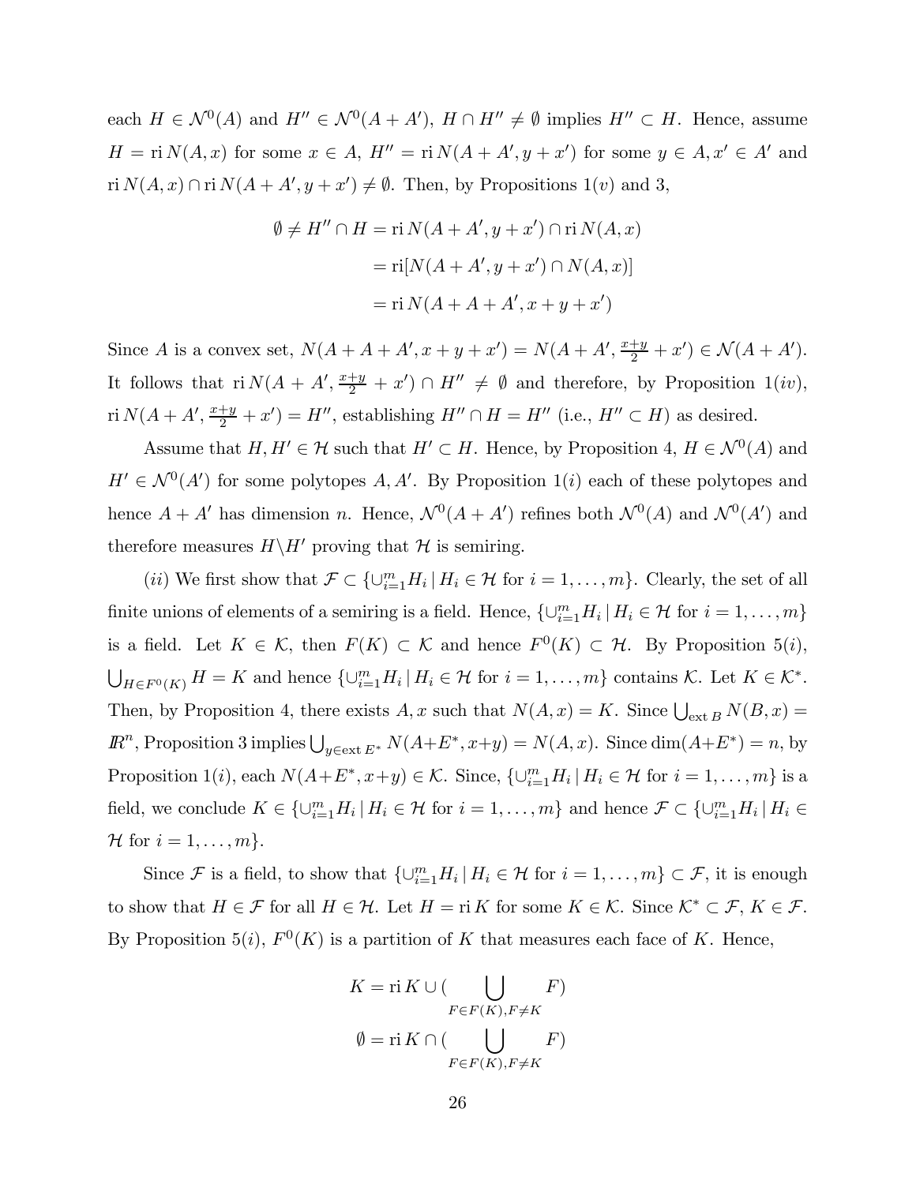each $H \in \mathcal{N}^0(A)$ and $H'' \in \mathcal{N}^0(A + A')$, $H \cap H'' \neq \emptyset$ implies $H'' \subset H$. Hence, assume $H = \operatorname{ri} N(A, x)$ for some $x \in A$, $H'' = \operatorname{ri} N(A + A', y + x')$ for some $y \in A, x' \in A'$ and $\operatorname{ri} N(A, x) \cap \operatorname{ri} N(A + A', y + x') \neq \emptyset$. Then, by Propositions 1$(v)$ and 3,

$$
\begin{aligned}
\emptyset \neq H'' \cap H &= \operatorname{ri} N(A + A', y + x') \cap \operatorname{ri} N(A, x) \\
&= \operatorname{ri}[N(A + A', y + x') \cap N(A, x)] \\
&= \operatorname{ri} N(A + A + A', x + y + x')
\end{aligned}
$$

Since $A$ is a convex set, $N(A + A + A', x + y + x') = N(A + A', \frac{x+y}{2} + x') \in \mathcal{N}(A + A')$. It follows that $\operatorname{ri} N(A + A', \frac{x+y}{2} + x') \cap H'' \neq \emptyset$ and therefore, by Proposition 1$(iv)$, $\operatorname{ri} N(A + A', \frac{x+y}{2} + x') = H''$, establishing $H'' \cap H = H''$ (i.e., $H'' \subset H$) as desired.

Assume that $H, H' \in \mathcal{H}$ such that $H' \subset H$. Hence, by Proposition 4, $H \in \mathcal{N}^0(A)$ and $H' \in \mathcal{N}^0(A')$ for some polytopes $A, A'$. By Proposition 1$(i)$ each of these polytopes and hence $A + A'$ has dimension $n$. Hence, $\mathcal{N}^0(A + A')$ refines both $\mathcal{N}^0(A)$ and $\mathcal{N}^0(A')$ and therefore measures $H \backslash H'$ proving that $\mathcal{H}$ is semiring.

$(ii)$ We first show that $\mathcal{F} \subset \{\cup_{i=1}^m H_i \,|\, H_i \in \mathcal{H} \text{ for } i = 1, \ldots, m\}$. Clearly, the set of all finite unions of elements of a semiring is a field. Hence, $\{\cup_{i=1}^m H_i \,|\, H_i \in \mathcal{H} \text{ for } i = 1, \ldots, m\}$ is a field. Let $K \in \mathcal{K}$, then $F(K) \subset \mathcal{K}$ and hence $F^0(K) \subset \mathcal{H}$. By Proposition 5$(i)$, $\bigcup_{H \in F^0(K)} H = K$ and hence $\{\cup_{i=1}^m H_i \,|\, H_i \in \mathcal{H} \text{ for } i = 1, \ldots, m\}$ contains $\mathcal{K}$. Let $K \in \mathcal{K}^*$. Then, by Proposition 4, there exists $A, x$ such that $N(A, x) = K$. Since $\bigcup_{\operatorname{ext} B} N(B, x) = I\!R^n$, Proposition 3 implies $\bigcup_{y \in \operatorname{ext} E^*} N(A + E^*, x + y) = N(A, x)$. Since $\dim(A + E^*) = n$, by Proposition 1$(i)$, each $N(A + E^*, x + y) \in \mathcal{K}$. Since, $\{\cup_{i=1}^m H_i \,|\, H_i \in \mathcal{H} \text{ for } i = 1, \ldots, m\}$ is a field, we conclude $K \in \{\cup_{i=1}^m H_i \,|\, H_i \in \mathcal{H} \text{ for } i = 1, \ldots, m\}$ and hence $\mathcal{F} \subset \{\cup_{i=1}^m H_i \,|\, H_i \in \mathcal{H} \text{ for } i = 1, \ldots, m\}$.

Since $\mathcal{F}$ is a field, to show that $\{\cup_{i=1}^m H_i \,|\, H_i \in \mathcal{H} \text{ for } i = 1, \ldots, m\} \subset \mathcal{F}$, it is enough to show that $H \in \mathcal{F}$ for all $H \in \mathcal{H}$. Let $H = \operatorname{ri} K$ for some $K \in \mathcal{K}$. Since $\mathcal{K}^* \subset \mathcal{F}$, $K \in \mathcal{F}$. By Proposition 5$(i)$, $F^0(K)$ is a partition of $K$ that measures each face of $K$. Hence,

$$
\begin{aligned}
K &= \operatorname{ri} K \cup \Big( \bigcup_{F \in F(K), F \neq K} F \Big) \\
\emptyset &= \operatorname{ri} K \cap \Big( \bigcup_{F \in F(K), F \neq K} F \Big)
\end{aligned}
$$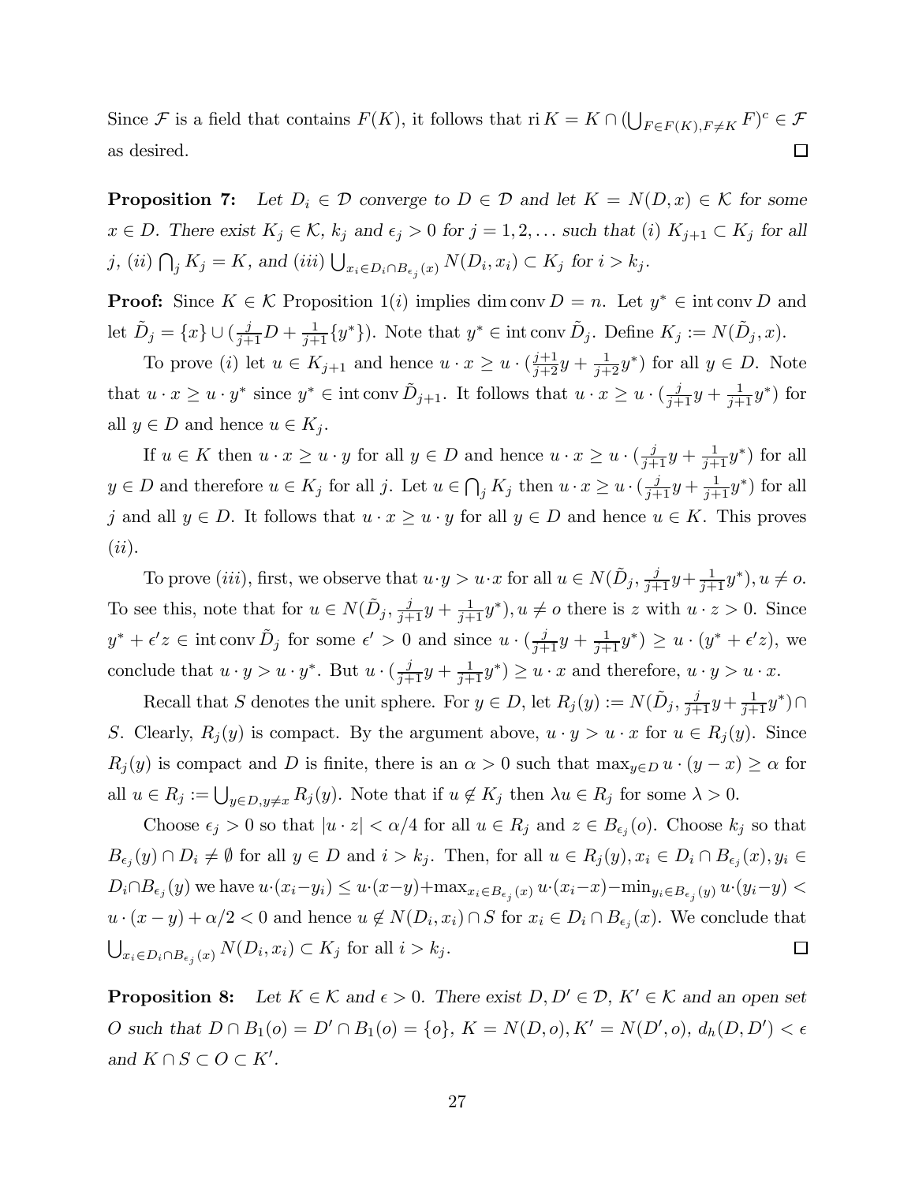Since $\mathcal{F}$ is a field that contains $F(K)$, it follows that $\text{ri}\, K = K \cap (\bigcup_{F \in F(K), F \neq K} F)^c \in \mathcal{F}$ as desired. ◻

**Proposition 7:** *Let $D_i \in \mathcal{D}$ converge to $D \in \mathcal{D}$ and let $K = N(D, x) \in \mathcal{K}$ for some $x \in D$. There exist $K_j \in \mathcal{K}$, $k_j$ and $\epsilon_j > 0$ for $j = 1, 2, \ldots$ such that (i) $K_{j+1} \subset K_j$ for all $j$, (ii) $\bigcap_j K_j = K$, and (iii) $\bigcup_{x_i \in D_i \cap B_{\epsilon_j}(x)} N(D_i, x_i) \subset K_j$ for $i > k_j$.*

**Proof:** Since $K \in \mathcal{K}$ Proposition 1$(i)$ implies $\dim \text{conv}\, D = n$. Let $y^* \in \text{int conv}\, D$ and let $\tilde{D}_j = \{x\} \cup (\frac{j}{j+1} D + \frac{1}{j+1}\{y^*\})$. Note that $y^* \in \text{int conv}\, \tilde{D}_j$. Define $K_j := N(\tilde{D}_j, x)$.

To prove $(i)$ let $u \in K_{j+1}$ and hence $u \cdot x \geq u \cdot (\frac{j+1}{j+2} y + \frac{1}{j+2} y^*)$ for all $y \in D$. Note that $u \cdot x \geq u \cdot y^*$ since $y^* \in \text{int conv}\, \tilde{D}_{j+1}$. It follows that $u \cdot x \geq u \cdot (\frac{j}{j+1} y + \frac{1}{j+1} y^*)$ for all $y \in D$ and hence $u \in K_j$.

If $u \in K$ then $u \cdot x \geq u \cdot y$ for all $y \in D$ and hence $u \cdot x \geq u \cdot (\frac{j}{j+1} y + \frac{1}{j+1} y^*)$ for all $y \in D$ and therefore $u \in K_j$ for all $j$. Let $u \in \bigcap_j K_j$ then $u \cdot x \geq u \cdot (\frac{j}{j+1} y + \frac{1}{j+1} y^*)$ for all $j$ and all $y \in D$. It follows that $u \cdot x \geq u \cdot y$ for all $y \in D$ and hence $u \in K$. This proves $(ii)$.

To prove $(iii)$, first, we observe that $u \cdot y > u \cdot x$ for all $u \in N(\tilde{D}_j, \frac{j}{j+1} y + \frac{1}{j+1} y^*), u \neq o$. To see this, note that for $u \in N(\tilde{D}_j, \frac{j}{j+1} y + \frac{1}{j+1} y^*), u \neq o$ there is $z$ with $u \cdot z > 0$. Since $y^* + \epsilon' z \in \text{int conv}\, \tilde{D}_j$ for some $\epsilon' > 0$ and since $u \cdot (\frac{j}{j+1} y + \frac{1}{j+1} y^*) \geq u \cdot (y^* + \epsilon' z)$, we conclude that $u \cdot y > u \cdot y^*$. But $u \cdot (\frac{j}{j+1} y + \frac{1}{j+1} y^*) \geq u \cdot x$ and therefore, $u \cdot y > u \cdot x$.

Recall that $S$ denotes the unit sphere. For $y \in D$, let $R_j(y) := N(\tilde{D}_j, \frac{j}{j+1} y + \frac{1}{j+1} y^*) \cap S$. Clearly, $R_j(y)$ is compact. By the argument above, $u \cdot y > u \cdot x$ for $u \in R_j(y)$. Since $R_j(y)$ is compact and $D$ is finite, there is an $\alpha > 0$ such that $\max_{y \in D} u \cdot (y - x) \geq \alpha$ for all $u \in R_j := \bigcup_{y \in D, y \neq x} R_j(y)$. Note that if $u \notin K_j$ then $\lambda u \in R_j$ for some $\lambda > 0$.

Choose $\epsilon_j > 0$ so that $|u \cdot z| < \alpha/4$ for all $u \in R_j$ and $z \in B_{\epsilon_j}(o)$. Choose $k_j$ so that $B_{\epsilon_j}(y) \cap D_i \neq \emptyset$ for all $y \in D$ and $i > k_j$. Then, for all $u \in R_j(y), x_i \in D_i \cap B_{\epsilon_j}(x), y_i \in D_i \cap B_{\epsilon_j}(y)$ we have $u \cdot (x_i - y_i) \leq u \cdot (x - y) + \max_{x_i \in B_{\epsilon_j}(x)} u \cdot (x_i - x) - \min_{y_i \in B_{\epsilon_j}(y)} u \cdot (y_i - y) < u \cdot (x - y) + \alpha/2 < 0$ and hence $u \notin N(D_i, x_i) \cap S$ for $x_i \in D_i \cap B_{\epsilon_j}(x)$. We conclude that $\bigcup_{x_i \in D_i \cap B_{\epsilon_j}(x)} N(D_i, x_i) \subset K_j$ for all $i > k_j$. ◻

**Proposition 8:** *Let $K \in \mathcal{K}$ and $\epsilon > 0$. There exist $D, D' \in \mathcal{D}$, $K' \in \mathcal{K}$ and an open set $O$ such that $D \cap B_1(o) = D' \cap B_1(o) = \{o\}$, $K = N(D, o), K' = N(D', o)$, $d_h(D, D') < \epsilon$ and $K \cap S \subset O \subset K'$.*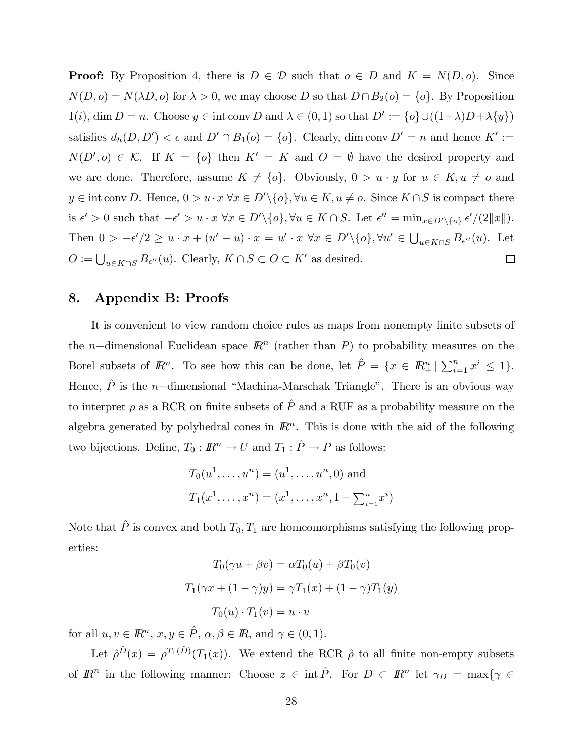**Proof:** By Proposition 4, there is $D \in \mathcal{D}$ such that $o \in D$ and $K = N(D, o)$. Since $N(D, o) = N(\lambda D, o)$ for $\lambda > 0$, we may choose $D$ so that $D \cap B_2(o) = \{o\}$. By Proposition 1$(i)$, $\dim D = n$. Choose $y \in \operatorname{int} \operatorname{conv} D$ and $\lambda \in (0, 1)$ so that $D' := \{o\} \cup ((1-\lambda)D + \lambda\{y\})$ satisfies $d_h(D, D') < \epsilon$ and $D' \cap B_1(o) = \{o\}$. Clearly, $\dim \operatorname{conv} D' = n$ and hence $K' := N(D', o) \in \mathcal{K}$. If $K = \{o\}$ then $K' = K$ and $O = \emptyset$ have the desired property and we are done. Therefore, assume $K \neq \{o\}$. Obviously, $0 > u \cdot y$ for $u \in K, u \neq o$ and $y \in \operatorname{int} \operatorname{conv} D$. Hence, $0 > u \cdot x \; \forall x \in D' \backslash \{o\}, \forall u \in K, u \neq o$. Since $K \cap S$ is compact there is $\epsilon' > 0$ such that $-\epsilon' > u \cdot x \; \forall x \in D' \backslash \{o\}, \forall u \in K \cap S$. Let $\epsilon'' = \min_{x \in D' \backslash \{o\}} \epsilon'/(2\|x\|)$. Then $0 > -\epsilon'/2 \geq u \cdot x + (u' - u) \cdot x = u' \cdot x \; \forall x \in D' \backslash \{o\}, \forall u' \in \bigcup_{u \in K \cap S} B_{\epsilon''}(u)$. Let $O := \bigcup_{u \in K \cap S} B_{\epsilon''}(u)$. Clearly, $K \cap S \subset O \subset K'$ as desired. $\square$

## 8. Appendix B: Proofs

It is convenient to view random choice rules as maps from nonempty finite subsets of the $n-$dimensional Euclidean space $I\!R^n$ (rather than $P$) to probability measures on the Borel subsets of $I\!R^n$. To see how this can be done, let $\hat{P} = \{x \in I\!R^n_+ \mid \sum_{i=1}^n x^i \leq 1\}$. Hence, $\hat{P}$ is the $n-$dimensional "Machina-Marschak Triangle". There is an obvious way to interpret $\rho$ as a RCR on finite subsets of $\hat{P}$ and a RUF as a probability measure on the algebra generated by polyhedral cones in $I\!R^n$. This is done with the aid of the following two bijections. Define, $T_0 : I\!R^n \to U$ and $T_1 : \hat{P} \to P$ as follows:

$$T_0(u^1, \ldots, u^n) = (u^1, \ldots, u^n, 0) \text{ and}$$
$$T_1(x^1, \ldots, x^n) = (x^1, \ldots, x^n, 1 - \textstyle\sum_{i=1}^n x^i)$$

Note that $\hat{P}$ is convex and both $T_0, T_1$ are homeomorphisms satisfying the following properties:

$$T_0(\gamma u + \beta v) = \alpha T_0(u) + \beta T_0(v)$$
$$T_1(\gamma x + (1-\gamma)y) = \gamma T_1(x) + (1-\gamma)T_1(y)$$
$$T_0(u) \cdot T_1(v) = u \cdot v$$

for all $u, v \in I\!R^n$, $x, y \in \hat{P}$, $\alpha, \beta \in I\!R$, and $\gamma \in (0, 1)$.

Let $\hat{\rho}^{\hat{D}}(x) = \rho^{T_1(\hat{D})}(T_1(x))$. We extend the RCR $\hat{\rho}$ to all finite non-empty subsets of $I\!R^n$ in the following manner: Choose $z \in \operatorname{int} \hat{P}$. For $D \subset I\!R^n$ let $\gamma_D = \max\{\gamma \in$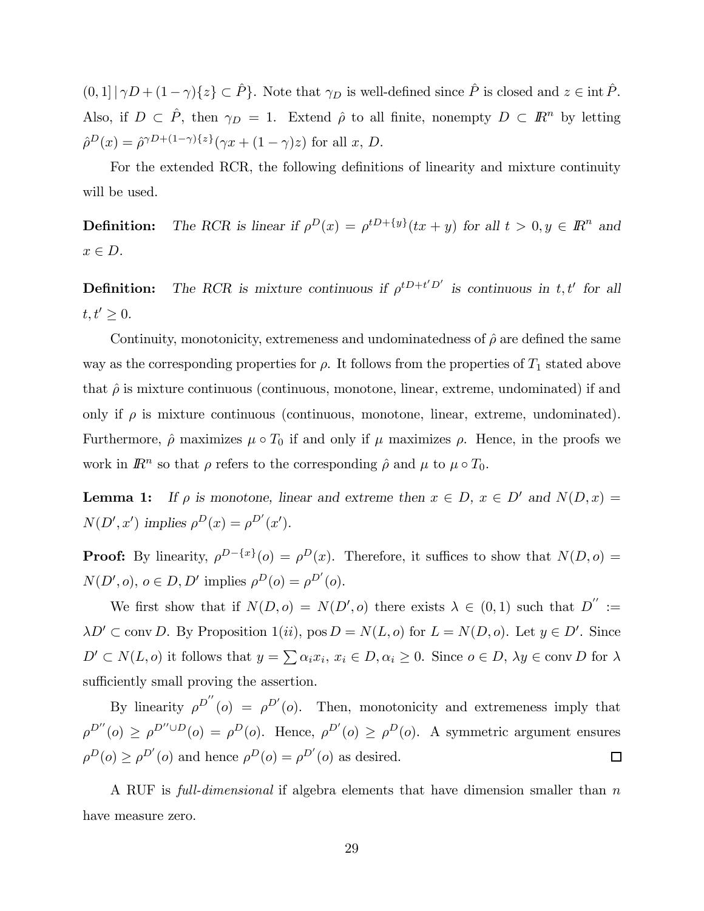$(0,1] \,|\, \gamma D + (1-\gamma)\{z\} \subset \hat{P}\}$. Note that $\gamma_D$ is well-defined since $\hat{P}$ is closed and $z \in \operatorname{int} \hat{P}$. Also, if $D \subset \hat{P}$, then $\gamma_D = 1$. Extend $\hat{\rho}$ to all finite, nonempty $D \subset I\!R^n$ by letting $\hat{\rho}^D(x) = \hat{\rho}^{\gamma D + (1-\gamma)\{z\}}(\gamma x + (1-\gamma)z)$ for all $x$, $D$.

For the extended RCR, the following definitions of linearity and mixture continuity will be used.

**Definition:** *The RCR is linear if $\rho^D(x) = \rho^{tD+\{y\}}(tx+y)$ for all $t > 0, y \in I\!R^n$ and $x \in D$.*

**Definition:** *The RCR is mixture continuous if $\rho^{tD+t'D'}$ is continuous in $t, t'$ for all $t, t' \geq 0$.*

Continuity, monotonicity, extremeness and undominatedness of $\hat{\rho}$ are defined the same way as the corresponding properties for $\rho$. It follows from the properties of $T_1$ stated above that $\hat{\rho}$ is mixture continuous (continuous, monotone, linear, extreme, undominated) if and only if $\rho$ is mixture continuous (continuous, monotone, linear, extreme, undominated). Furthermore, $\hat{\rho}$ maximizes $\mu \circ T_0$ if and only if $\mu$ maximizes $\rho$. Hence, in the proofs we work in $I\!R^n$ so that $\rho$ refers to the corresponding $\hat{\rho}$ and $\mu$ to $\mu \circ T_0$.

**Lemma 1:** *If $\rho$ is monotone, linear and extreme then $x \in D$, $x \in D'$ and $N(D,x) = N(D',x')$ implies $\rho^D(x) = \rho^{D'}(x')$.*

**Proof:** By linearity, $\rho^{D-\{x\}}(o) = \rho^D(x)$. Therefore, it suffices to show that $N(D,o) = N(D',o)$, $o \in D, D'$ implies $\rho^D(o) = \rho^{D'}(o)$.

We first show that if $N(D,o) = N(D',o)$ there exists $\lambda \in (0,1)$ such that $D'' := \lambda D' \subset \operatorname{conv} D$. By Proposition 1$(ii)$, $\operatorname{pos} D = N(L,o)$ for $L = N(D,o)$. Let $y \in D'$. Since $D' \subset N(L,o)$ it follows that $y = \sum \alpha_i x_i$, $x_i \in D, \alpha_i \geq 0$. Since $o \in D$, $\lambda y \in \operatorname{conv} D$ for $\lambda$ sufficiently small proving the assertion.

By linearity $\rho^{D''}(o) = \rho^{D'}(o)$. Then, monotonicity and extremeness imply that $\rho^{D''}(o) \geq \rho^{D'' \cup D}(o) = \rho^D(o)$. Hence, $\rho^{D'}(o) \geq \rho^D(o)$. A symmetric argument ensures $\rho^D(o) \geq \rho^{D'}(o)$ and hence $\rho^D(o) = \rho^{D'}(o)$ as desired. □

A RUF is *full-dimensional* if algebra elements that have dimension smaller than $n$ have measure zero.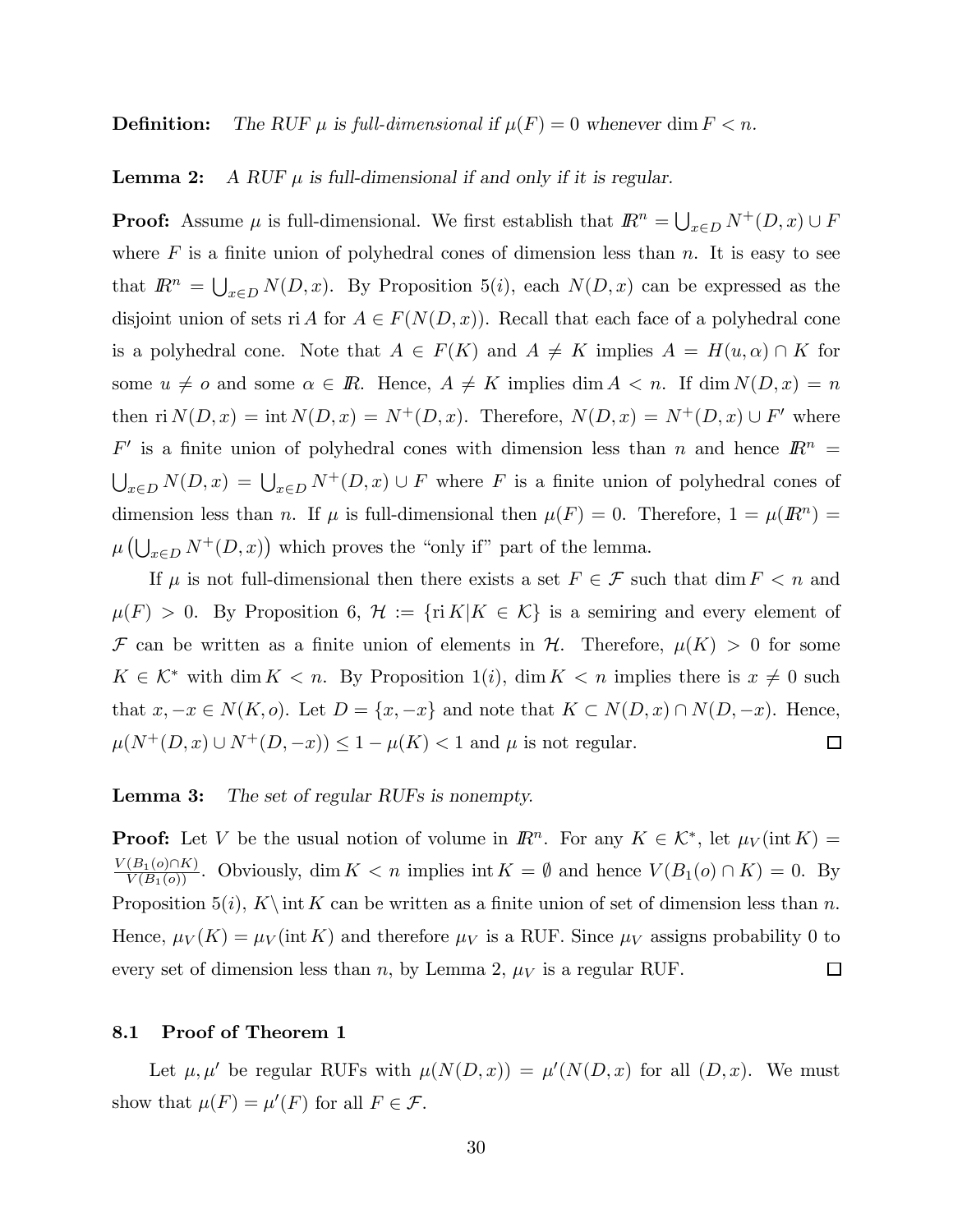**Definition:** *The RUF $\mu$ is full-dimensional if $\mu(F) = 0$ whenever $\dim F < n$.*

**Lemma 2:** *A RUF $\mu$ is full-dimensional if and only if it is regular.*

**Proof:** Assume $\mu$ is full-dimensional. We first establish that $I\!R^n = \bigcup_{x \in D} N^+(D, x) \cup F$ where $F$ is a finite union of polyhedral cones of dimension less than $n$. It is easy to see that $I\!R^n = \bigcup_{x \in D} N(D, x)$. By Proposition 5($i$), each $N(D, x)$ can be expressed as the disjoint union of sets $\operatorname{ri} A$ for $A \in F(N(D, x))$. Recall that each face of a polyhedral cone is a polyhedral cone. Note that $A \in F(K)$ and $A \neq K$ implies $A = H(u, \alpha) \cap K$ for some $u \neq o$ and some $\alpha \in I\!R$. Hence, $A \neq K$ implies $\dim A < n$. If $\dim N(D, x) = n$ then $\operatorname{ri} N(D, x) = \operatorname{int} N(D, x) = N^+(D, x)$. Therefore, $N(D, x) = N^+(D, x) \cup F'$ where $F'$ is a finite union of polyhedral cones with dimension less than $n$ and hence $I\!R^n = \bigcup_{x \in D} N(D, x) = \bigcup_{x \in D} N^+(D, x) \cup F$ where $F$ is a finite union of polyhedral cones of dimension less than $n$. If $\mu$ is full-dimensional then $\mu(F) = 0$. Therefore, $1 = \mu(I\!R^n) = \mu\left(\bigcup_{x \in D} N^+(D, x)\right)$ which proves the "only if" part of the lemma.

If $\mu$ is not full-dimensional then there exists a set $F \in \mathcal{F}$ such that $\dim F < n$ and $\mu(F) > 0$. By Proposition 6, $\mathcal{H} := \{\operatorname{ri} K | K \in \mathcal{K}\}$ is a semiring and every element of $\mathcal{F}$ can be written as a finite union of elements in $\mathcal{H}$. Therefore, $\mu(K) > 0$ for some $K \in \mathcal{K}^*$ with $\dim K < n$. By Proposition 1($i$), $\dim K < n$ implies there is $x \neq 0$ such that $x, -x \in N(K, o)$. Let $D = \{x, -x\}$ and note that $K \subset N(D, x) \cap N(D, -x)$. Hence, $\mu(N^+(D, x) \cup N^+(D, -x)) \leq 1 - \mu(K) < 1$ and $\mu$ is not regular. $\square$

**Lemma 3:** *The set of regular RUFs is nonempty.*

**Proof:** Let $V$ be the usual notion of volume in $I\!R^n$. For any $K \in \mathcal{K}^*$, let $\mu_V(\operatorname{int} K) = \frac{V(B_1(o) \cap K)}{V(B_1(o))}$. Obviously, $\dim K < n$ implies $\operatorname{int} K = \emptyset$ and hence $V(B_1(o) \cap K) = 0$. By Proposition 5($i$), $K \setminus \operatorname{int} K$ can be written as a finite union of set of dimension less than $n$. Hence, $\mu_V(K) = \mu_V(\operatorname{int} K)$ and therefore $\mu_V$ is a RUF. Since $\mu_V$ assigns probability 0 to every set of dimension less than $n$, by Lemma 2, $\mu_V$ is a regular RUF. $\square$

### 8.1 Proof of Theorem 1

Let $\mu, \mu'$ be regular RUFs with $\mu(N(D, x)) = \mu'(N(D, x)$ for all $(D, x)$. We must show that $\mu(F) = \mu'(F)$ for all $F \in \mathcal{F}$.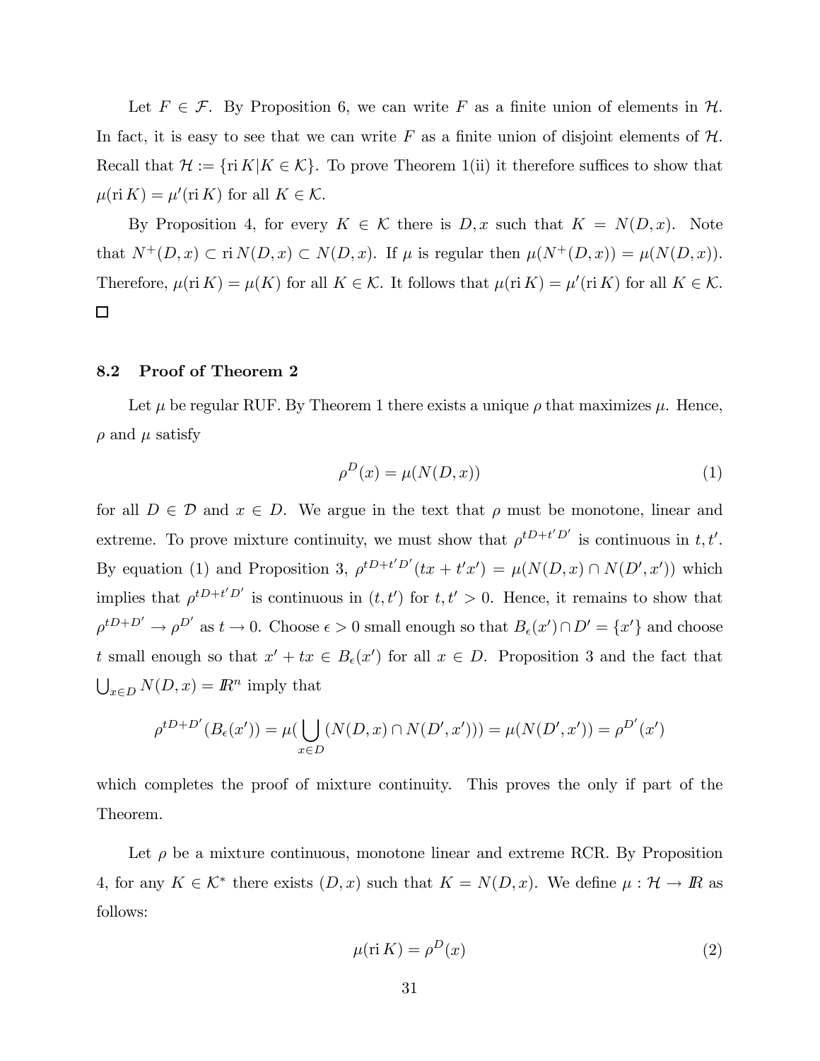Let $F \in \mathcal{F}$. By Proposition 6, we can write $F$ as a finite union of elements in $\mathcal{H}$. In fact, it is easy to see that we can write $F$ as a finite union of disjoint elements of $\mathcal{H}$. Recall that $\mathcal{H} := \{\text{ri}\, K | K \in \mathcal{K}\}$. To prove Theorem 1(ii) it therefore suffices to show that $\mu(\text{ri}\, K) = \mu'(\text{ri}\, K)$ for all $K \in \mathcal{K}$.

By Proposition 4, for every $K \in \mathcal{K}$ there is $D, x$ such that $K = N(D,x)$. Note that $N^+(D,x) \subset \text{ri}\, N(D,x) \subset N(D,x)$. If $\mu$ is regular then $\mu(N^+(D,x)) = \mu(N(D,x))$. Therefore, $\mu(\text{ri}\, K) = \mu(K)$ for all $K \in \mathcal{K}$. It follows that $\mu(\text{ri}\, K) = \mu'(\text{ri}\, K)$ for all $K \in \mathcal{K}$. □

### 8.2 Proof of Theorem 2

Let $\mu$ be regular RUF. By Theorem 1 there exists a unique $\rho$ that maximizes $\mu$. Hence, $\rho$ and $\mu$ satisfy

$$\rho^D(x) = \mu(N(D,x)) \tag{1}$$

for all $D \in \mathcal{D}$ and $x \in D$. We argue in the text that $\rho$ must be monotone, linear and extreme. To prove mixture continuity, we must show that $\rho^{tD+t'D'}$ is continuous in $t, t'$. By equation (1) and Proposition 3, $\rho^{tD+t'D'}(tx + t'x') = \mu(N(D,x) \cap N(D',x'))$ which implies that $\rho^{tD+t'D'}$ is continuous in $(t,t')$ for $t, t' > 0$. Hence, it remains to show that $\rho^{tD+D'} \to \rho^{D'}$ as $t \to 0$. Choose $\epsilon > 0$ small enough so that $B_\epsilon(x') \cap D' = \{x'\}$ and choose $t$ small enough so that $x' + tx \in B_\epsilon(x')$ for all $x \in D$. Proposition 3 and the fact that $\bigcup_{x \in D} N(D,x) = I\!R^n$ imply that

$$\rho^{tD+D'}(B_\epsilon(x')) = \mu(\bigcup_{x \in D}(N(D,x) \cap N(D',x'))) = \mu(N(D',x')) = \rho^{D'}(x')$$

which completes the proof of mixture continuity. This proves the only if part of the Theorem.

Let $\rho$ be a mixture continuous, monotone linear and extreme RCR. By Proposition 4, for any $K \in \mathcal{K}^*$ there exists $(D,x)$ such that $K = N(D,x)$. We define $\mu : \mathcal{H} \to I\!R$ as follows:

$$\mu(\text{ri}\, K) = \rho^D(x) \tag{2}$$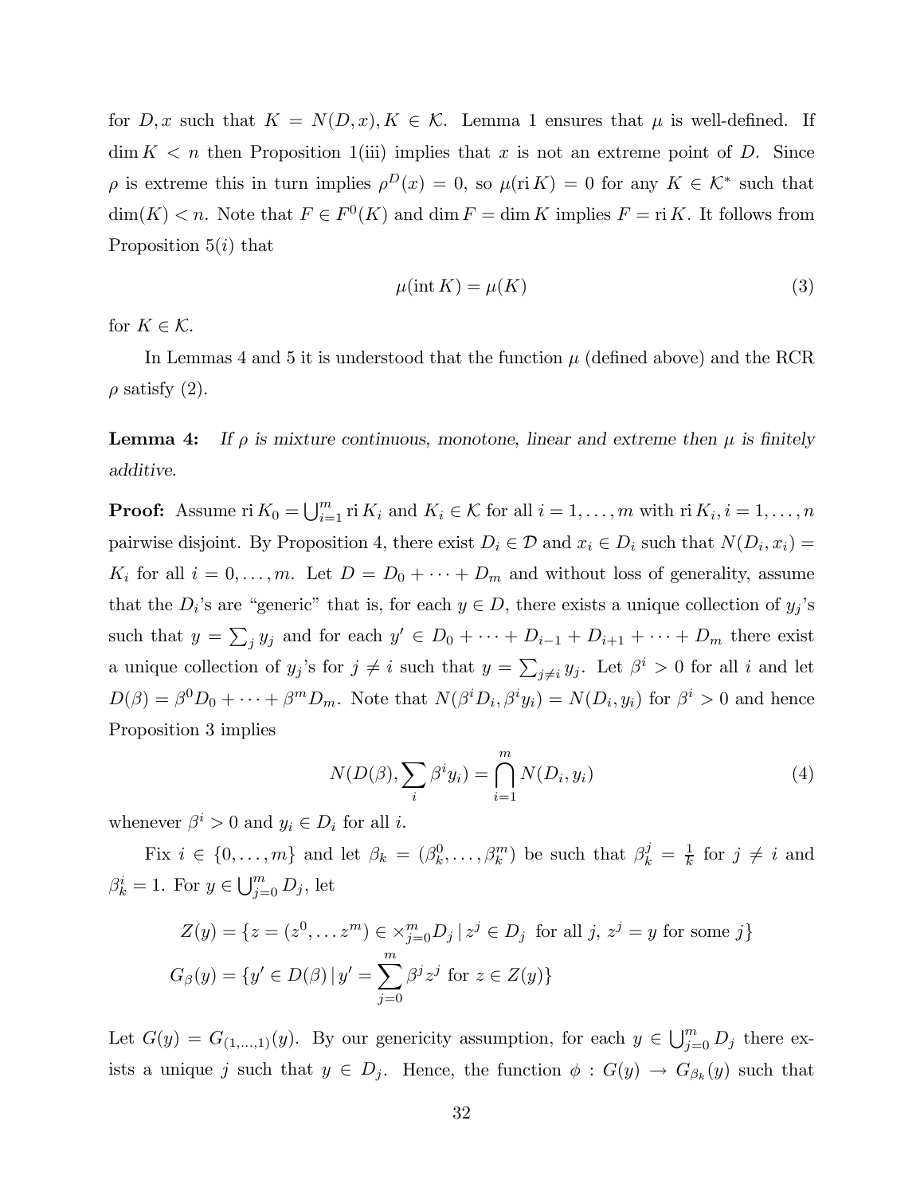for $D, x$ such that $K = N(D, x), K \in \mathcal{K}$. Lemma 1 ensures that $\mu$ is well-defined. If $\dim K < n$ then Proposition 1(iii) implies that $x$ is not an extreme point of $D$. Since $\rho$ is extreme this in turn implies $\rho^D(x) = 0$, so $\mu(\text{ri}\, K) = 0$ for any $K \in \mathcal{K}^*$ such that $\dim(K) < n$. Note that $F \in F^0(K)$ and $\dim F = \dim K$ implies $F = \text{ri}\, K$. It follows from Proposition 5($i$) that

$$\mu(\text{int}\, K) = \mu(K) \tag{3}$$

for $K \in \mathcal{K}$.

In Lemmas 4 and 5 it is understood that the function $\mu$ (defined above) and the RCR $\rho$ satisfy (2).

**Lemma 4:** *If $\rho$ is mixture continuous, monotone, linear and extreme then $\mu$ is finitely additive.*

**Proof:** Assume $\text{ri}\, K_0 = \bigcup_{i=1}^m \text{ri}\, K_i$ and $K_i \in \mathcal{K}$ for all $i = 1, \ldots, m$ with $\text{ri}\, K_i, i = 1, \ldots, n$ pairwise disjoint. By Proposition 4, there exist $D_i \in \mathcal{D}$ and $x_i \in D_i$ such that $N(D_i, x_i) = K_i$ for all $i = 0, \ldots, m$. Let $D = D_0 + \cdots + D_m$ and without loss of generality, assume that the $D_i$'s are "generic" that is, for each $y \in D$, there exists a unique collection of $y_j$'s such that $y = \sum_j y_j$ and for each $y' \in D_0 + \cdots + D_{i-1} + D_{i+1} + \cdots + D_m$ there exist a unique collection of $y_j$'s for $j \neq i$ such that $y = \sum_{j \neq i} y_j$. Let $\beta^i > 0$ for all $i$ and let $D(\beta) = \beta^0 D_0 + \cdots + \beta^m D_m$. Note that $N(\beta^i D_i, \beta^i y_i) = N(D_i, y_i)$ for $\beta^i > 0$ and hence Proposition 3 implies

$$N(D(\beta), \sum_i \beta^i y_i) = \bigcap_{i=1}^m N(D_i, y_i) \tag{4}$$

whenever $\beta^i > 0$ and $y_i \in D_i$ for all $i$.

Fix $i \in \{0, \ldots, m\}$ and let $\beta_k = (\beta_k^0, \ldots, \beta_k^m)$ be such that $\beta_k^j = \frac{1}{k}$ for $j \neq i$ and $\beta_k^i = 1$. For $y \in \bigcup_{j=0}^m D_j$, let

$$Z(y) = \{z = (z^0, \ldots z^m) \in \times_{j=0}^m D_j \,|\, z^j \in D_j \text{ for all } j,\, z^j = y \text{ for some } j\}$$

$$G_\beta(y) = \{y' \in D(\beta) \,|\, y' = \sum_{j=0}^m \beta^j z^j \text{ for } z \in Z(y)\}$$

Let $G(y) = G_{(1,\ldots,1)}(y)$. By our genericity assumption, for each $y \in \bigcup_{j=0}^m D_j$ there exists a unique $j$ such that $y \in D_j$. Hence, the function $\phi : G(y) \to G_{\beta_k}(y)$ such that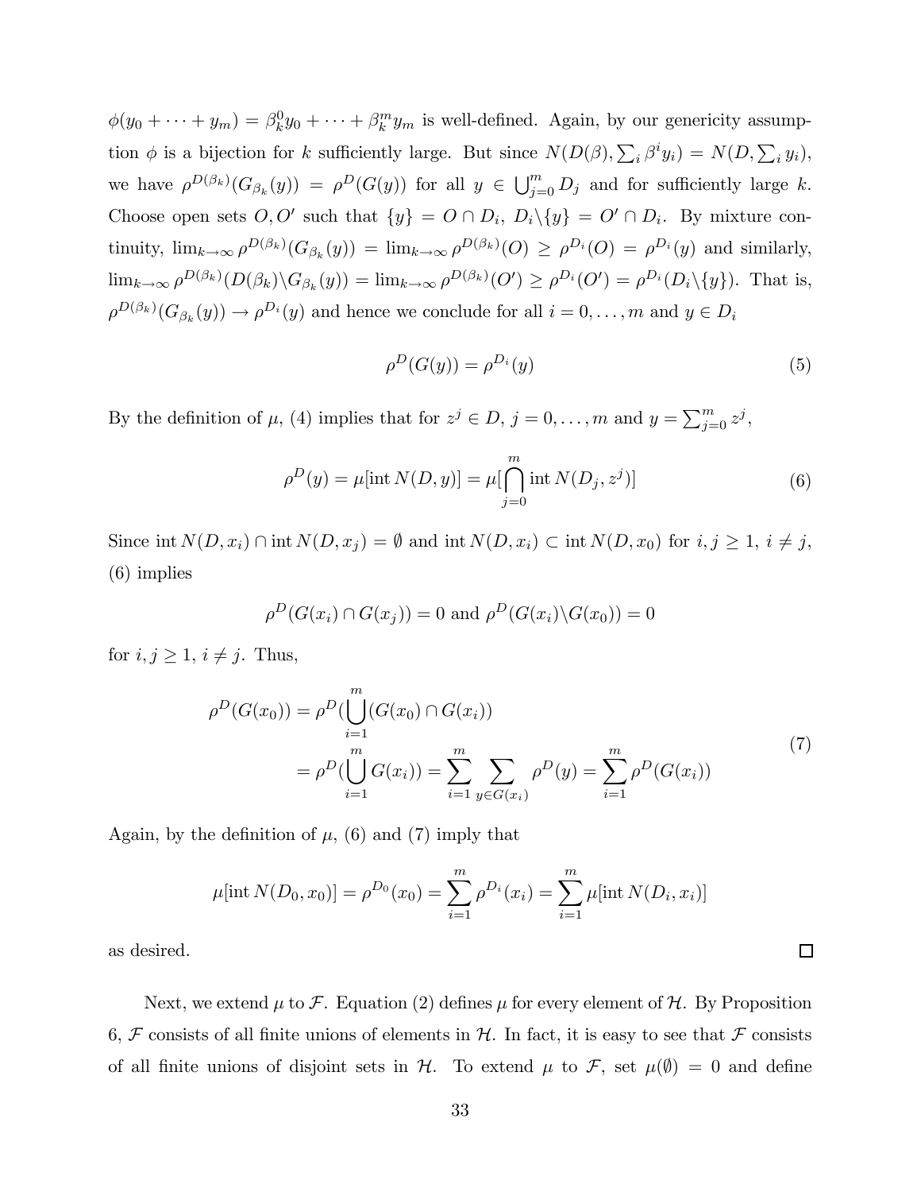$\phi(y_0 + \cdots + y_m) = \beta_k^0 y_0 + \cdots + \beta_k^m y_m$ is well-defined. Again, by our genericity assumption $\phi$ is a bijection for $k$ sufficiently large. But since $N(D(\beta), \sum_i \beta^i y_i) = N(D, \sum_i y_i)$, we have $\rho^{D(\beta_k)}(G_{\beta_k}(y)) = \rho^D(G(y))$ for all $y \in \bigcup_{j=0}^m D_j$ and for sufficiently large $k$. Choose open sets $O, O'$ such that $\{y\} = O \cap D_i$, $D_i \backslash \{y\} = O' \cap D_i$. By mixture continuity, $\lim_{k\to\infty} \rho^{D(\beta_k)}(G_{\beta_k}(y)) = \lim_{k\to\infty} \rho^{D(\beta_k)}(O) \geq \rho^{D_i}(O) = \rho^{D_i}(y)$ and similarly, $\lim_{k\to\infty} \rho^{D(\beta_k)}(D(\beta_k)\backslash G_{\beta_k}(y)) = \lim_{k\to\infty} \rho^{D(\beta_k)}(O') \geq \rho^{D_i}(O') = \rho^{D_i}(D_i\backslash\{y\})$. That is, $\rho^{D(\beta_k)}(G_{\beta_k}(y)) \to \rho^{D_i}(y)$ and hence we conclude for all $i = 0, \ldots, m$ and $y \in D_i$

$$\rho^D(G(y)) = \rho^{D_i}(y) \tag{5}$$

By the definition of $\mu$, (4) implies that for $z^j \in D$, $j = 0, \ldots, m$ and $y = \sum_{j=0}^m z^j$,

$$\rho^D(y) = \mu[\operatorname{int} N(D, y)] = \mu[\bigcap_{j=0}^m \operatorname{int} N(D_j, z^j)] \tag{6}$$

Since $\operatorname{int} N(D, x_i) \cap \operatorname{int} N(D, x_j) = \emptyset$ and $\operatorname{int} N(D, x_i) \subset \operatorname{int} N(D, x_0)$ for $i, j \geq 1$, $i \neq j$, (6) implies

$$\rho^D(G(x_i) \cap G(x_j)) = 0 \text{ and } \rho^D(G(x_i)\backslash G(x_0)) = 0$$

for $i, j \geq 1$, $i \neq j$. Thus,

$$\begin{aligned}
\rho^D(G(x_0)) &= \rho^D(\bigcup_{i=1}^m (G(x_0) \cap G(x_i)) \\
&= \rho^D(\bigcup_{i=1}^m G(x_i)) = \sum_{i=1}^m \sum_{y \in G(x_i)} \rho^D(y) = \sum_{i=1}^m \rho^D(G(x_i))
\end{aligned} \tag{7}$$

Again, by the definition of $\mu$, (6) and (7) imply that

$$\mu[\operatorname{int} N(D_0, x_0)] = \rho^{D_0}(x_0) = \sum_{i=1}^m \rho^{D_i}(x_i) = \sum_{i=1}^m \mu[\operatorname{int} N(D_i, x_i)]$$

as desired. □

Next, we extend $\mu$ to $\mathcal{F}$. Equation (2) defines $\mu$ for every element of $\mathcal{H}$. By Proposition 6, $\mathcal{F}$ consists of all finite unions of elements in $\mathcal{H}$. In fact, it is easy to see that $\mathcal{F}$ consists of all finite unions of disjoint sets in $\mathcal{H}$. To extend $\mu$ to $\mathcal{F}$, set $\mu(\emptyset) = 0$ and define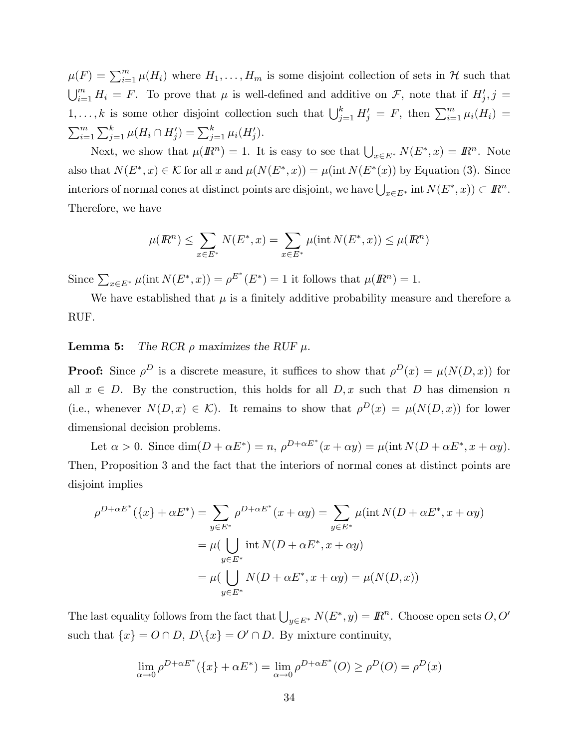$\mu(F) = \sum_{i=1}^m \mu(H_i)$ where $H_1, \ldots, H_m$ is some disjoint collection of sets in $\mathcal{H}$ such that $\bigcup_{i=1}^m H_i = F$. To prove that $\mu$ is well-defined and additive on $\mathcal{F}$, note that if $H'_j, j = 1, \ldots, k$ is some other disjoint collection such that $\bigcup_{j=1}^k H'_j = F$, then $\sum_{i=1}^m \mu_i(H_i) = \sum_{i=1}^m \sum_{j=1}^k \mu(H_i \cap H'_j) = \sum_{j=1}^k \mu_i(H'_j)$.

Next, we show that $\mu(I\!R^n) = 1$. It is easy to see that $\bigcup_{x \in E^*} N(E^*, x) = I\!R^n$. Note also that $N(E^*, x) \in \mathcal{K}$ for all $x$ and $\mu(N(E^*, x)) = \mu(\text{int}\, N(E^*(x))$ by Equation (3). Since interiors of normal cones at distinct points are disjoint, we have $\bigcup_{x \in E^*} \text{int}\, N(E^*, x)) \subset I\!R^n$. Therefore, we have

$$\mu(I\!R^n) \leq \sum_{x \in E^*} N(E^*, x) = \sum_{x \in E^*} \mu(\text{int}\, N(E^*, x)) \leq \mu(I\!R^n)$$

Since $\sum_{x \in E^*} \mu(\text{int}\, N(E^*, x)) = \rho^{E^*}(E^*) = 1$ it follows that $\mu(I\!R^n) = 1$.

We have established that $\mu$ is a finitely additive probability measure and therefore a RUF.

**Lemma 5:** *The RCR $\rho$ maximizes the RUF $\mu$.*

**Proof:** Since $\rho^D$ is a discrete measure, it suffices to show that $\rho^D(x) = \mu(N(D, x))$ for all $x \in D$. By the construction, this holds for all $D, x$ such that $D$ has dimension $n$ (i.e., whenever $N(D, x) \in \mathcal{K}$). It remains to show that $\rho^D(x) = \mu(N(D, x))$ for lower dimensional decision problems.

Let $\alpha > 0$. Since $\dim(D + \alpha E^*) = n$, $\rho^{D+\alpha E^*}(x + \alpha y) = \mu(\text{int}\, N(D + \alpha E^*, x + \alpha y)$. Then, Proposition 3 and the fact that the interiors of normal cones at distinct points are disjoint implies

$$\begin{aligned}
\rho^{D+\alpha E^*}(\{x\} + \alpha E^*) = \sum_{y \in E^*} \rho^{D+\alpha E^*}(x + \alpha y) &= \sum_{y \in E^*} \mu(\text{int}\, N(D + \alpha E^*, x + \alpha y) \\
&= \mu(\bigcup_{y \in E^*} \text{int}\, N(D + \alpha E^*, x + \alpha y) \\
&= \mu(\bigcup_{y \in E^*} N(D + \alpha E^*, x + \alpha y) = \mu(N(D, x))
\end{aligned}$$

The last equality follows from the fact that $\bigcup_{y \in E^*} N(E^*, y) = I\!R^n$. Choose open sets $O, O'$ such that $\{x\} = O \cap D$, $D \backslash \{x\} = O' \cap D$. By mixture continuity,

$$\lim_{\alpha \to 0} \rho^{D+\alpha E^*}(\{x\} + \alpha E^*) = \lim_{\alpha \to 0} \rho^{D+\alpha E^*}(O) \geq \rho^D(O) = \rho^D(x)$$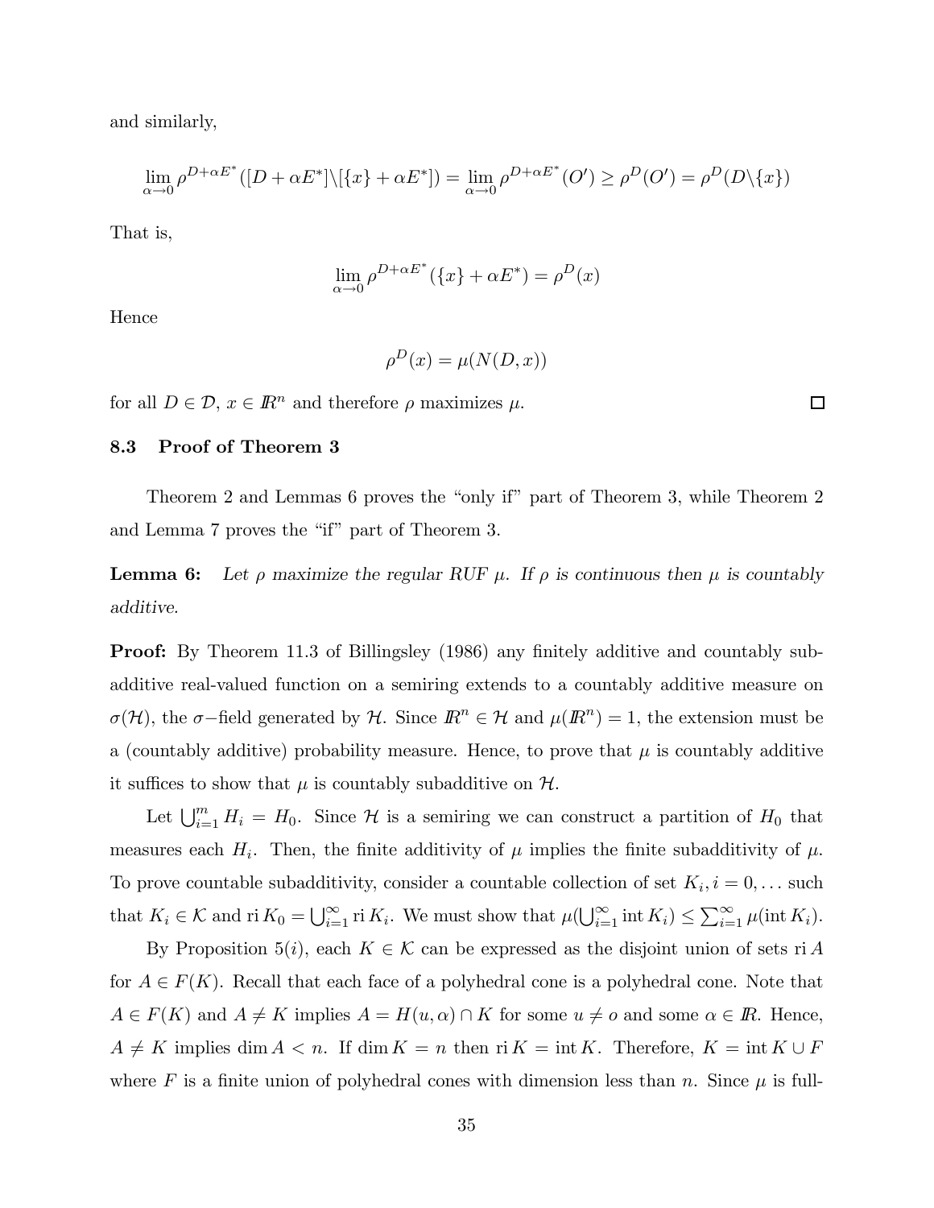and similarly,

$$\lim_{\alpha \to 0} \rho^{D+\alpha E^*}([D+\alpha E^*] \backslash [\{x\}+\alpha E^*]) = \lim_{\alpha \to 0} \rho^{D+\alpha E^*}(O') \geq \rho^D(O') = \rho^D(D \backslash \{x\})$$

That is,

$$\lim_{\alpha \to 0} \rho^{D+\alpha E^*}(\{x\}+\alpha E^*) = \rho^D(x)$$

Hence

$$\rho^D(x) = \mu(N(D,x))$$

for all $D \in \mathcal{D}$, $x \in I\!R^n$ and therefore $\rho$ maximizes $\mu$. $\square$

### 8.3 Proof of Theorem 3

Theorem 2 and Lemmas 6 proves the "only if" part of Theorem 3, while Theorem 2 and Lemma 7 proves the "if" part of Theorem 3.

**Lemma 6:** *Let $\rho$ maximize the regular RUF $\mu$. If $\rho$ is continuous then $\mu$ is countably additive.*

**Proof:** By Theorem 11.3 of Billingsley (1986) any finitely additive and countably subadditive real-valued function on a semiring extends to a countably additive measure on $\sigma(\mathcal{H})$, the $\sigma-$field generated by $\mathcal{H}$. Since $I\!R^n \in \mathcal{H}$ and $\mu(I\!R^n) = 1$, the extension must be a (countably additive) probability measure. Hence, to prove that $\mu$ is countably additive it suffices to show that $\mu$ is countably subadditive on $\mathcal{H}$.

Let $\bigcup_{i=1}^m H_i = H_0$. Since $\mathcal{H}$ is a semiring we can construct a partition of $H_0$ that measures each $H_i$. Then, the finite additivity of $\mu$ implies the finite subadditivity of $\mu$. To prove countable subadditivity, consider a countable collection of set $K_i, i = 0, \ldots$ such that $K_i \in \mathcal{K}$ and $\operatorname{ri} K_0 = \bigcup_{i=1}^\infty \operatorname{ri} K_i$. We must show that $\mu(\bigcup_{i=1}^\infty \operatorname{int} K_i) \leq \sum_{i=1}^\infty \mu(\operatorname{int} K_i)$.

By Proposition 5$(i)$, each $K \in \mathcal{K}$ can be expressed as the disjoint union of sets $\operatorname{ri} A$ for $A \in F(K)$. Recall that each face of a polyhedral cone is a polyhedral cone. Note that $A \in F(K)$ and $A \neq K$ implies $A = H(u, \alpha) \cap K$ for some $u \neq o$ and some $\alpha \in I\!R$. Hence, $A \neq K$ implies $\dim A < n$. If $\dim K = n$ then $\operatorname{ri} K = \operatorname{int} K$. Therefore, $K = \operatorname{int} K \cup F$ where $F$ is a finite union of polyhedral cones with dimension less than $n$. Since $\mu$ is full-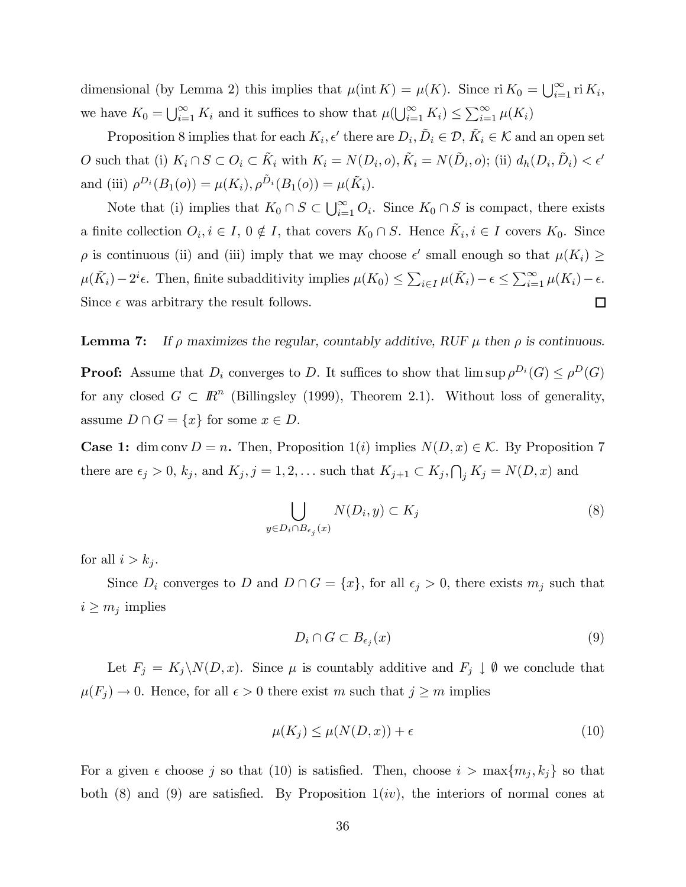dimensional (by Lemma 2) this implies that $\mu(\text{int } K) = \mu(K)$. Since $\text{ri } K_0 = \bigcup_{i=1}^{\infty} \text{ri } K_i$, we have $K_0 = \bigcup_{i=1}^{\infty} K_i$ and it suffices to show that $\mu(\bigcup_{i=1}^{\infty} K_i) \leq \sum_{i=1}^{\infty} \mu(K_i)$

Proposition 8 implies that for each $K_i, \epsilon'$ there are $D_i, \tilde{D}_i \in \mathcal{D}$, $\tilde{K}_i \in \mathcal{K}$ and an open set $O$ such that (i) $K_i \cap S \subset O_i \subset \tilde{K}_i$ with $K_i = N(D_i, o), \tilde{K}_i = N(\tilde{D}_i, o)$; (ii) $d_h(D_i, \tilde{D}_i) < \epsilon'$ and (iii) $\rho^{D_i}(B_1(o)) = \mu(K_i), \rho^{\tilde{D}_i}(B_1(o)) = \mu(\tilde{K}_i)$.

Note that (i) implies that $K_0 \cap S \subset \bigcup_{i=1}^{\infty} O_i$. Since $K_0 \cap S$ is compact, there exists a finite collection $O_i, i \in I$, $0 \notin I$, that covers $K_0 \cap S$. Hence $\tilde{K}_i, i \in I$ covers $K_0$. Since $\rho$ is continuous (ii) and (iii) imply that we may choose $\epsilon'$ small enough so that $\mu(K_i) \geq \mu(\tilde{K}_i) - 2^i \epsilon$. Then, finite subadditivity implies $\mu(K_0) \leq \sum_{i \in I} \mu(\tilde{K}_i) - \epsilon \leq \sum_{i=1}^{\infty} \mu(K_i) - \epsilon$. Since $\epsilon$ was arbitrary the result follows. □

**Lemma 7:** *If $\rho$ maximizes the regular, countably additive, RUF $\mu$ then $\rho$ is continuous.*

**Proof:** Assume that $D_i$ converges to $D$. It suffices to show that $\limsup \rho^{D_i}(G) \leq \rho^D(G)$ for any closed $G \subset I\!R^n$ (Billingsley (1999), Theorem 2.1). Without loss of generality, assume $D \cap G = \{x\}$ for some $x \in D$.

**Case 1:** $\dim \text{conv } D = n$. Then, Proposition 1$(i)$ implies $N(D, x) \in \mathcal{K}$. By Proposition 7 there are $\epsilon_j > 0$, $k_j$, and $K_j, j = 1, 2, \ldots$ such that $K_{j+1} \subset K_j, \bigcap_j K_j = N(D, x)$ and

$$\bigcup_{y \in D_i \cap B_{\epsilon_j}(x)} N(D_i, y) \subset K_j \tag{8}$$

for all $i > k_j$.

Since $D_i$ converges to $D$ and $D \cap G = \{x\}$, for all $\epsilon_j > 0$, there exists $m_j$ such that $i \geq m_j$ implies

$$D_i \cap G \subset B_{\epsilon_j}(x) \tag{9}$$

Let $F_j = K_j \backslash N(D, x)$. Since $\mu$ is countably additive and $F_j \downarrow \emptyset$ we conclude that $\mu(F_j) \to 0$. Hence, for all $\epsilon > 0$ there exist $m$ such that $j \geq m$ implies

$$\mu(K_j) \leq \mu(N(D, x)) + \epsilon \tag{10}$$

For a given $\epsilon$ choose $j$ so that (10) is satisfied. Then, choose $i > \max\{m_j, k_j\}$ so that both (8) and (9) are satisfied. By Proposition 1$(iv)$, the interiors of normal cones at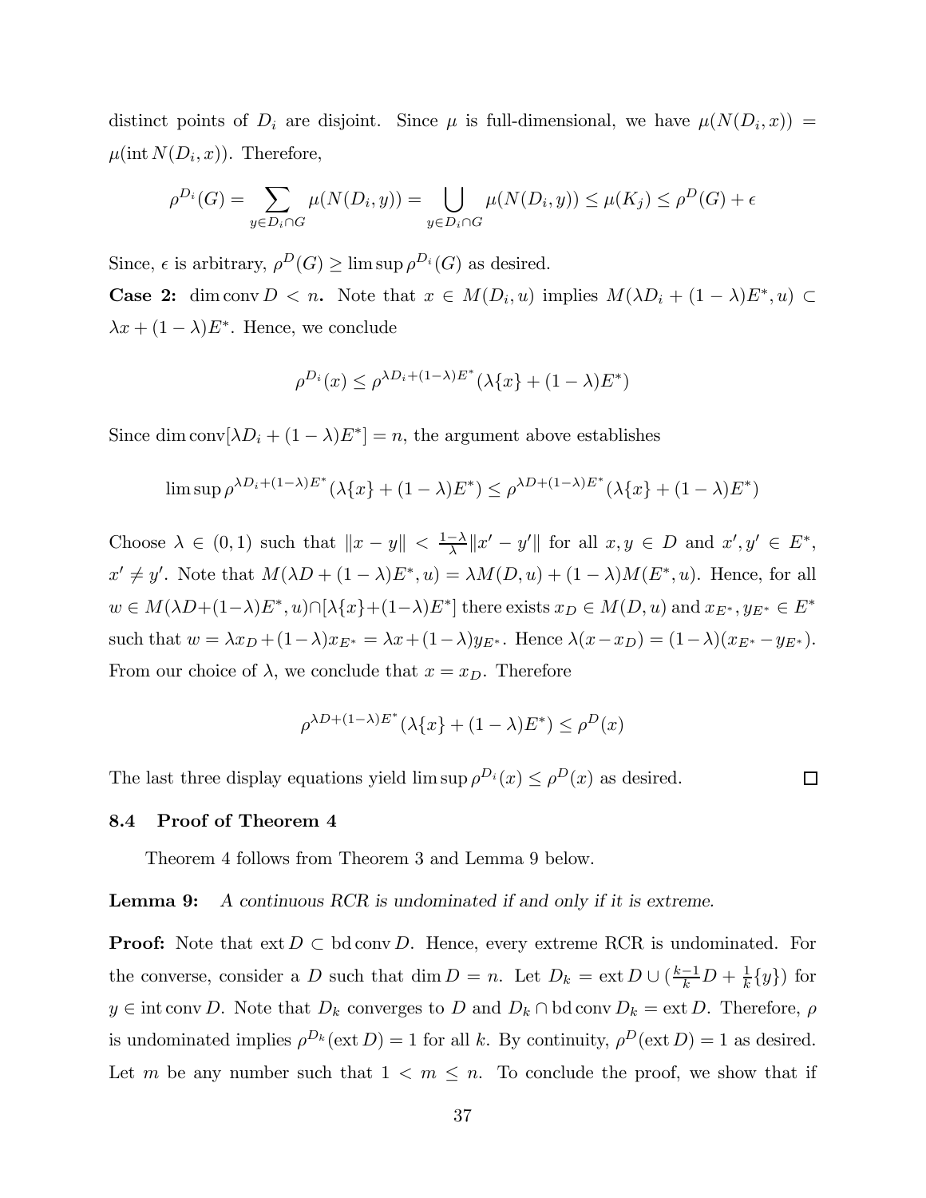distinct points of $D_i$ are disjoint. Since $\mu$ is full-dimensional, we have $\mu(N(D_i, x)) = \mu(\text{int}\, N(D_i, x))$. Therefore,

$$\rho^{D_i}(G) = \sum_{y \in D_i \cap G} \mu(N(D_i, y)) = \bigcup_{y \in D_i \cap G} \mu(N(D_i, y)) \leq \mu(K_j) \leq \rho^D(G) + \epsilon$$

Since, $\epsilon$ is arbitrary, $\rho^D(G) \geq \limsup \rho^{D_i}(G)$ as desired.

**Case 2:** $\dim \text{conv}\, D < n$**.** Note that $x \in M(D_i, u)$ implies $M(\lambda D_i + (1-\lambda)E^*, u) \subset \lambda x + (1-\lambda)E^*$. Hence, we conclude

$$\rho^{D_i}(x) \leq \rho^{\lambda D_i + (1-\lambda)E^*}(\lambda\{x\} + (1-\lambda)E^*)$$

Since $\dim \text{conv}[\lambda D_i + (1-\lambda)E^*] = n$, the argument above establishes

$$\limsup \rho^{\lambda D_i + (1-\lambda)E^*}(\lambda\{x\} + (1-\lambda)E^*) \leq \rho^{\lambda D + (1-\lambda)E^*}(\lambda\{x\} + (1-\lambda)E^*)$$

Choose $\lambda \in (0,1)$ such that $\|x - y\| < \frac{1-\lambda}{\lambda}\|x' - y'\|$ for all $x, y \in D$ and $x', y' \in E^*$, $x' \neq y'$. Note that $M(\lambda D + (1-\lambda)E^*, u) = \lambda M(D, u) + (1-\lambda)M(E^*, u)$. Hence, for all $w \in M(\lambda D + (1-\lambda)E^*, u) \cap [\lambda\{x\} + (1-\lambda)E^*]$ there exists $x_D \in M(D, u)$ and $x_{E^*}, y_{E^*} \in E^*$ such that $w = \lambda x_D + (1-\lambda)x_{E^*} = \lambda x + (1-\lambda)y_{E^*}$. Hence $\lambda(x - x_D) = (1-\lambda)(x_{E^*} - y_{E^*})$. From our choice of $\lambda$, we conclude that $x = x_D$. Therefore

$$\rho^{\lambda D + (1-\lambda)E^*}(\lambda\{x\} + (1-\lambda)E^*) \leq \rho^D(x)$$

The last three display equations yield $\limsup \rho^{D_i}(x) \leq \rho^D(x)$ as desired. $\square$

### 8.4 Proof of Theorem 4

Theorem 4 follows from Theorem 3 and Lemma 9 below.

**Lemma 9:** *A continuous RCR is undominated if and only if it is extreme.*

**Proof:** Note that $\text{ext}\, D \subset \text{bd}\,\text{conv}\, D$. Hence, every extreme RCR is undominated. For the converse, consider a $D$ such that $\dim D = n$. Let $D_k = \text{ext}\, D \cup (\frac{k-1}{k} D + \frac{1}{k}\{y\})$ for $y \in \text{int}\,\text{conv}\, D$. Note that $D_k$ converges to $D$ and $D_k \cap \text{bd}\,\text{conv}\, D_k = \text{ext}\, D$. Therefore, $\rho$ is undominated implies $\rho^{D_k}(\text{ext}\, D) = 1$ for all $k$. By continuity, $\rho^D(\text{ext}\, D) = 1$ as desired. Let $m$ be any number such that $1 < m \leq n$. To conclude the proof, we show that if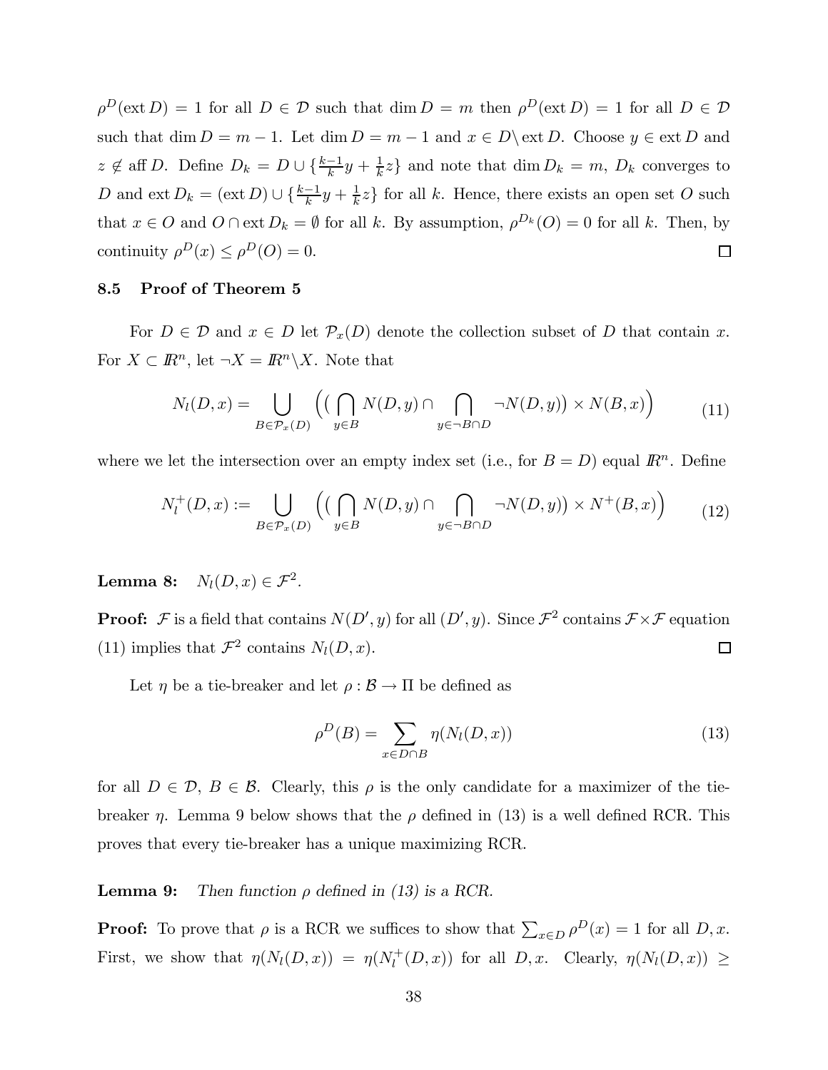$\rho^D(\text{ext}\, D) = 1$ for all $D \in \mathcal{D}$ such that $\dim D = m$ then $\rho^D(\text{ext}\, D) = 1$ for all $D \in \mathcal{D}$ such that $\dim D = m-1$. Let $\dim D = m - 1$ and $x \in D \backslash \text{ext}\, D$. Choose $y \in \text{ext}\, D$ and $z \notin \text{aff}\, D$. Define $D_k = D \cup \{\frac{k-1}{k} y + \frac{1}{k} z\}$ and note that $\dim D_k = m$, $D_k$ converges to $D$ and $\text{ext}\, D_k = (\text{ext}\, D) \cup \{\frac{k-1}{k} y + \frac{1}{k} z\}$ for all $k$. Hence, there exists an open set $O$ such that $x \in O$ and $O \cap \text{ext}\, D_k = \emptyset$ for all $k$. By assumption, $\rho^{D_k}(O) = 0$ for all $k$. Then, by continuity $\rho^D(x) \leq \rho^D(O) = 0$. □

### 8.5 Proof of Theorem 5

For $D \in \mathcal{D}$ and $x \in D$ let $\mathcal{P}_x(D)$ denote the collection subset of $D$ that contain $x$. For $X \subset I\!R^n$, let $\neg X = I\!R^n \backslash X$. Note that

$$N_l(D, x) = \bigcup_{B \in \mathcal{P}_x(D)} \Big( \big( \bigcap_{y \in B} N(D, y) \cap \bigcap_{y \in \neg B \cap D} \neg N(D, y) \big) \times N(B, x) \Big) \tag{11}$$

where we let the intersection over an empty index set (i.e., for $B = D$) equal $I\!R^n$. Define

$$N_l^+(D, x) := \bigcup_{B \in \mathcal{P}_x(D)} \Big( \big( \bigcap_{y \in B} N(D, y) \cap \bigcap_{y \in \neg B \cap D} \neg N(D, y) \big) \times N^+(B, x) \Big) \tag{12}$$

**Lemma 8:** $N_l(D, x) \in \mathcal{F}^2$.

**Proof:** $\mathcal{F}$ is a field that contains $N(D', y)$ for all $(D', y)$. Since $\mathcal{F}^2$ contains $\mathcal{F} \times \mathcal{F}$ equation (11) implies that $\mathcal{F}^2$ contains $N_l(D, x)$. □

Let $\eta$ be a tie-breaker and let $\rho : \mathcal{B} \rightarrow \Pi$ be defined as

$$\rho^D(B) = \sum_{x \in D \cap B} \eta(N_l(D, x)) \tag{13}$$

for all $D \in \mathcal{D}$, $B \in \mathcal{B}$. Clearly, this $\rho$ is the only candidate for a maximizer of the tie-breaker $\eta$. Lemma 9 below shows that the $\rho$ defined in (13) is a well defined RCR. This proves that every tie-breaker has a unique maximizing RCR.

**Lemma 9:** *Then function $\rho$ defined in (13) is a RCR.*

**Proof:** To prove that $\rho$ is a RCR we suffices to show that $\sum_{x \in D} \rho^D(x) = 1$ for all $D, x$. First, we show that $\eta(N_l(D, x)) = \eta(N_l^+(D, x))$ for all $D, x$. Clearly, $\eta(N_l(D, x)) \geq$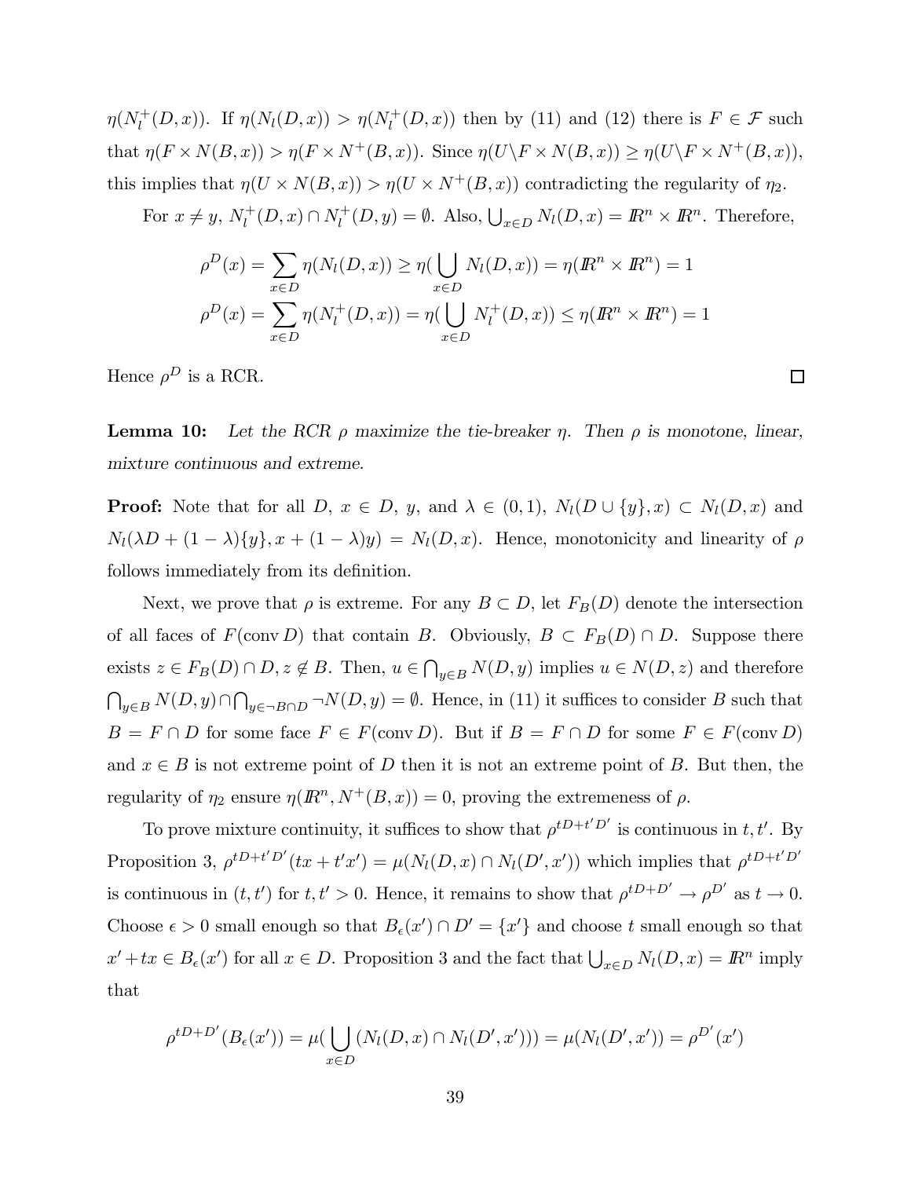$\eta(N_l^+(D,x))$. If $\eta(N_l(D,x)) > \eta(N_l^+(D,x))$ then by (11) and (12) there is $F \in \mathcal{F}$ such that $\eta(F \times N(B,x)) > \eta(F \times N^+(B,x))$. Since $\eta(U \backslash F \times N(B,x)) \geq \eta(U \backslash F \times N^+(B,x))$, this implies that $\eta(U \times N(B,x)) > \eta(U \times N^+(B,x))$ contradicting the regularity of $\eta_2$.

For $x \neq y$, $N_l^+(D,x) \cap N_l^+(D,y) = \emptyset$. Also, $\bigcup_{x \in D} N_l(D,x) = I\!R^n \times I\!R^n$. Therefore,

$$\rho^D(x) = \sum_{x \in D} \eta(N_l(D,x)) \geq \eta(\bigcup_{x \in D} N_l(D,x)) = \eta(I\!R^n \times I\!R^n) = 1$$
$$\rho^D(x) = \sum_{x \in D} \eta(N_l^+(D,x)) = \eta(\bigcup_{x \in D} N_l^+(D,x)) \leq \eta(I\!R^n \times I\!R^n) = 1$$

Hence $\rho^D$ is a RCR. $\square$

**Lemma 10:** *Let the RCR $\rho$ maximize the tie-breaker $\eta$. Then $\rho$ is monotone, linear, mixture continuous and extreme.*

**Proof:** Note that for all $D$, $x \in D$, $y$, and $\lambda \in (0,1)$, $N_l(D \cup \{y\}, x) \subset N_l(D,x)$ and $N_l(\lambda D + (1-\lambda)\{y\}, x + (1-\lambda)y) = N_l(D,x)$. Hence, monotonicity and linearity of $\rho$ follows immediately from its definition.

Next, we prove that $\rho$ is extreme. For any $B \subset D$, let $F_B(D)$ denote the intersection of all faces of $F(\operatorname{conv} D)$ that contain $B$. Obviously, $B \subset F_B(D) \cap D$. Suppose there exists $z \in F_B(D) \cap D, z \notin B$. Then, $u \in \bigcap_{y \in B} N(D,y)$ implies $u \in N(D,z)$ and therefore $\bigcap_{y \in B} N(D,y) \cap \bigcap_{y \in \neg B \cap D} \neg N(D,y) = \emptyset$. Hence, in (11) it suffices to consider $B$ such that $B = F \cap D$ for some face $F \in F(\operatorname{conv} D)$. But if $B = F \cap D$ for some $F \in F(\operatorname{conv} D)$ and $x \in B$ is not extreme point of $D$ then it is not an extreme point of $B$. But then, the regularity of $\eta_2$ ensure $\eta(I\!R^n, N^+(B,x)) = 0$, proving the extremeness of $\rho$.

To prove mixture continuity, it suffices to show that $\rho^{tD+t'D'}$ is continuous in $t, t'$. By Proposition 3, $\rho^{tD+t'D'}(tx + t'x') = \mu(N_l(D,x) \cap N_l(D',x'))$ which implies that $\rho^{tD+t'D'}$ is continuous in $(t,t')$ for $t, t' > 0$. Hence, it remains to show that $\rho^{tD+D'} \to \rho^{D'}$ as $t \to 0$. Choose $\epsilon > 0$ small enough so that $B_\epsilon(x') \cap D' = \{x'\}$ and choose $t$ small enough so that $x' + tx \in B_\epsilon(x')$ for all $x \in D$. Proposition 3 and the fact that $\bigcup_{x \in D} N_l(D,x) = I\!R^n$ imply that

$$\rho^{tD+D'}(B_\epsilon(x')) = \mu(\bigcup_{x \in D}(N_l(D,x) \cap N_l(D',x'))) = \mu(N_l(D',x')) = \rho^{D'}(x')$$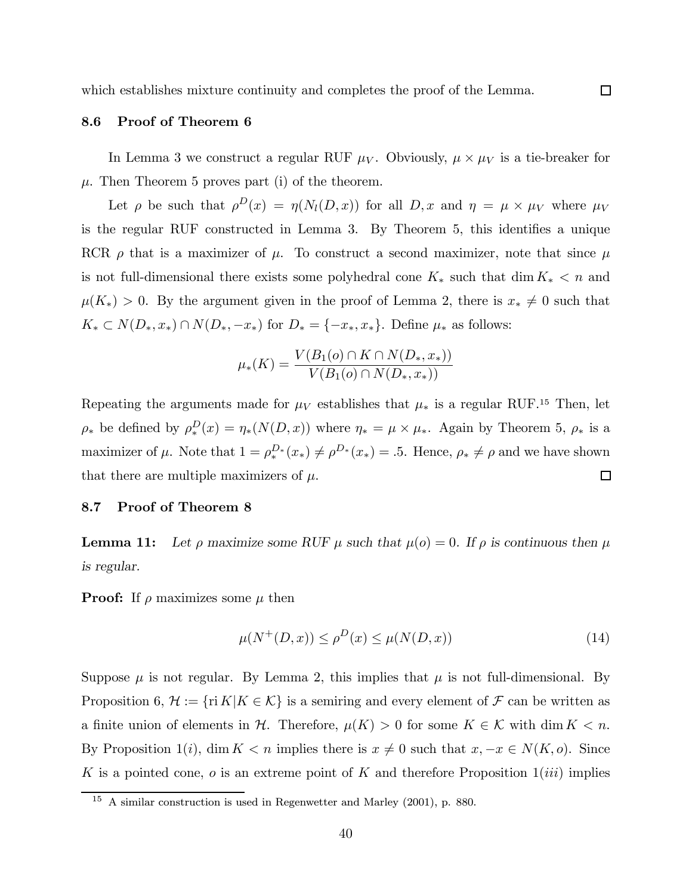which establishes mixture continuity and completes the proof of the Lemma. □

### 8.6 Proof of Theorem 6

In Lemma 3 we construct a regular RUF $\mu_V$. Obviously, $\mu \times \mu_V$ is a tie-breaker for $\mu$. Then Theorem 5 proves part (i) of the theorem.

Let $\rho$ be such that $\rho^D(x) = \eta(N_l(D, x))$ for all $D, x$ and $\eta = \mu \times \mu_V$ where $\mu_V$ is the regular RUF constructed in Lemma 3. By Theorem 5, this identifies a unique RCR $\rho$ that is a maximizer of $\mu$. To construct a second maximizer, note that since $\mu$ is not full-dimensional there exists some polyhedral cone $K_*$ such that $\dim K_* < n$ and $\mu(K_*) > 0$. By the argument given in the proof of Lemma 2, there is $x_* \neq 0$ such that $K_* \subset N(D_*, x_*) \cap N(D_*, -x_*)$ for $D_* = \{-x_*, x_*\}$. Define $\mu_*$ as follows:

$$\mu_*(K) = \frac{V(B_1(o) \cap K \cap N(D_*, x_*))}{V(B_1(o) \cap N(D_*, x_*))}$$

Repeating the arguments made for $\mu_V$ establishes that $\mu_*$ is a regular RUF.[15] Then, let $\rho_*$ be defined by $\rho_*^D(x) = \eta_*(N(D, x))$ where $\eta_* = \mu \times \mu_*$. Again by Theorem 5, $\rho_*$ is a maximizer of $\mu$. Note that $1 = \rho_*^{D_*}(x_*) \neq \rho^{D_*}(x_*) = .5$. Hence, $\rho_* \neq \rho$ and we have shown that there are multiple maximizers of $\mu$. □

### 8.7 Proof of Theorem 8

**Lemma 11:** *Let $\rho$ maximize some RUF $\mu$ such that $\mu(o) = 0$. If $\rho$ is continuous then $\mu$ is regular.*

**Proof:** If $\rho$ maximizes some $\mu$ then

$$\mu(N^+(D, x)) \leq \rho^D(x) \leq \mu(N(D, x)) \tag{14}$$

Suppose $\mu$ is not regular. By Lemma 2, this implies that $\mu$ is not full-dimensional. By Proposition 6, $\mathcal{H} := \{\text{ri}\, K | K \in \mathcal{K}\}$ is a semiring and every element of $\mathcal{F}$ can be written as a finite union of elements in $\mathcal{H}$. Therefore, $\mu(K) > 0$ for some $K \in \mathcal{K}$ with $\dim K < n$. By Proposition 1$(i)$, $\dim K < n$ implies there is $x \neq 0$ such that $x, -x \in N(K, o)$. Since $K$ is a pointed cone, $o$ is an extreme point of $K$ and therefore Proposition 1$(iii)$ implies

[15] A similar construction is used in Regenwetter and Marley (2001), p. 880.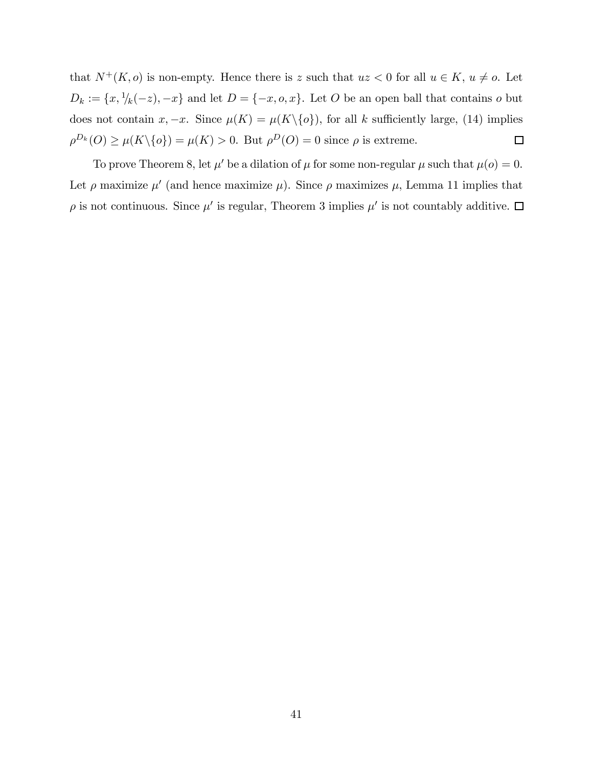that $N^+(K, o)$ is non-empty. Hence there is $z$ such that $uz < 0$ for all $u \in K$, $u \neq o$. Let $D_k := \{x, {}^1\!/_k(-z), -x\}$ and let $D = \{-x, o, x\}$. Let $O$ be an open ball that contains $o$ but does not contain $x, -x$. Since $\mu(K) = \mu(K \backslash \{o\})$, for all $k$ sufficiently large, (14) implies $\rho^{D_k}(O) \geq \mu(K \backslash \{o\}) = \mu(K) > 0$. But $\rho^D(O) = 0$ since $\rho$ is extreme. □

To prove Theorem 8, let $\mu'$ be a dilation of $\mu$ for some non-regular $\mu$ such that $\mu(o) = 0$. Let $\rho$ maximize $\mu'$ (and hence maximize $\mu$). Since $\rho$ maximizes $\mu$, Lemma 11 implies that $\rho$ is not continuous. Since $\mu'$ is regular, Theorem 3 implies $\mu'$ is not countably additive. □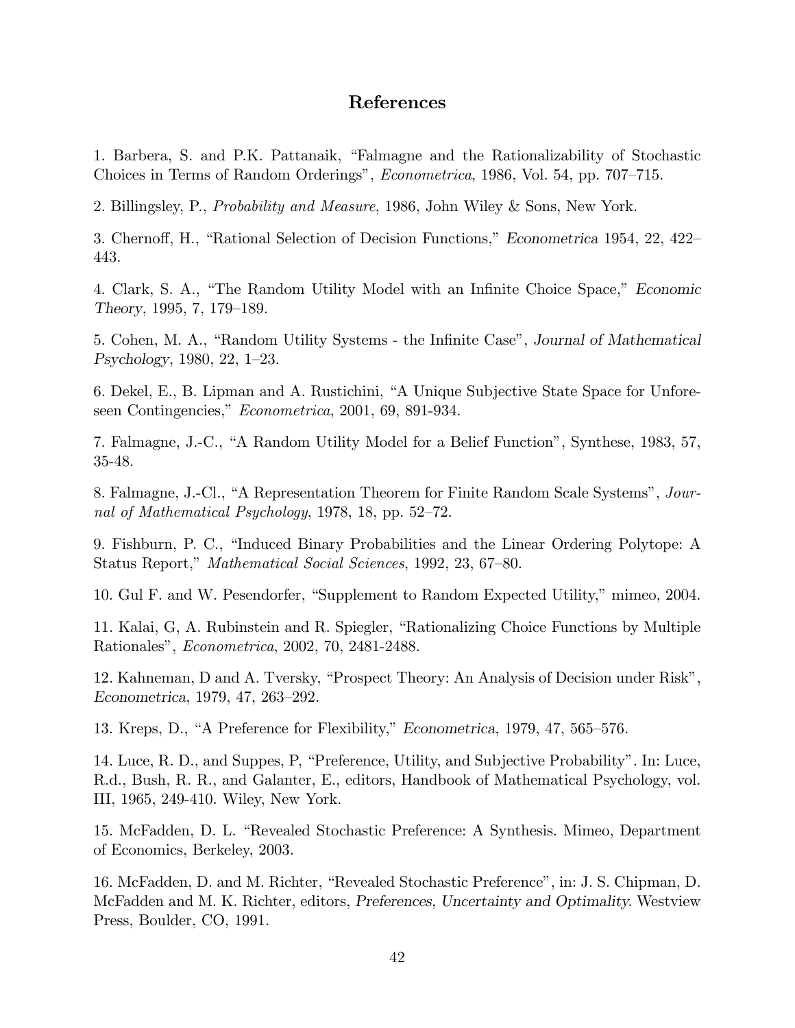## References

1. Barbera, S. and P.K. Pattanaik, "Falmagne and the Rationalizability of Stochastic Choices in Terms of Random Orderings", *Econometrica*, 1986, Vol. 54, pp. 707–715.

2. Billingsley, P., *Probability and Measure*, 1986, John Wiley & Sons, New York.

3. Chernoff, H., "Rational Selection of Decision Functions," *Econometrica* 1954, 22, 422–443.

4. Clark, S. A., "The Random Utility Model with an Infinite Choice Space," *Economic Theory*, 1995, 7, 179–189.

5. Cohen, M. A., "Random Utility Systems - the Infinite Case", *Journal of Mathematical Psychology*, 1980, 22, 1–23.

6. Dekel, E., B. Lipman and A. Rustichini, "A Unique Subjective State Space for Unforeseen Contingencies," *Econometrica*, 2001, 69, 891-934.

7. Falmagne, J.-C., "A Random Utility Model for a Belief Function", Synthese, 1983, 57, 35-48.

8. Falmagne, J.-Cl., "A Representation Theorem for Finite Random Scale Systems", *Journal of Mathematical Psychology*, 1978, 18, pp. 52–72.

9. Fishburn, P. C., "Induced Binary Probabilities and the Linear Ordering Polytope: A Status Report," *Mathematical Social Sciences*, 1992, 23, 67–80.

10. Gul F. and W. Pesendorfer, "Supplement to Random Expected Utility," mimeo, 2004.

11. Kalai, G, A. Rubinstein and R. Spiegler, "Rationalizing Choice Functions by Multiple Rationales", *Econometrica*, 2002, 70, 2481-2488.

12. Kahneman, D and A. Tversky, "Prospect Theory: An Analysis of Decision under Risk", *Econometrica*, 1979, 47, 263–292.

13. Kreps, D., "A Preference for Flexibility," *Econometrica*, 1979, 47, 565–576.

14. Luce, R. D., and Suppes, P, "Preference, Utility, and Subjective Probability". In: Luce, R.d., Bush, R. R., and Galanter, E., editors, Handbook of Mathematical Psychology, vol. III, 1965, 249-410. Wiley, New York.

15. McFadden, D. L. "Revealed Stochastic Preference: A Synthesis. Mimeo, Department of Economics, Berkeley, 2003.

16. McFadden, D. and M. Richter, "Revealed Stochastic Preference", in: J. S. Chipman, D. McFadden and M. K. Richter, editors, *Preferences, Uncertainty and Optimality.* Westview Press, Boulder, CO, 1991.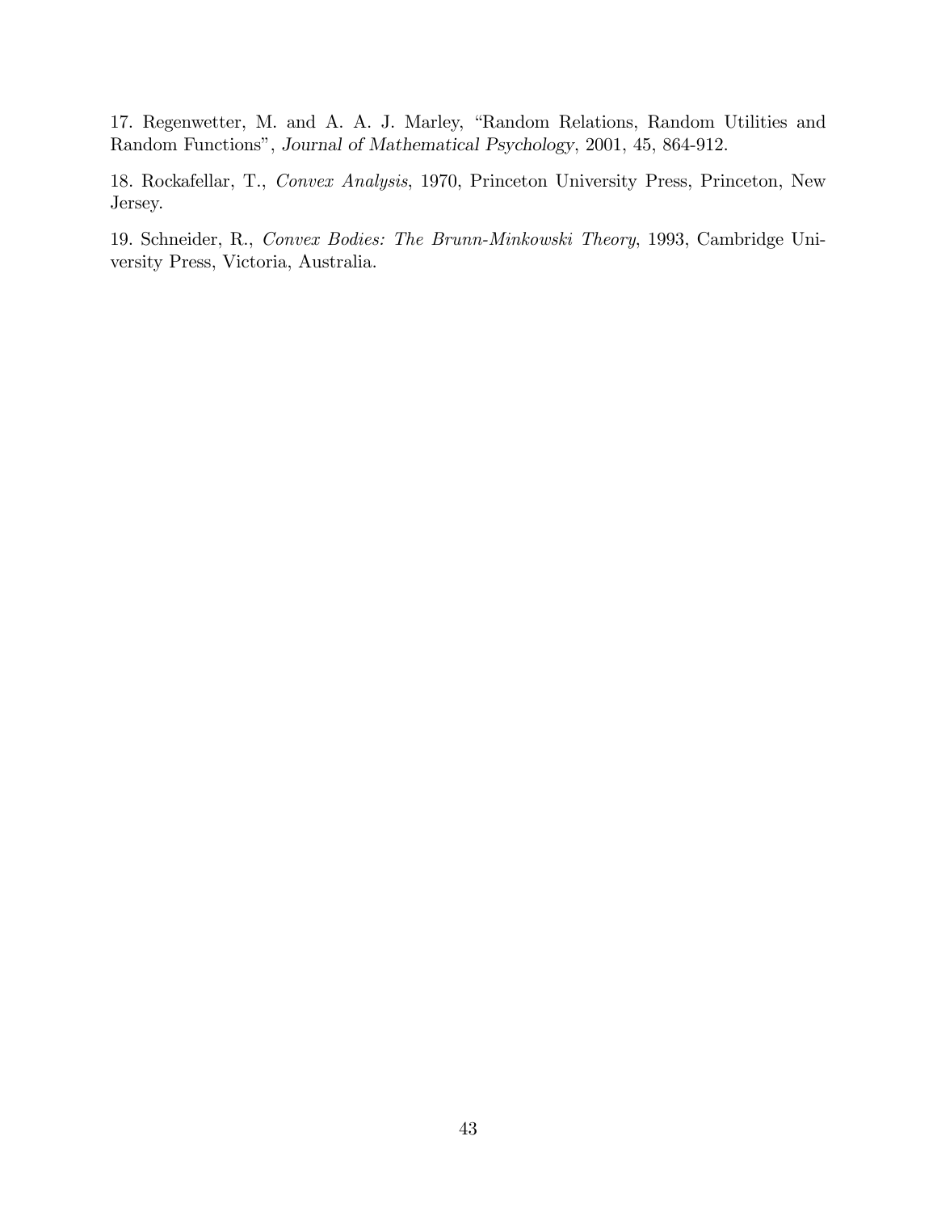17. Regenwetter, M. and A. A. J. Marley, "Random Relations, Random Utilities and Random Functions", *Journal of Mathematical Psychology*, 2001, 45, 864-912.

18. Rockafellar, T., *Convex Analysis*, 1970, Princeton University Press, Princeton, New Jersey.

19. Schneider, R., *Convex Bodies: The Brunn-Minkowski Theory*, 1993, Cambridge University Press, Victoria, Australia.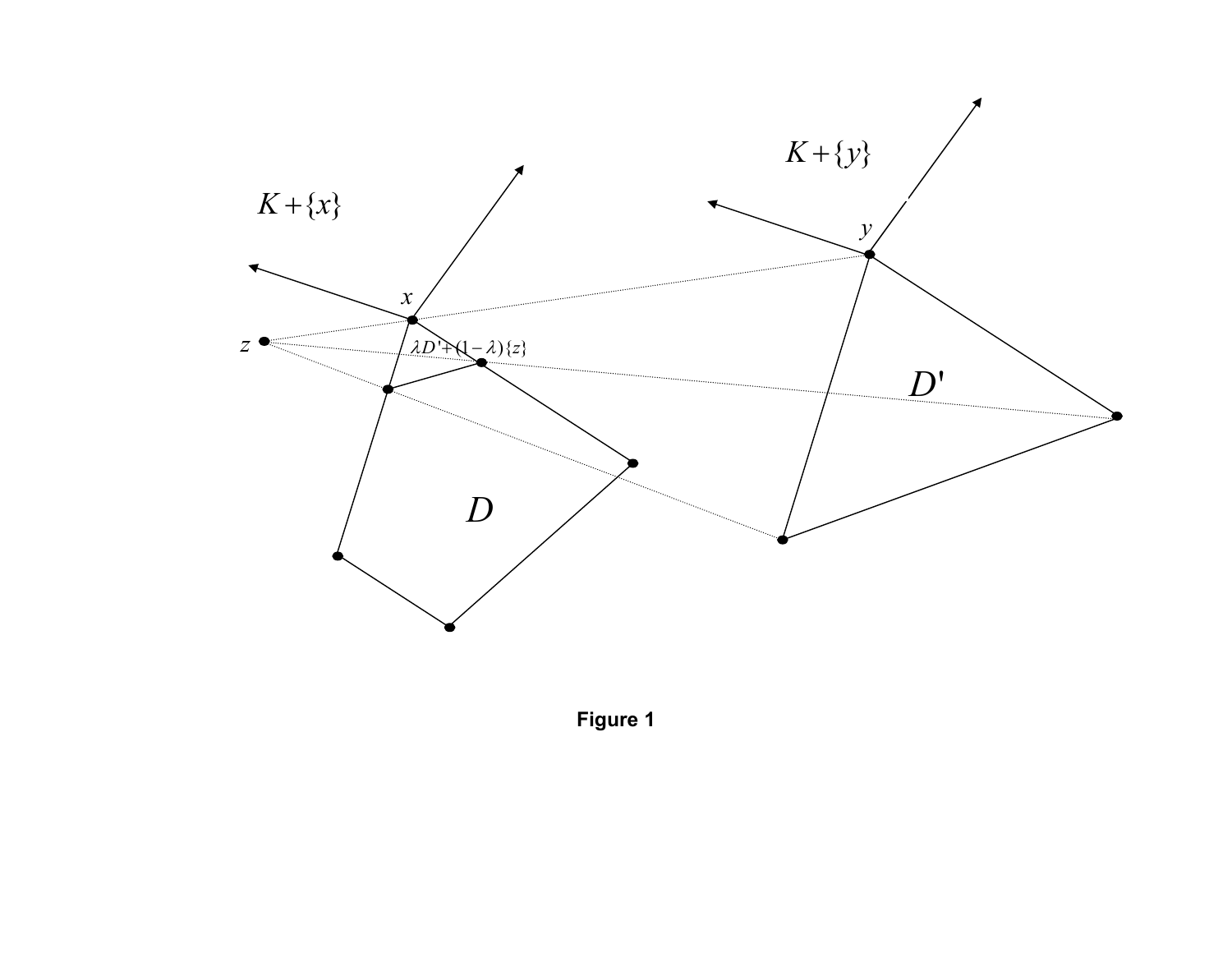Figure 1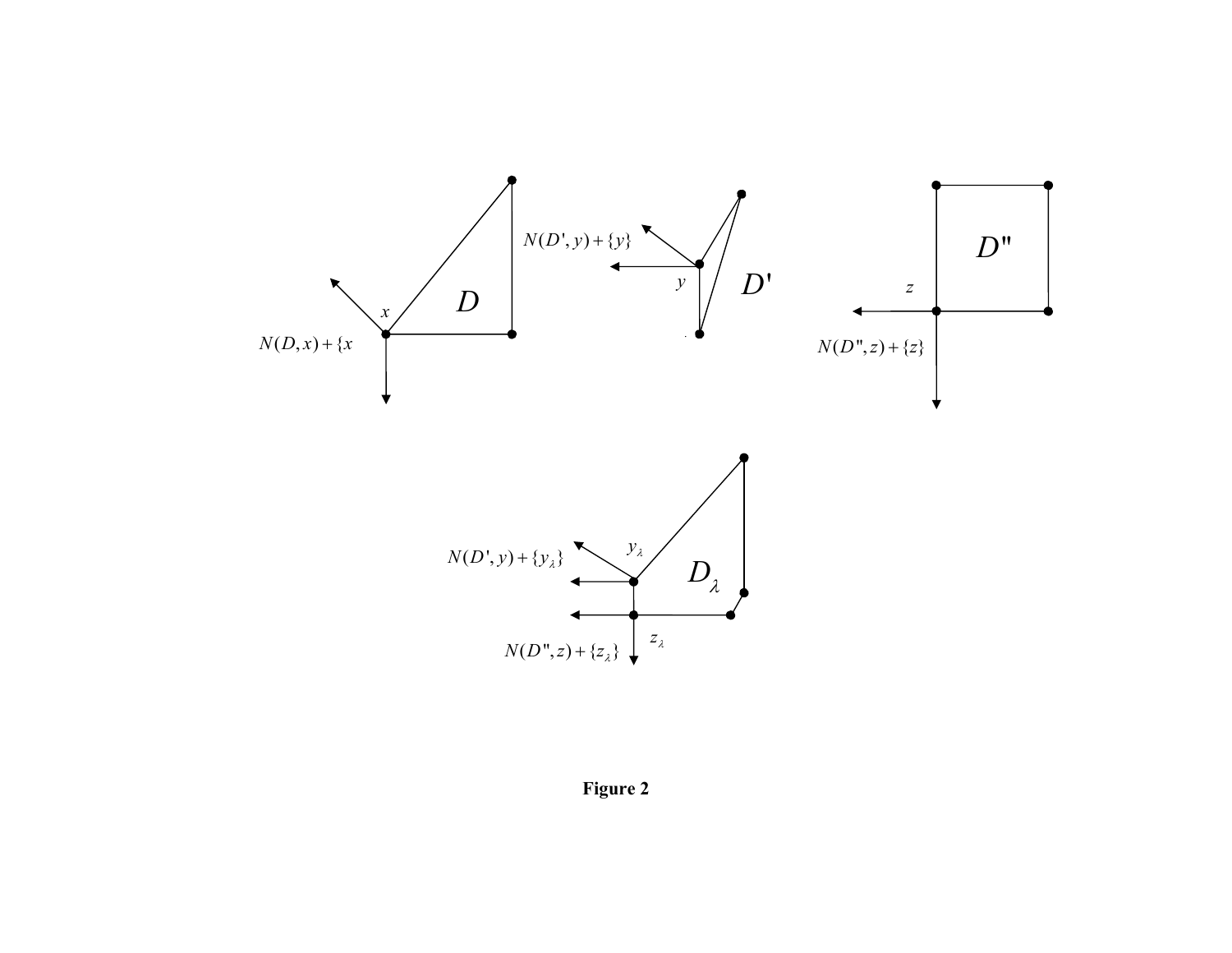**Figure 2**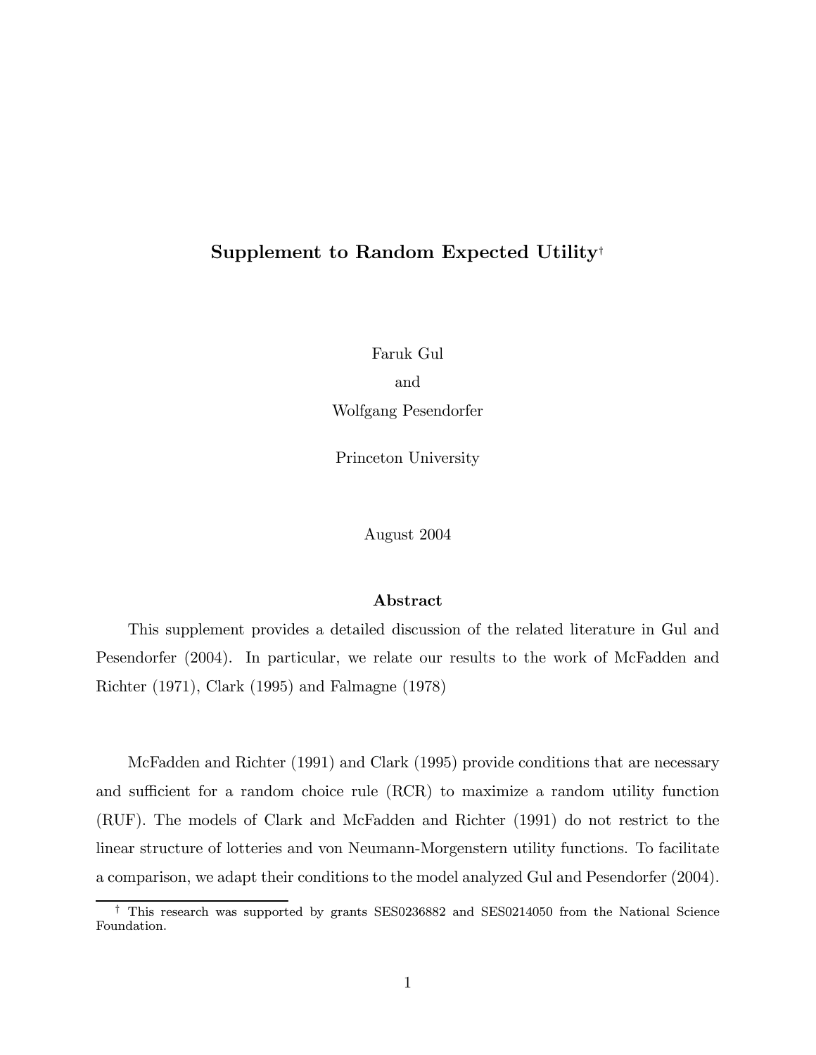# Supplement to Random Expected Utility[†]

Faruk Gul

and

Wolfgang Pesendorfer

Princeton University

August 2004

### Abstract

This supplement provides a detailed discussion of the related literature in Gul and Pesendorfer (2004). In particular, we relate our results to the work of McFadden and Richter (1971), Clark (1995) and Falmagne (1978)

McFadden and Richter (1991) and Clark (1995) provide conditions that are necessary and sufficient for a random choice rule (RCR) to maximize a random utility function (RUF). The models of Clark and McFadden and Richter (1991) do not restrict to the linear structure of lotteries and von Neumann-Morgenstern utility functions. To facilitate a comparison, we adapt their conditions to the model analyzed Gul and Pesendorfer (2004).

[†] This research was supported by grants SES0236882 and SES0214050 from the National Science Foundation.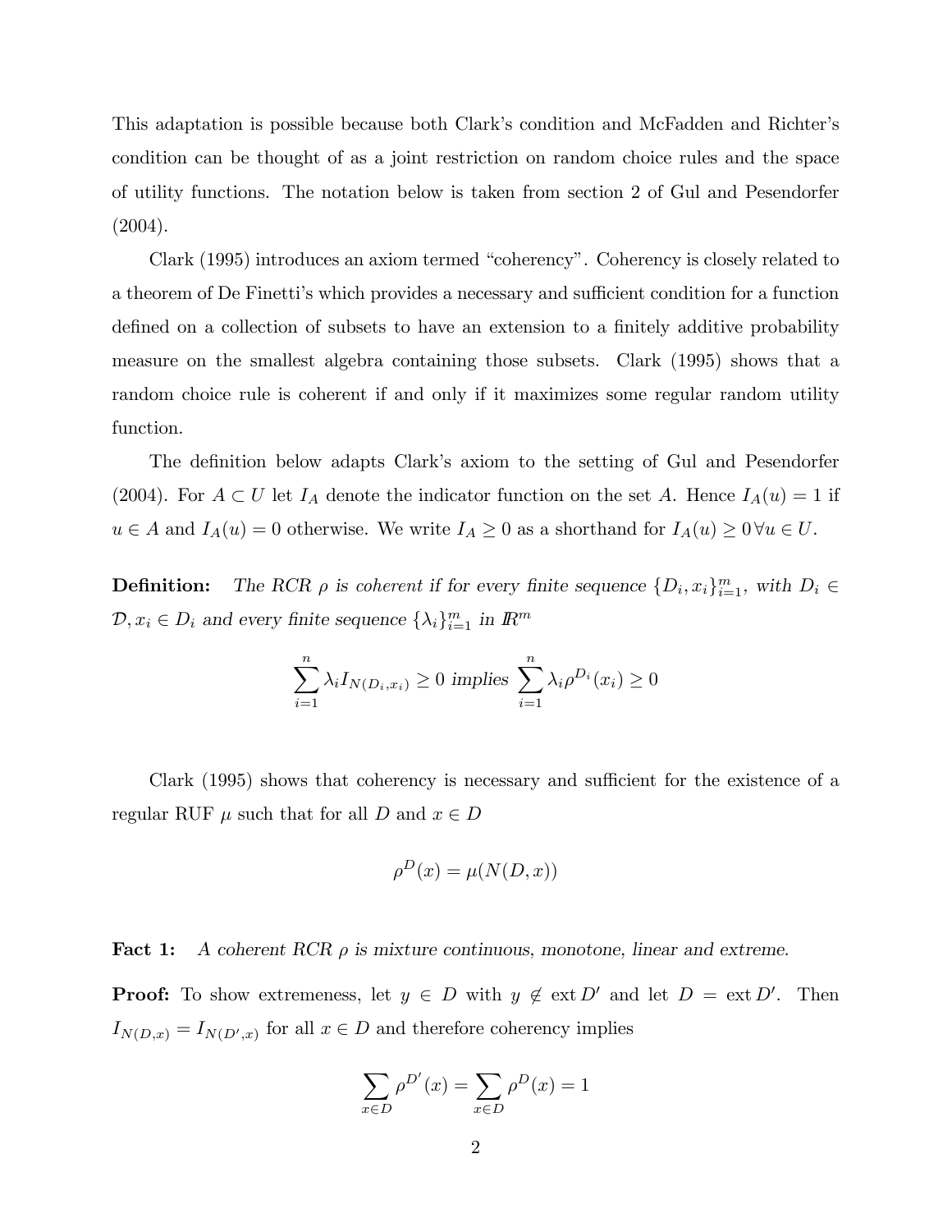This adaptation is possible because both Clark's condition and McFadden and Richter's condition can be thought of as a joint restriction on random choice rules and the space of utility functions. The notation below is taken from section 2 of Gul and Pesendorfer (2004).

Clark (1995) introduces an axiom termed "coherency". Coherency is closely related to a theorem of De Finetti's which provides a necessary and sufficient condition for a function defined on a collection of subsets to have an extension to a finitely additive probability measure on the smallest algebra containing those subsets. Clark (1995) shows that a random choice rule is coherent if and only if it maximizes some regular random utility function.

The definition below adapts Clark's axiom to the setting of Gul and Pesendorfer (2004). For $A \subset U$ let $I_A$ denote the indicator function on the set $A$. Hence $I_A(u) = 1$ if $u \in A$ and $I_A(u) = 0$ otherwise. We write $I_A \geq 0$ as a shorthand for $I_A(u) \geq 0 \, \forall u \in U$.

**Definition:** *The RCR $\rho$ is coherent if for every finite sequence $\{D_i, x_i\}_{i=1}^m$, with $D_i \in \mathcal{D}, x_i \in D_i$ and every finite sequence $\{\lambda_i\}_{i=1}^m$ in $I\!R^m$*

$$\sum_{i=1}^{n} \lambda_i I_{N(D_i,x_i)} \geq 0 \text{ implies } \sum_{i=1}^{n} \lambda_i \rho^{D_i}(x_i) \geq 0$$

Clark (1995) shows that coherency is necessary and sufficient for the existence of a regular RUF $\mu$ such that for all $D$ and $x \in D$

$$\rho^D(x) = \mu(N(D,x))$$

**Fact 1:** *A coherent RCR $\rho$ is mixture continuous, monotone, linear and extreme.*

**Proof:** To show extremeness, let $y \in D$ with $y \notin \text{ext}\, D'$ and let $D = \text{ext}\, D'$. Then $I_{N(D,x)} = I_{N(D',x)}$ for all $x \in D$ and therefore coherency implies

$$\sum_{x \in D} \rho^{D'}(x) = \sum_{x \in D} \rho^{D}(x) = 1$$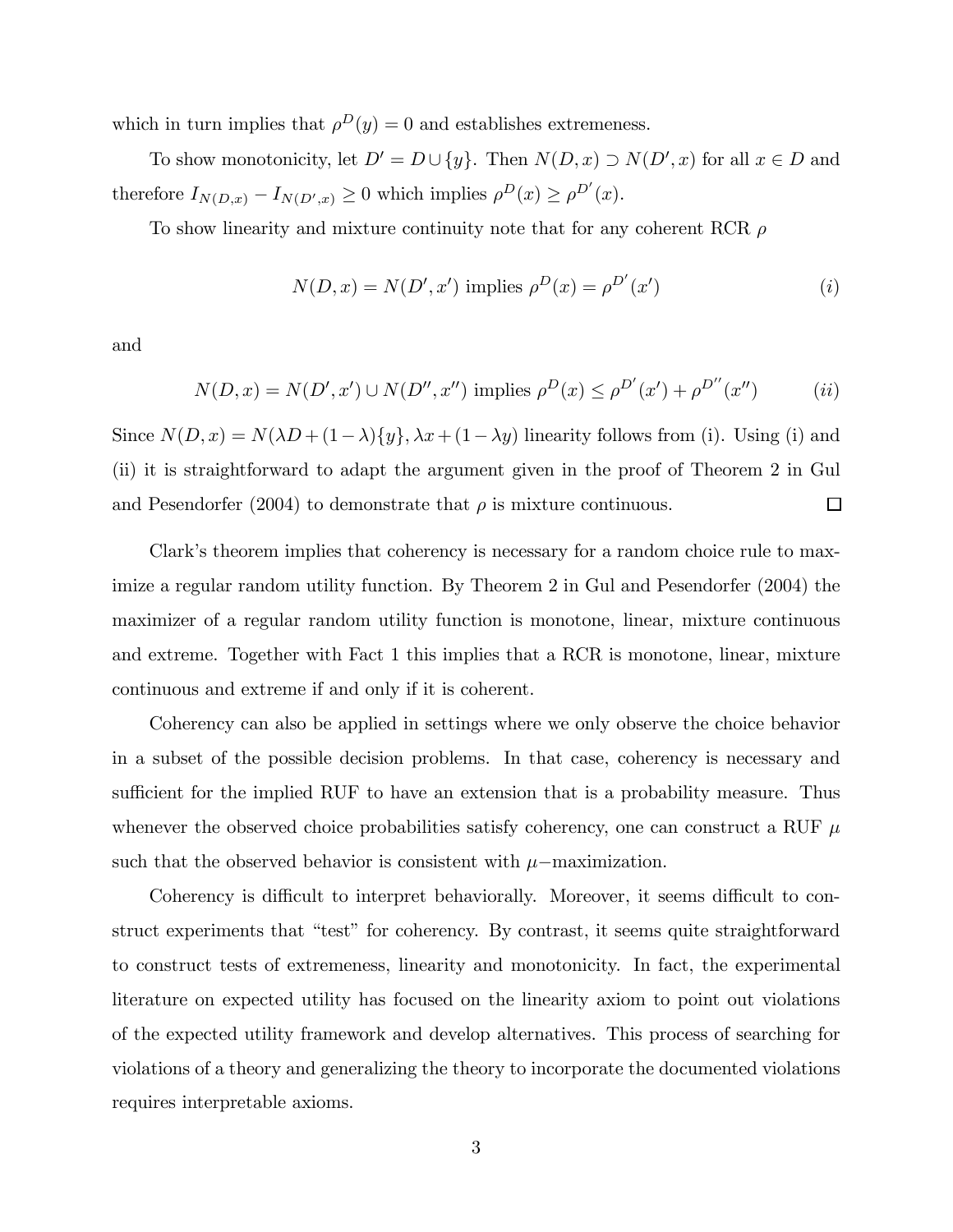which in turn implies that $\rho^D(y) = 0$ and establishes extremeness.

To show monotonicity, let $D' = D \cup \{y\}$. Then $N(D, x) \supset N(D', x)$ for all $x \in D$ and therefore $I_{N(D,x)} - I_{N(D',x)} \geq 0$ which implies $\rho^D(x) \geq \rho^{D'}(x)$.

To show linearity and mixture continuity note that for any coherent RCR $\rho$

$$N(D, x) = N(D', x') \text{ implies } \rho^D(x) = \rho^{D'}(x') \qquad (i)$$

and

$$N(D, x) = N(D', x') \cup N(D'', x'') \text{ implies } \rho^D(x) \leq \rho^{D'}(x') + \rho^{D''}(x'') \qquad (ii)$$

Since $N(D, x) = N(\lambda D + (1-\lambda)\{y\}, \lambda x + (1 - \lambda y)$ linearity follows from (i). Using (i) and (ii) it is straightforward to adapt the argument given in the proof of Theorem 2 in Gul and Pesendorfer (2004) to demonstrate that $\rho$ is mixture continuous. $\square$

Clark's theorem implies that coherency is necessary for a random choice rule to maximize a regular random utility function. By Theorem 2 in Gul and Pesendorfer (2004) the maximizer of a regular random utility function is monotone, linear, mixture continuous and extreme. Together with Fact 1 this implies that a RCR is monotone, linear, mixture continuous and extreme if and only if it is coherent.

Coherency can also be applied in settings where we only observe the choice behavior in a subset of the possible decision problems. In that case, coherency is necessary and sufficient for the implied RUF to have an extension that is a probability measure. Thus whenever the observed choice probabilities satisfy coherency, one can construct a RUF $\mu$ such that the observed behavior is consistent with $\mu-$maximization.

Coherency is difficult to interpret behaviorally. Moreover, it seems difficult to construct experiments that "test" for coherency. By contrast, it seems quite straightforward to construct tests of extremeness, linearity and monotonicity. In fact, the experimental literature on expected utility has focused on the linearity axiom to point out violations of the expected utility framework and develop alternatives. This process of searching for violations of a theory and generalizing the theory to incorporate the documented violations requires interpretable axioms.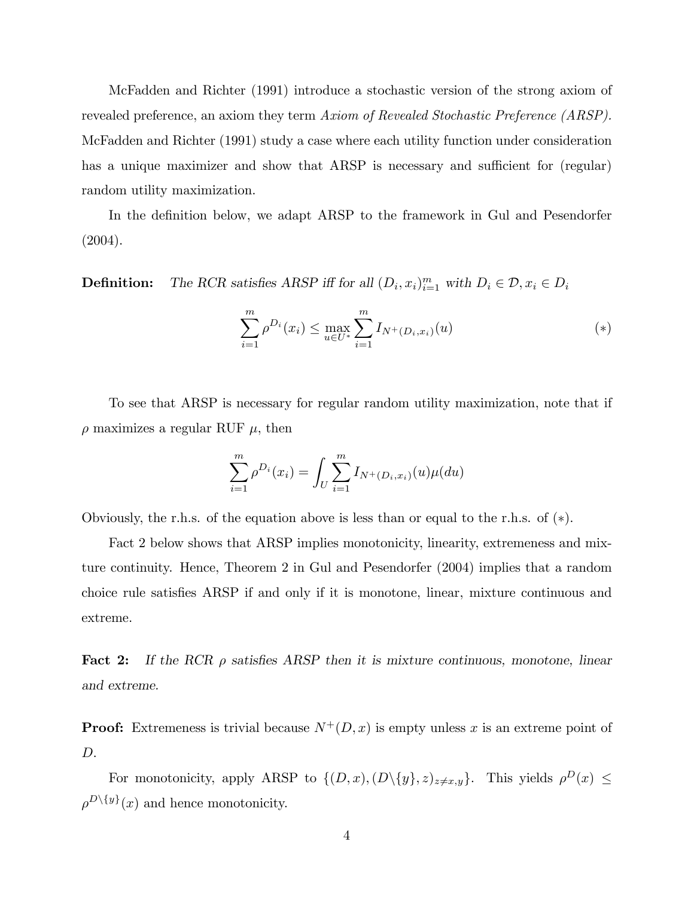McFadden and Richter (1991) introduce a stochastic version of the strong axiom of revealed preference, an axiom they term *Axiom of Revealed Stochastic Preference (ARSP).* McFadden and Richter (1991) study a case where each utility function under consideration has a unique maximizer and show that ARSP is necessary and sufficient for (regular) random utility maximization.

In the definition below, we adapt ARSP to the framework in Gul and Pesendorfer (2004).

**Definition:** *The RCR satisfies ARSP iff for all $(D_i, x_i)_{i=1}^m$ with $D_i \in \mathcal{D}, x_i \in D_i$*

$$\sum_{i=1}^{m} \rho^{D_i}(x_i) \leq \max_{u \in U^*} \sum_{i=1}^{m} I_{N^+(D_i, x_i)}(u) \tag{$*$}$$

To see that ARSP is necessary for regular random utility maximization, note that if $\rho$ maximizes a regular RUF $\mu$, then

$$\sum_{i=1}^{m} \rho^{D_i}(x_i) = \int_U \sum_{i=1}^{m} I_{N^+(D_i, x_i)}(u) \mu(du)$$

Obviously, the r.h.s. of the equation above is less than or equal to the r.h.s. of $(*)$.

Fact 2 below shows that ARSP implies monotonicity, linearity, extremeness and mixture continuity. Hence, Theorem 2 in Gul and Pesendorfer (2004) implies that a random choice rule satisfies ARSP if and only if it is monotone, linear, mixture continuous and extreme.

**Fact 2:** *If the RCR $\rho$ satisfies ARSP then it is mixture continuous, monotone, linear and extreme.*

**Proof:** Extremeness is trivial because $N^+(D, x)$ is empty unless $x$ is an extreme point of $D$.

For monotonicity, apply ARSP to $\{(D, x), (D\backslash\{y\}, z)_{z \neq x, y}\}$. This yields $\rho^D(x) \leq \rho^{D\backslash\{y\}}(x)$ and hence monotonicity.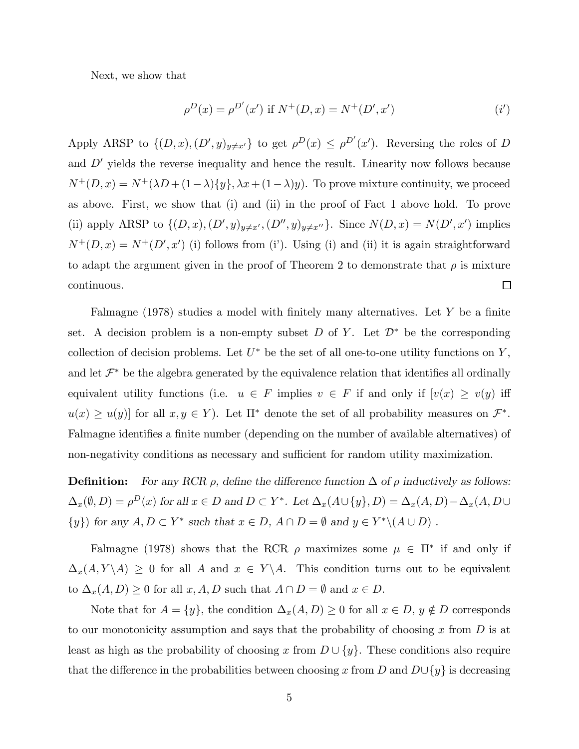Next, we show that

$$\rho^D(x) = \rho^{D'}(x') \text{ if } N^+(D, x) = N^+(D', x') \tag{$i'$}$$

Apply ARSP to $\{(D, x), (D', y)_{y \neq x'}\}$ to get $\rho^D(x) \leq \rho^{D'}(x')$. Reversing the roles of $D$ and $D'$ yields the reverse inequality and hence the result. Linearity now follows because $N^+(D, x) = N^+(\lambda D + (1 - \lambda)\{y\}, \lambda x + (1 - \lambda)y)$. To prove mixture continuity, we proceed as above. First, we show that (i) and (ii) in the proof of Fact 1 above hold. To prove (ii) apply ARSP to $\{(D, x), (D', y)_{y \neq x'}, (D'', y)_{y \neq x''}\}$. Since $N(D, x) = N(D', x')$ implies $N^+(D, x) = N^+(D', x')$ (i) follows from (i'). Using (i) and (ii) it is again straightforward to adapt the argument given in the proof of Theorem 2 to demonstrate that $\rho$ is mixture continuous. □

Falmagne (1978) studies a model with finitely many alternatives. Let $Y$ be a finite set. A decision problem is a non-empty subset $D$ of $Y$. Let $\mathcal{D}^*$ be the corresponding collection of decision problems. Let $U^*$ be the set of all one-to-one utility functions on $Y$, and let $\mathcal{F}^*$ be the algebra generated by the equivalence relation that identifies all ordinally equivalent utility functions (i.e. $u \in F$ implies $v \in F$ if and only if $[v(x) \geq v(y)$ iff $u(x) \geq u(y)]$ for all $x, y \in Y$). Let $\Pi^*$ denote the set of all probability measures on $\mathcal{F}^*$. Falmagne identifies a finite number (depending on the number of available alternatives) of non-negativity conditions as necessary and sufficient for random utility maximization.

**Definition:** *For any RCR $\rho$, define the difference function $\Delta$ of $\rho$ inductively as follows: $\Delta_x(\emptyset, D) = \rho^D(x)$ for all $x \in D$ and $D \subset Y^*$. Let $\Delta_x(A \cup \{y\}, D) = \Delta_x(A, D) - \Delta_x(A, D \cup \{y\})$ for any $A, D \subset Y^*$ such that $x \in D$, $A \cap D = \emptyset$ and $y \in Y^* \backslash (A \cup D)$ .*

Falmagne (1978) shows that the RCR $\rho$ maximizes some $\mu \in \Pi^*$ if and only if $\Delta_x(A, Y \backslash A) \geq 0$ for all $A$ and $x \in Y \backslash A$. This condition turns out to be equivalent to $\Delta_x(A, D) \geq 0$ for all $x, A, D$ such that $A \cap D = \emptyset$ and $x \in D$.

Note that for $A = \{y\}$, the condition $\Delta_x(A, D) \geq 0$ for all $x \in D$, $y \notin D$ corresponds to our monotonicity assumption and says that the probability of choosing $x$ from $D$ is at least as high as the probability of choosing $x$ from $D \cup \{y\}$. These conditions also require that the difference in the probabilities between choosing $x$ from $D$ and $D \cup \{y\}$ is decreasing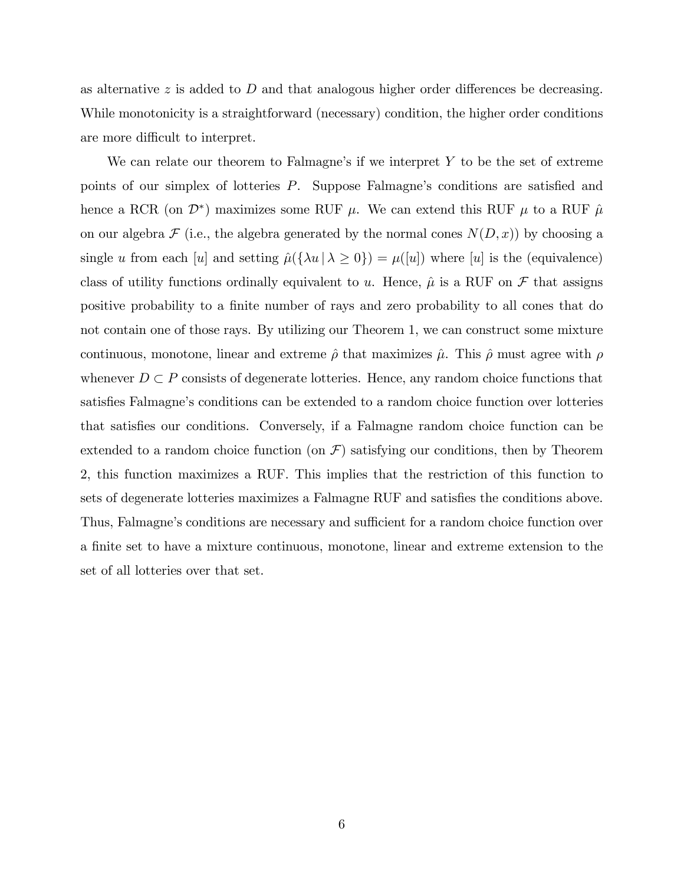as alternative $z$ is added to $D$ and that analogous higher order differences be decreasing. While monotonicity is a straightforward (necessary) condition, the higher order conditions are more difficult to interpret.

We can relate our theorem to Falmagne's if we interpret $Y$ to be the set of extreme points of our simplex of lotteries $P$. Suppose Falmagne's conditions are satisfied and hence a RCR (on $\mathcal{D}^*$) maximizes some RUF $\mu$. We can extend this RUF $\mu$ to a RUF $\hat{\mu}$ on our algebra $\mathcal{F}$ (i.e., the algebra generated by the normal cones $N(D, x)$) by choosing a single $u$ from each $[u]$ and setting $\hat{\mu}(\{\lambda u \mid \lambda \geq 0\}) = \mu([u])$ where $[u]$ is the (equivalence) class of utility functions ordinally equivalent to $u$. Hence, $\hat{\mu}$ is a RUF on $\mathcal{F}$ that assigns positive probability to a finite number of rays and zero probability to all cones that do not contain one of those rays. By utilizing our Theorem 1, we can construct some mixture continuous, monotone, linear and extreme $\hat{\rho}$ that maximizes $\hat{\mu}$. This $\hat{\rho}$ must agree with $\rho$ whenever $D \subset P$ consists of degenerate lotteries. Hence, any random choice functions that satisfies Falmagne's conditions can be extended to a random choice function over lotteries that satisfies our conditions. Conversely, if a Falmagne random choice function can be extended to a random choice function (on $\mathcal{F}$) satisfying our conditions, then by Theorem 2, this function maximizes a RUF. This implies that the restriction of this function to sets of degenerate lotteries maximizes a Falmagne RUF and satisfies the conditions above. Thus, Falmagne's conditions are necessary and sufficient for a random choice function over a finite set to have a mixture continuous, monotone, linear and extreme extension to the set of all lotteries over that set.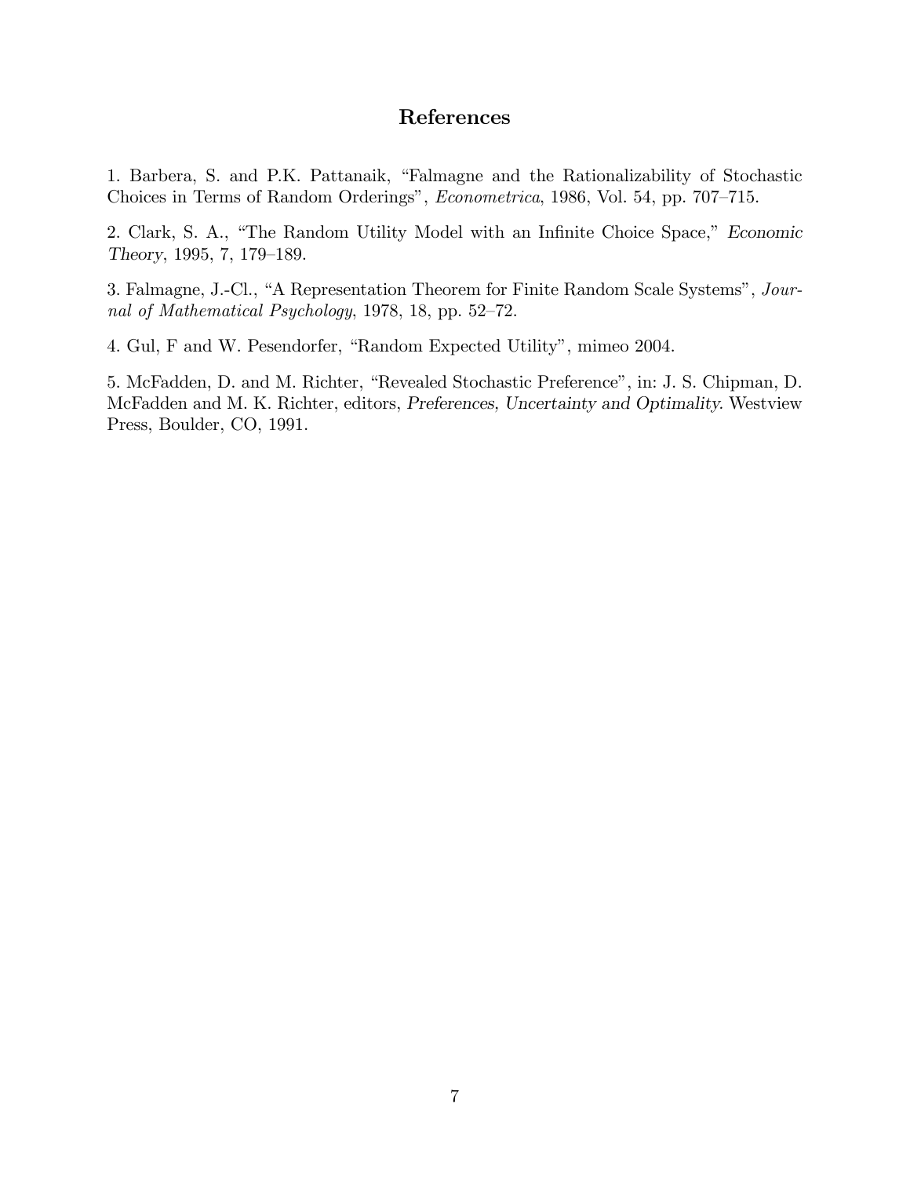## References

1. Barbera, S. and P.K. Pattanaik, "Falmagne and the Rationalizability of Stochastic Choices in Terms of Random Orderings", *Econometrica*, 1986, Vol. 54, pp. 707–715.

2. Clark, S. A., "The Random Utility Model with an Infinite Choice Space," *Economic Theory*, 1995, 7, 179–189.

3. Falmagne, J.-Cl., "A Representation Theorem for Finite Random Scale Systems", *Journal of Mathematical Psychology*, 1978, 18, pp. 52–72.

4. Gul, F and W. Pesendorfer, "Random Expected Utility", mimeo 2004.

5. McFadden, D. and M. Richter, "Revealed Stochastic Preference", in: J. S. Chipman, D. McFadden and M. K. Richter, editors, *Preferences, Uncertainty and Optimality*. Westview Press, Boulder, CO, 1991.